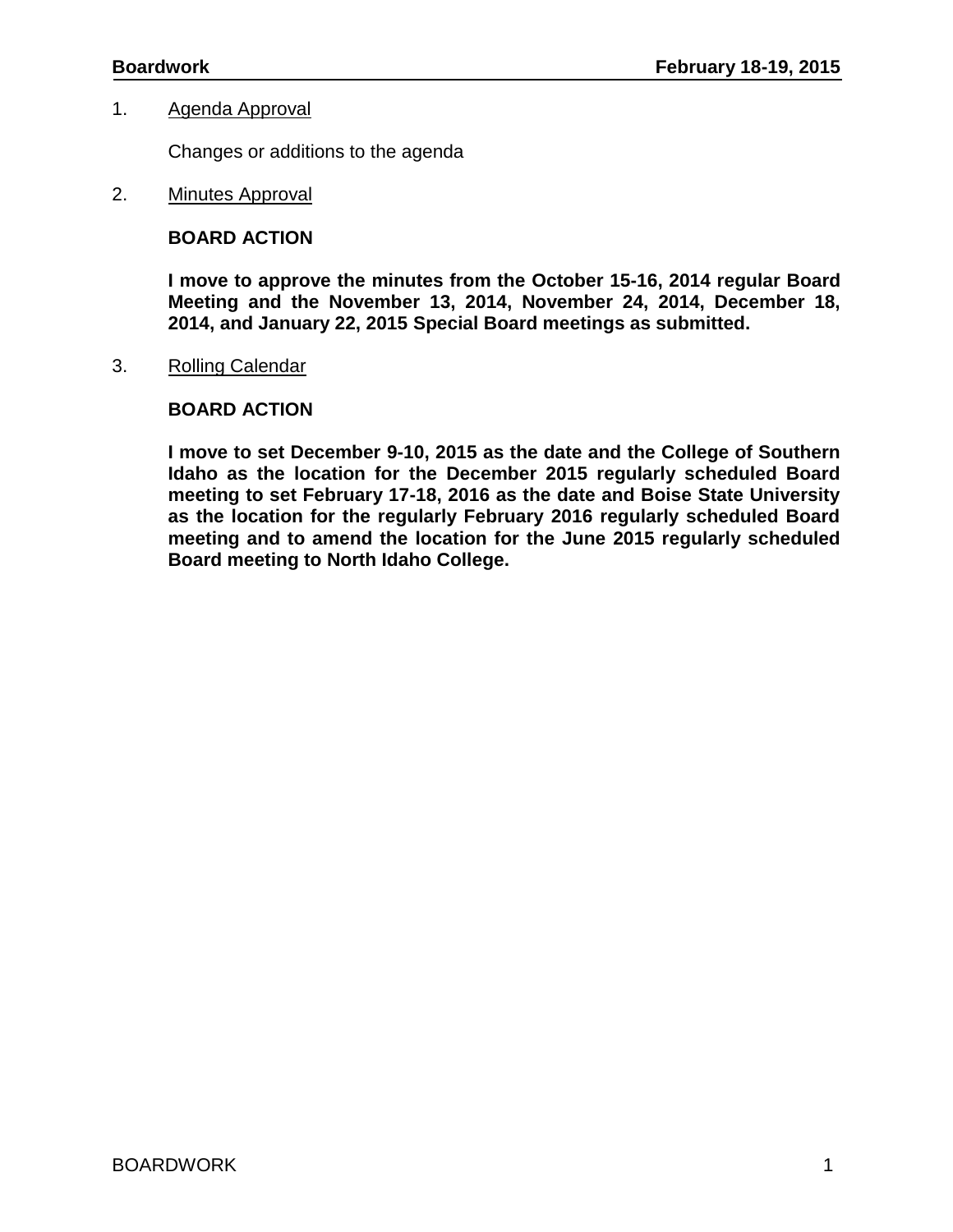1. Agenda Approval

   Changes or additions to the agenda

2. Minutes Approval

   **BOARD ACTION**

   **I move to approve the minutes from the October 15-16, 2014 regular Board Meeting and the November 13, 2014, November 24, 2014, December 18, 2014, and January 22, 2015 Special Board meetings as submitted.**

3. Rolling Calendar

   **BOARD ACTION**

   **I move to set December 9-10, 2015 as the date and the College of Southern Idaho as the location for the December 2015 regularly scheduled Board meeting to set February 17-18, 2016 as the date and Boise State University as the location for the regularly February 2016 regularly scheduled Board meeting and to amend the location for the June 2015 regularly scheduled Board meeting to North Idaho College.**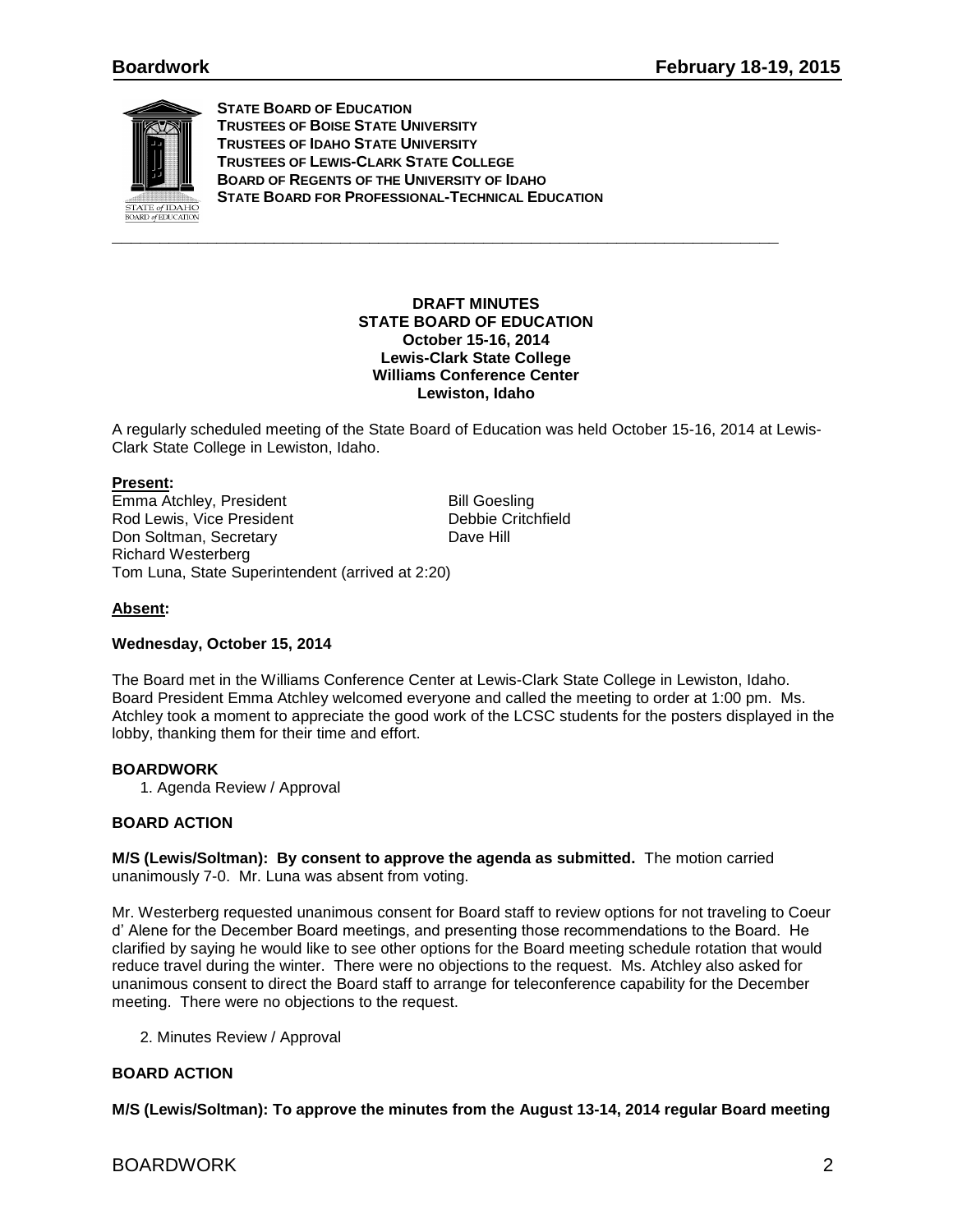**STATE BOARD OF EDUCATION**
**TRUSTEES OF BOISE STATE UNIVERSITY**
**TRUSTEES OF IDAHO STATE UNIVERSITY**
**TRUSTEES OF LEWIS-CLARK STATE COLLEGE**
**BOARD OF REGENTS OF THE UNIVERSITY OF IDAHO**
**STATE BOARD FOR PROFESSIONAL-TECHNICAL EDUCATION**

**DRAFT MINUTES**
**STATE BOARD OF EDUCATION**
**October 15-16, 2014**
**Lewis-Clark State College**
**Williams Conference Center**
**Lewiston, Idaho**

A regularly scheduled meeting of the State Board of Education was held October 15-16, 2014 at Lewis-Clark State College in Lewiston, Idaho.

**Present:**

Emma Atchley, President
Rod Lewis, Vice President
Don Soltman, Secretary
Richard Westerberg
Tom Luna, State Superintendent (arrived at 2:20)
Bill Goesling
Debbie Critchfield
Dave Hill

**Absent:**

**Wednesday, October 15, 2014**

The Board met in the Williams Conference Center at Lewis-Clark State College in Lewiston, Idaho. Board President Emma Atchley welcomed everyone and called the meeting to order at 1:00 pm. Ms. Atchley took a moment to appreciate the good work of the LCSC students for the posters displayed in the lobby, thanking them for their time and effort.

**BOARDWORK**

1. Agenda Review / Approval

**BOARD ACTION**

**M/S (Lewis/Soltman): By consent to approve the agenda as submitted.** The motion carried unanimously 7-0. Mr. Luna was absent from voting.

Mr. Westerberg requested unanimous consent for Board staff to review options for not traveling to Coeur d' Alene for the December Board meetings, and presenting those recommendations to the Board. He clarified by saying he would like to see other options for the Board meeting schedule rotation that would reduce travel during the winter. There were no objections to the request. Ms. Atchley also asked for unanimous consent to direct the Board staff to arrange for teleconference capability for the December meeting. There were no objections to the request.

2. Minutes Review / Approval

**BOARD ACTION**

**M/S (Lewis/Soltman): To approve the minutes from the August 13-14, 2014 regular Board meeting**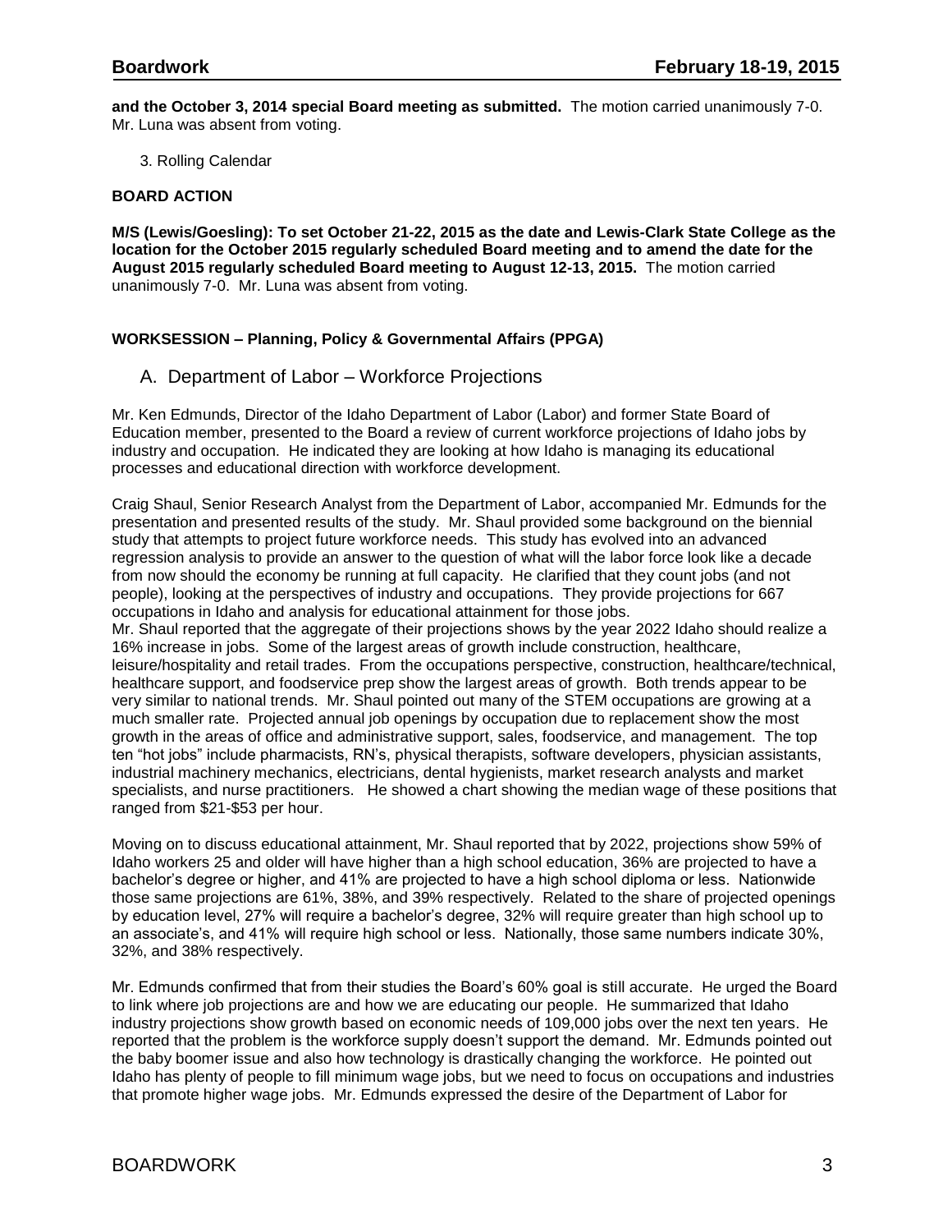**and the October 3, 2014 special Board meeting as submitted.** The motion carried unanimously 7-0. Mr. Luna was absent from voting.

3. Rolling Calendar

**BOARD ACTION**

**M/S (Lewis/Goesling): To set October 21-22, 2015 as the date and Lewis-Clark State College as the location for the October 2015 regularly scheduled Board meeting and to amend the date for the August 2015 regularly scheduled Board meeting to August 12-13, 2015.** The motion carried unanimously 7-0. Mr. Luna was absent from voting.

**WORKSESSION – Planning, Policy & Governmental Affairs (PPGA)**

## A. Department of Labor – Workforce Projections

Mr. Ken Edmunds, Director of the Idaho Department of Labor (Labor) and former State Board of Education member, presented to the Board a review of current workforce projections of Idaho jobs by industry and occupation. He indicated they are looking at how Idaho is managing its educational processes and educational direction with workforce development.

Craig Shaul, Senior Research Analyst from the Department of Labor, accompanied Mr. Edmunds for the presentation and presented results of the study. Mr. Shaul provided some background on the biennial study that attempts to project future workforce needs. This study has evolved into an advanced regression analysis to provide an answer to the question of what will the labor force look like a decade from now should the economy be running at full capacity. He clarified that they count jobs (and not people), looking at the perspectives of industry and occupations. They provide projections for 667 occupations in Idaho and analysis for educational attainment for those jobs.
Mr. Shaul reported that the aggregate of their projections shows by the year 2022 Idaho should realize a 16% increase in jobs. Some of the largest areas of growth include construction, healthcare, leisure/hospitality and retail trades. From the occupations perspective, construction, healthcare/technical, healthcare support, and foodservice prep show the largest areas of growth. Both trends appear to be very similar to national trends. Mr. Shaul pointed out many of the STEM occupations are growing at a much smaller rate. Projected annual job openings by occupation due to replacement show the most growth in the areas of office and administrative support, sales, foodservice, and management. The top ten "hot jobs" include pharmacists, RN's, physical therapists, software developers, physician assistants, industrial machinery mechanics, electricians, dental hygienists, market research analysts and market specialists, and nurse practitioners. He showed a chart showing the median wage of these positions that ranged from $21-$53 per hour.

Moving on to discuss educational attainment, Mr. Shaul reported that by 2022, projections show 59% of Idaho workers 25 and older will have higher than a high school education, 36% are projected to have a bachelor's degree or higher, and 41% are projected to have a high school diploma or less. Nationwide those same projections are 61%, 38%, and 39% respectively. Related to the share of projected openings by education level, 27% will require a bachelor's degree, 32% will require greater than high school up to an associate's, and 41% will require high school or less. Nationally, those same numbers indicate 30%, 32%, and 38% respectively.

Mr. Edmunds confirmed that from their studies the Board's 60% goal is still accurate. He urged the Board to link where job projections are and how we are educating our people. He summarized that Idaho industry projections show growth based on economic needs of 109,000 jobs over the next ten years. He reported that the problem is the workforce supply doesn't support the demand. Mr. Edmunds pointed out the baby boomer issue and also how technology is drastically changing the workforce. He pointed out Idaho has plenty of people to fill minimum wage jobs, but we need to focus on occupations and industries that promote higher wage jobs. Mr. Edmunds expressed the desire of the Department of Labor for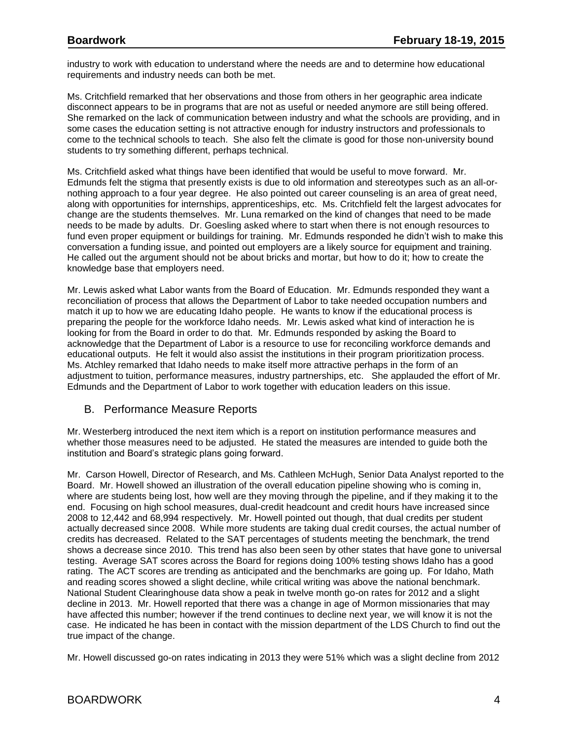industry to work with education to understand where the needs are and to determine how educational requirements and industry needs can both be met.

Ms. Critchfield remarked that her observations and those from others in her geographic area indicate disconnect appears to be in programs that are not as useful or needed anymore are still being offered. She remarked on the lack of communication between industry and what the schools are providing, and in some cases the education setting is not attractive enough for industry instructors and professionals to come to the technical schools to teach. She also felt the climate is good for those non-university bound students to try something different, perhaps technical.

Ms. Critchfield asked what things have been identified that would be useful to move forward. Mr. Edmunds felt the stigma that presently exists is due to old information and stereotypes such as an all-or-nothing approach to a four year degree. He also pointed out career counseling is an area of great need, along with opportunities for internships, apprenticeships, etc. Ms. Critchfield felt the largest advocates for change are the students themselves. Mr. Luna remarked on the kind of changes that need to be made needs to be made by adults. Dr. Goesling asked where to start when there is not enough resources to fund even proper equipment or buildings for training. Mr. Edmunds responded he didn't wish to make this conversation a funding issue, and pointed out employers are a likely source for equipment and training. He called out the argument should not be about bricks and mortar, but how to do it; how to create the knowledge base that employers need.

Mr. Lewis asked what Labor wants from the Board of Education. Mr. Edmunds responded they want a reconciliation of process that allows the Department of Labor to take needed occupation numbers and match it up to how we are educating Idaho people. He wants to know if the educational process is preparing the people for the workforce Idaho needs. Mr. Lewis asked what kind of interaction he is looking for from the Board in order to do that. Mr. Edmunds responded by asking the Board to acknowledge that the Department of Labor is a resource to use for reconciling workforce demands and educational outputs. He felt it would also assist the institutions in their program prioritization process. Ms. Atchley remarked that Idaho needs to make itself more attractive perhaps in the form of an adjustment to tuition, performance measures, industry partnerships, etc. She applauded the effort of Mr. Edmunds and the Department of Labor to work together with education leaders on this issue.

## B. Performance Measure Reports

Mr. Westerberg introduced the next item which is a report on institution performance measures and whether those measures need to be adjusted. He stated the measures are intended to guide both the institution and Board's strategic plans going forward.

Mr. Carson Howell, Director of Research, and Ms. Cathleen McHugh, Senior Data Analyst reported to the Board. Mr. Howell showed an illustration of the overall education pipeline showing who is coming in, where are students being lost, how well are they moving through the pipeline, and if they making it to the end. Focusing on high school measures, dual-credit headcount and credit hours have increased since 2008 to 12,442 and 68,994 respectively. Mr. Howell pointed out though, that dual credits per student actually decreased since 2008. While more students are taking dual credit courses, the actual number of credits has decreased. Related to the SAT percentages of students meeting the benchmark, the trend shows a decrease since 2010. This trend has also been seen by other states that have gone to universal testing. Average SAT scores across the Board for regions doing 100% testing shows Idaho has a good rating. The ACT scores are trending as anticipated and the benchmarks are going up. For Idaho, Math and reading scores showed a slight decline, while critical writing was above the national benchmark. National Student Clearinghouse data show a peak in twelve month go-on rates for 2012 and a slight decline in 2013. Mr. Howell reported that there was a change in age of Mormon missionaries that may have affected this number; however if the trend continues to decline next year, we will know it is not the case. He indicated he has been in contact with the mission department of the LDS Church to find out the true impact of the change.

Mr. Howell discussed go-on rates indicating in 2013 they were 51% which was a slight decline from 2012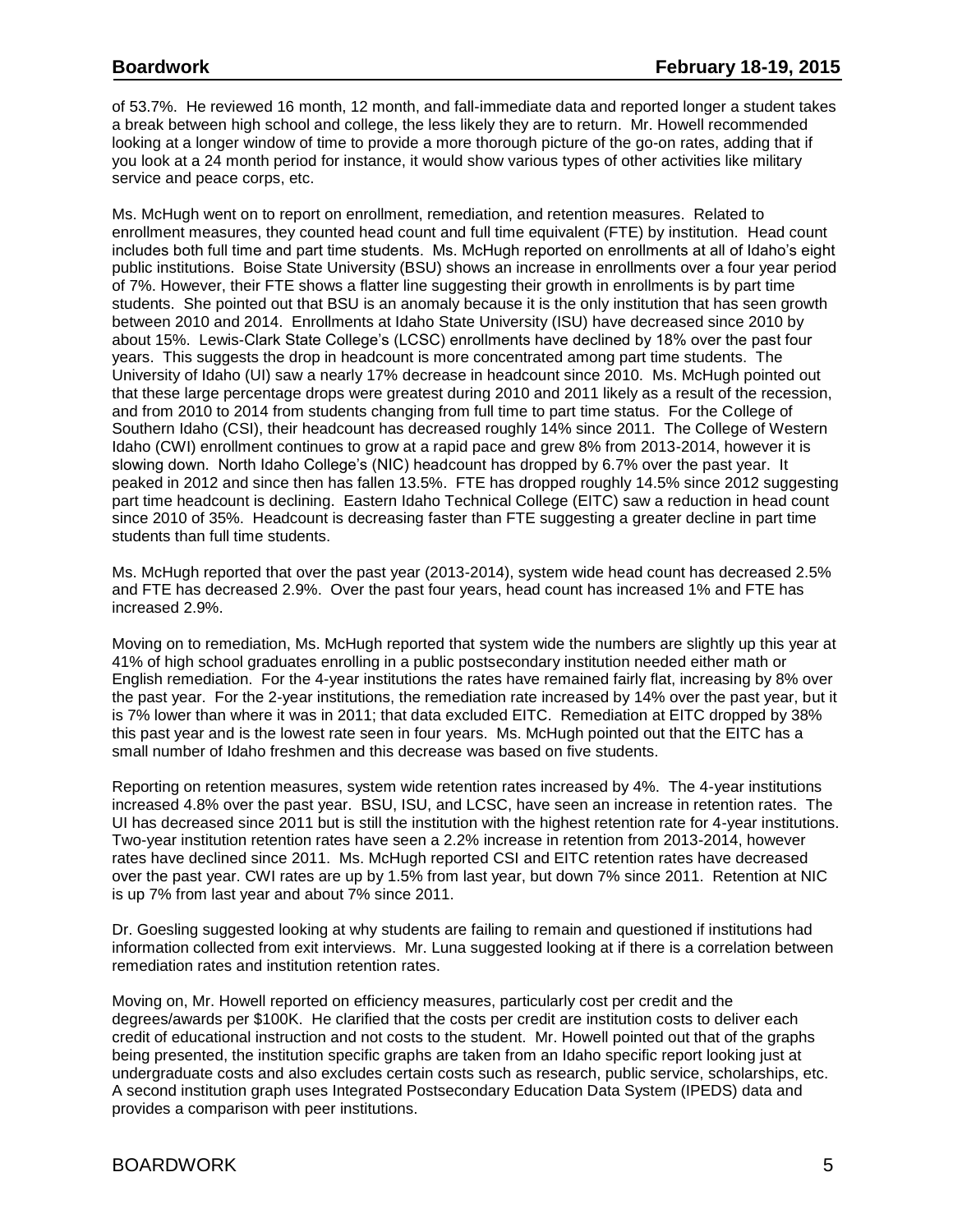of 53.7%. He reviewed 16 month, 12 month, and fall-immediate data and reported longer a student takes a break between high school and college, the less likely they are to return. Mr. Howell recommended looking at a longer window of time to provide a more thorough picture of the go-on rates, adding that if you look at a 24 month period for instance, it would show various types of other activities like military service and peace corps, etc.

Ms. McHugh went on to report on enrollment, remediation, and retention measures. Related to enrollment measures, they counted head count and full time equivalent (FTE) by institution. Head count includes both full time and part time students. Ms. McHugh reported on enrollments at all of Idaho's eight public institutions. Boise State University (BSU) shows an increase in enrollments over a four year period of 7%. However, their FTE shows a flatter line suggesting their growth in enrollments is by part time students. She pointed out that BSU is an anomaly because it is the only institution that has seen growth between 2010 and 2014. Enrollments at Idaho State University (ISU) have decreased since 2010 by about 15%. Lewis-Clark State College's (LCSC) enrollments have declined by 18% over the past four years. This suggests the drop in headcount is more concentrated among part time students. The University of Idaho (UI) saw a nearly 17% decrease in headcount since 2010. Ms. McHugh pointed out that these large percentage drops were greatest during 2010 and 2011 likely as a result of the recession, and from 2010 to 2014 from students changing from full time to part time status. For the College of Southern Idaho (CSI), their headcount has decreased roughly 14% since 2011. The College of Western Idaho (CWI) enrollment continues to grow at a rapid pace and grew 8% from 2013-2014, however it is slowing down. North Idaho College's (NIC) headcount has dropped by 6.7% over the past year. It peaked in 2012 and since then has fallen 13.5%. FTE has dropped roughly 14.5% since 2012 suggesting part time headcount is declining. Eastern Idaho Technical College (EITC) saw a reduction in head count since 2010 of 35%. Headcount is decreasing faster than FTE suggesting a greater decline in part time students than full time students.

Ms. McHugh reported that over the past year (2013-2014), system wide head count has decreased 2.5% and FTE has decreased 2.9%. Over the past four years, head count has increased 1% and FTE has increased 2.9%.

Moving on to remediation, Ms. McHugh reported that system wide the numbers are slightly up this year at 41% of high school graduates enrolling in a public postsecondary institution needed either math or English remediation. For the 4-year institutions the rates have remained fairly flat, increasing by 8% over the past year. For the 2-year institutions, the remediation rate increased by 14% over the past year, but it is 7% lower than where it was in 2011; that data excluded EITC. Remediation at EITC dropped by 38% this past year and is the lowest rate seen in four years. Ms. McHugh pointed out that the EITC has a small number of Idaho freshmen and this decrease was based on five students.

Reporting on retention measures, system wide retention rates increased by 4%. The 4-year institutions increased 4.8% over the past year. BSU, ISU, and LCSC, have seen an increase in retention rates. The UI has decreased since 2011 but is still the institution with the highest retention rate for 4-year institutions. Two-year institution retention rates have seen a 2.2% increase in retention from 2013-2014, however rates have declined since 2011. Ms. McHugh reported CSI and EITC retention rates have decreased over the past year. CWI rates are up by 1.5% from last year, but down 7% since 2011. Retention at NIC is up 7% from last year and about 7% since 2011.

Dr. Goesling suggested looking at why students are failing to remain and questioned if institutions had information collected from exit interviews. Mr. Luna suggested looking at if there is a correlation between remediation rates and institution retention rates.

Moving on, Mr. Howell reported on efficiency measures, particularly cost per credit and the degrees/awards per $100K. He clarified that the costs per credit are institution costs to deliver each credit of educational instruction and not costs to the student. Mr. Howell pointed out that of the graphs being presented, the institution specific graphs are taken from an Idaho specific report looking just at undergraduate costs and also excludes certain costs such as research, public service, scholarships, etc. A second institution graph uses Integrated Postsecondary Education Data System (IPEDS) data and provides a comparison with peer institutions.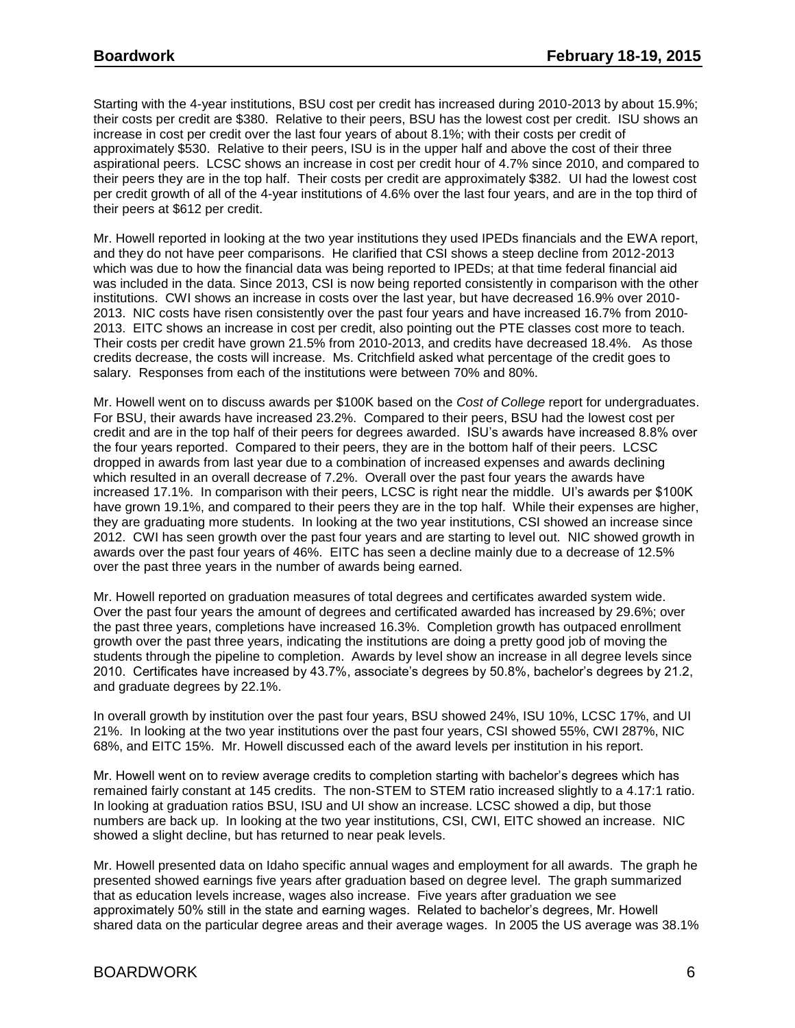Starting with the 4-year institutions, BSU cost per credit has increased during 2010-2013 by about 15.9%; their costs per credit are $380. Relative to their peers, BSU has the lowest cost per credit. ISU shows an increase in cost per credit over the last four years of about 8.1%; with their costs per credit of approximately $530. Relative to their peers, ISU is in the upper half and above the cost of their three aspirational peers. LCSC shows an increase in cost per credit hour of 4.7% since 2010, and compared to their peers they are in the top half. Their costs per credit are approximately $382. UI had the lowest cost per credit growth of all of the 4-year institutions of 4.6% over the last four years, and are in the top third of their peers at $612 per credit.

Mr. Howell reported in looking at the two year institutions they used IPEDs financials and the EWA report, and they do not have peer comparisons. He clarified that CSI shows a steep decline from 2012-2013 which was due to how the financial data was being reported to IPEDs; at that time federal financial aid was included in the data. Since 2013, CSI is now being reported consistently in comparison with the other institutions. CWI shows an increase in costs over the last year, but have decreased 16.9% over 2010-2013. NIC costs have risen consistently over the past four years and have increased 16.7% from 2010-2013. EITC shows an increase in cost per credit, also pointing out the PTE classes cost more to teach. Their costs per credit have grown 21.5% from 2010-2013, and credits have decreased 18.4%. As those credits decrease, the costs will increase. Ms. Critchfield asked what percentage of the credit goes to salary. Responses from each of the institutions were between 70% and 80%.

Mr. Howell went on to discuss awards per $100K based on the *Cost of College* report for undergraduates. For BSU, their awards have increased 23.2%. Compared to their peers, BSU had the lowest cost per credit and are in the top half of their peers for degrees awarded. ISU's awards have increased 8.8% over the four years reported. Compared to their peers, they are in the bottom half of their peers. LCSC dropped in awards from last year due to a combination of increased expenses and awards declining which resulted in an overall decrease of 7.2%. Overall over the past four years the awards have increased 17.1%. In comparison with their peers, LCSC is right near the middle. UI's awards per $100K have grown 19.1%, and compared to their peers they are in the top half. While their expenses are higher, they are graduating more students. In looking at the two year institutions, CSI showed an increase since 2012. CWI has seen growth over the past four years and are starting to level out. NIC showed growth in awards over the past four years of 46%. EITC has seen a decline mainly due to a decrease of 12.5% over the past three years in the number of awards being earned.

Mr. Howell reported on graduation measures of total degrees and certificates awarded system wide. Over the past four years the amount of degrees and certificated awarded has increased by 29.6%; over the past three years, completions have increased 16.3%. Completion growth has outpaced enrollment growth over the past three years, indicating the institutions are doing a pretty good job of moving the students through the pipeline to completion. Awards by level show an increase in all degree levels since 2010. Certificates have increased by 43.7%, associate's degrees by 50.8%, bachelor's degrees by 21.2, and graduate degrees by 22.1%.

In overall growth by institution over the past four years, BSU showed 24%, ISU 10%, LCSC 17%, and UI 21%. In looking at the two year institutions over the past four years, CSI showed 55%, CWI 287%, NIC 68%, and EITC 15%. Mr. Howell discussed each of the award levels per institution in his report.

Mr. Howell went on to review average credits to completion starting with bachelor's degrees which has remained fairly constant at 145 credits. The non-STEM to STEM ratio increased slightly to a 4.17:1 ratio. In looking at graduation ratios BSU, ISU and UI show an increase. LCSC showed a dip, but those numbers are back up. In looking at the two year institutions, CSI, CWI, EITC showed an increase. NIC showed a slight decline, but has returned to near peak levels.

Mr. Howell presented data on Idaho specific annual wages and employment for all awards. The graph he presented showed earnings five years after graduation based on degree level. The graph summarized that as education levels increase, wages also increase. Five years after graduation we see approximately 50% still in the state and earning wages. Related to bachelor's degrees, Mr. Howell shared data on the particular degree areas and their average wages. In 2005 the US average was 38.1%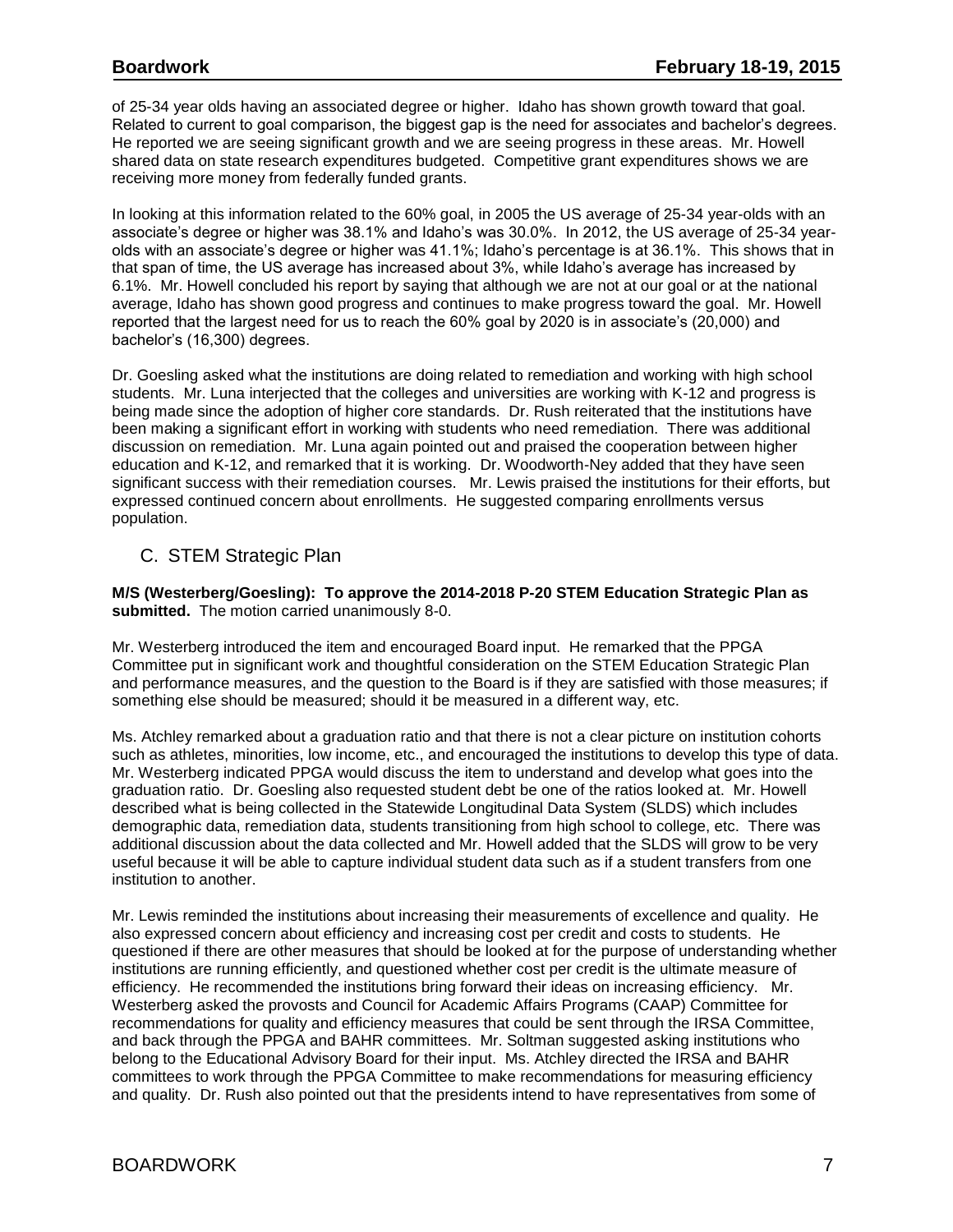of 25-34 year olds having an associated degree or higher. Idaho has shown growth toward that goal. Related to current to goal comparison, the biggest gap is the need for associates and bachelor's degrees. He reported we are seeing significant growth and we are seeing progress in these areas. Mr. Howell shared data on state research expenditures budgeted. Competitive grant expenditures shows we are receiving more money from federally funded grants.

In looking at this information related to the 60% goal, in 2005 the US average of 25-34 year-olds with an associate's degree or higher was 38.1% and Idaho's was 30.0%. In 2012, the US average of 25-34 year-olds with an associate's degree or higher was 41.1%; Idaho's percentage is at 36.1%. This shows that in that span of time, the US average has increased about 3%, while Idaho's average has increased by 6.1%. Mr. Howell concluded his report by saying that although we are not at our goal or at the national average, Idaho has shown good progress and continues to make progress toward the goal. Mr. Howell reported that the largest need for us to reach the 60% goal by 2020 is in associate's (20,000) and bachelor's (16,300) degrees.

Dr. Goesling asked what the institutions are doing related to remediation and working with high school students. Mr. Luna interjected that the colleges and universities are working with K-12 and progress is being made since the adoption of higher core standards. Dr. Rush reiterated that the institutions have been making a significant effort in working with students who need remediation. There was additional discussion on remediation. Mr. Luna again pointed out and praised the cooperation between higher education and K-12, and remarked that it is working. Dr. Woodworth-Ney added that they have seen significant success with their remediation courses. Mr. Lewis praised the institutions for their efforts, but expressed continued concern about enrollments. He suggested comparing enrollments versus population.

## C. STEM Strategic Plan

**M/S (Westerberg/Goesling): To approve the 2014-2018 P-20 STEM Education Strategic Plan as submitted.** The motion carried unanimously 8-0.

Mr. Westerberg introduced the item and encouraged Board input. He remarked that the PPGA Committee put in significant work and thoughtful consideration on the STEM Education Strategic Plan and performance measures, and the question to the Board is if they are satisfied with those measures; if something else should be measured; should it be measured in a different way, etc.

Ms. Atchley remarked about a graduation ratio and that there is not a clear picture on institution cohorts such as athletes, minorities, low income, etc., and encouraged the institutions to develop this type of data. Mr. Westerberg indicated PPGA would discuss the item to understand and develop what goes into the graduation ratio. Dr. Goesling also requested student debt be one of the ratios looked at. Mr. Howell described what is being collected in the Statewide Longitudinal Data System (SLDS) which includes demographic data, remediation data, students transitioning from high school to college, etc. There was additional discussion about the data collected and Mr. Howell added that the SLDS will grow to be very useful because it will be able to capture individual student data such as if a student transfers from one institution to another.

Mr. Lewis reminded the institutions about increasing their measurements of excellence and quality. He also expressed concern about efficiency and increasing cost per credit and costs to students. He questioned if there are other measures that should be looked at for the purpose of understanding whether institutions are running efficiently, and questioned whether cost per credit is the ultimate measure of efficiency. He recommended the institutions bring forward their ideas on increasing efficiency. Mr. Westerberg asked the provosts and Council for Academic Affairs Programs (CAAP) Committee for recommendations for quality and efficiency measures that could be sent through the IRSA Committee, and back through the PPGA and BAHR committees. Mr. Soltman suggested asking institutions who belong to the Educational Advisory Board for their input. Ms. Atchley directed the IRSA and BAHR committees to work through the PPGA Committee to make recommendations for measuring efficiency and quality. Dr. Rush also pointed out that the presidents intend to have representatives from some of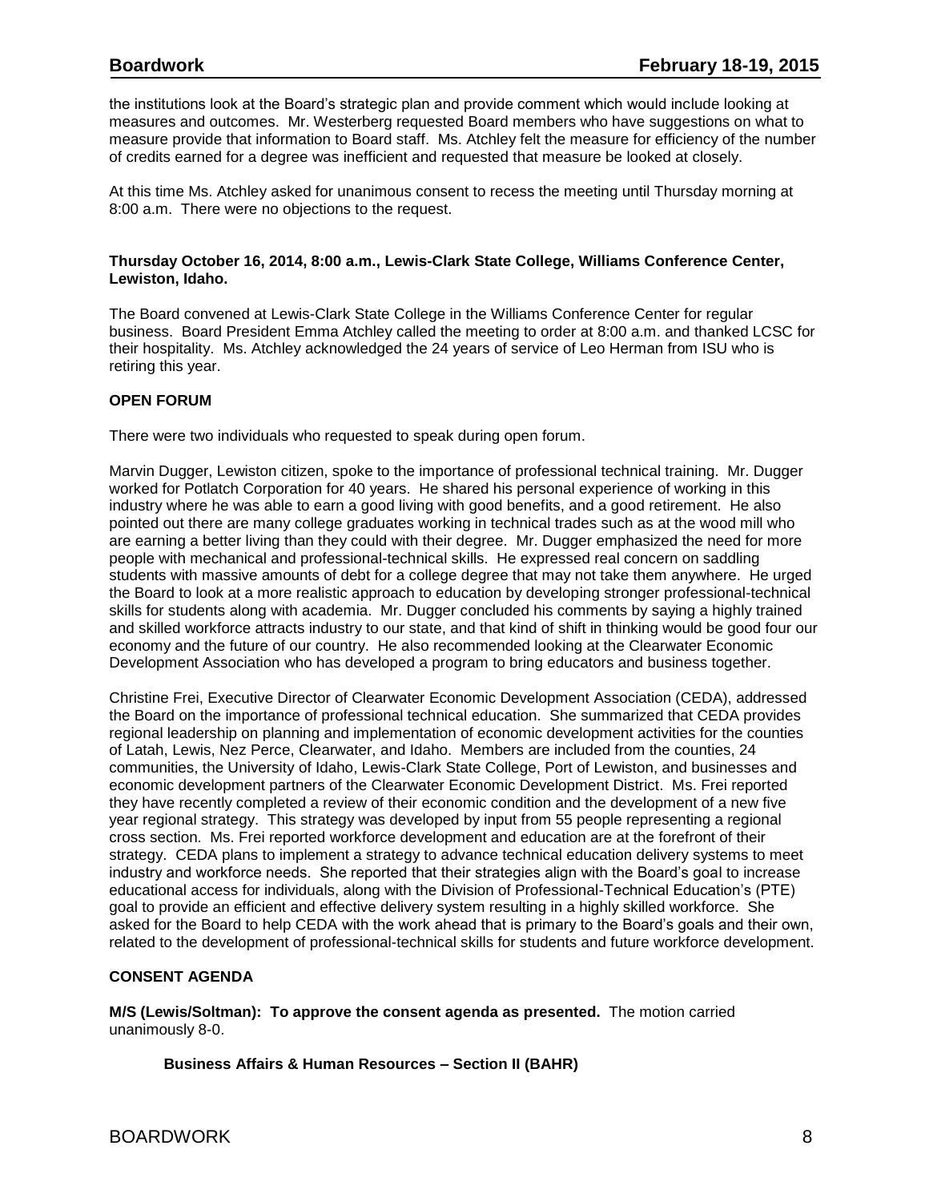the institutions look at the Board's strategic plan and provide comment which would include looking at measures and outcomes. Mr. Westerberg requested Board members who have suggestions on what to measure provide that information to Board staff. Ms. Atchley felt the measure for efficiency of the number of credits earned for a degree was inefficient and requested that measure be looked at closely.

At this time Ms. Atchley asked for unanimous consent to recess the meeting until Thursday morning at 8:00 a.m. There were no objections to the request.

**Thursday October 16, 2014, 8:00 a.m., Lewis-Clark State College, Williams Conference Center, Lewiston, Idaho.**

The Board convened at Lewis-Clark State College in the Williams Conference Center for regular business. Board President Emma Atchley called the meeting to order at 8:00 a.m. and thanked LCSC for their hospitality. Ms. Atchley acknowledged the 24 years of service of Leo Herman from ISU who is retiring this year.

**OPEN FORUM**

There were two individuals who requested to speak during open forum.

Marvin Dugger, Lewiston citizen, spoke to the importance of professional technical training. Mr. Dugger worked for Potlatch Corporation for 40 years. He shared his personal experience of working in this industry where he was able to earn a good living with good benefits, and a good retirement. He also pointed out there are many college graduates working in technical trades such as at the wood mill who are earning a better living than they could with their degree. Mr. Dugger emphasized the need for more people with mechanical and professional-technical skills. He expressed real concern on saddling students with massive amounts of debt for a college degree that may not take them anywhere. He urged the Board to look at a more realistic approach to education by developing stronger professional-technical skills for students along with academia. Mr. Dugger concluded his comments by saying a highly trained and skilled workforce attracts industry to our state, and that kind of shift in thinking would be good four our economy and the future of our country. He also recommended looking at the Clearwater Economic Development Association who has developed a program to bring educators and business together.

Christine Frei, Executive Director of Clearwater Economic Development Association (CEDA), addressed the Board on the importance of professional technical education. She summarized that CEDA provides regional leadership on planning and implementation of economic development activities for the counties of Latah, Lewis, Nez Perce, Clearwater, and Idaho. Members are included from the counties, 24 communities, the University of Idaho, Lewis-Clark State College, Port of Lewiston, and businesses and economic development partners of the Clearwater Economic Development District. Ms. Frei reported they have recently completed a review of their economic condition and the development of a new five year regional strategy. This strategy was developed by input from 55 people representing a regional cross section. Ms. Frei reported workforce development and education are at the forefront of their strategy. CEDA plans to implement a strategy to advance technical education delivery systems to meet industry and workforce needs. She reported that their strategies align with the Board's goal to increase educational access for individuals, along with the Division of Professional-Technical Education's (PTE) goal to provide an efficient and effective delivery system resulting in a highly skilled workforce. She asked for the Board to help CEDA with the work ahead that is primary to the Board's goals and their own, related to the development of professional-technical skills for students and future workforce development.

**CONSENT AGENDA**

**M/S (Lewis/Soltman): To approve the consent agenda as presented.** The motion carried unanimously 8-0.

**Business Affairs & Human Resources – Section II (BAHR)**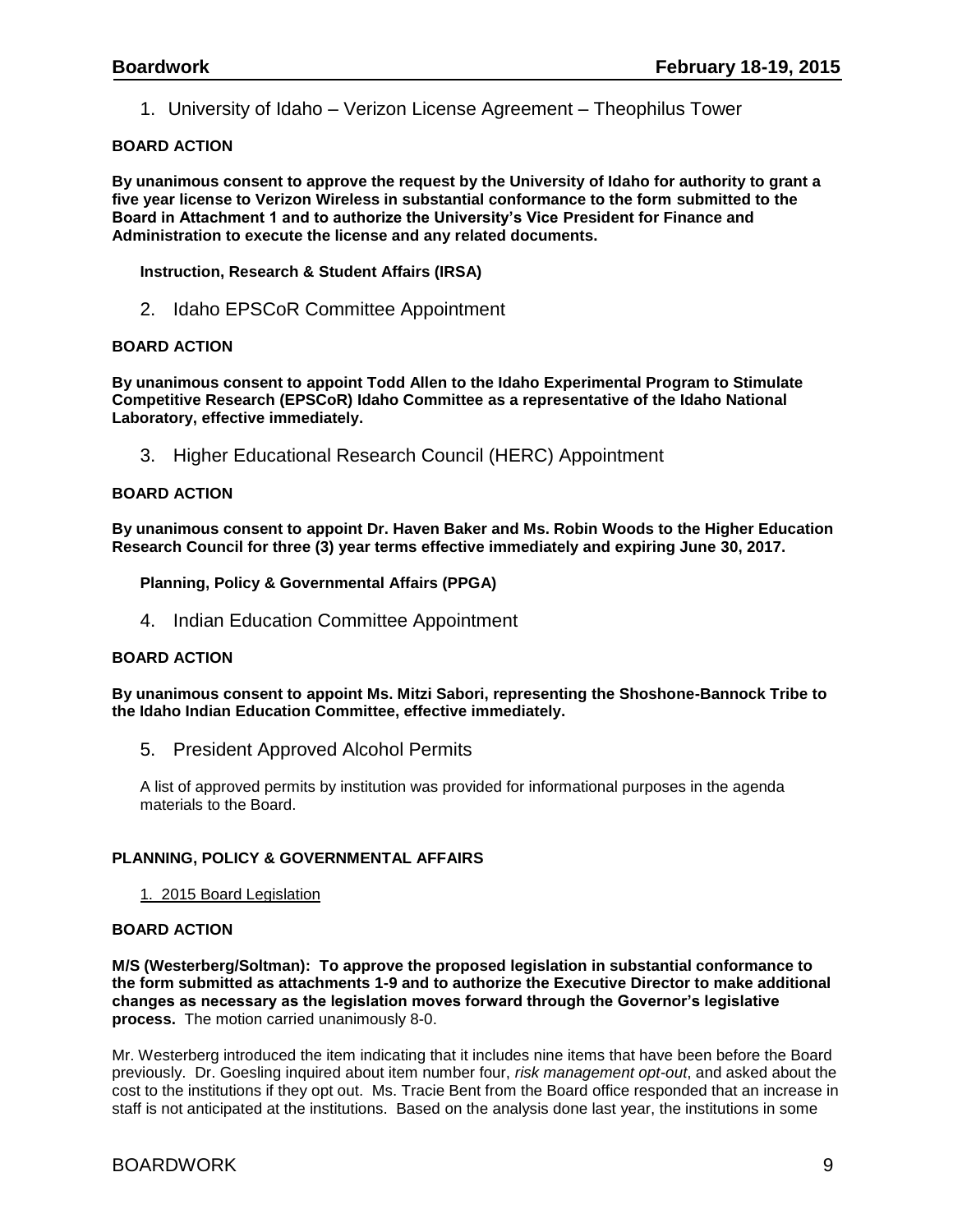1. University of Idaho – Verizon License Agreement – Theophilus Tower

**BOARD ACTION**

**By unanimous consent to approve the request by the University of Idaho for authority to grant a five year license to Verizon Wireless in substantial conformance to the form submitted to the Board in Attachment 1 and to authorize the University's Vice President for Finance and Administration to execute the license and any related documents.**

**Instruction, Research & Student Affairs (IRSA)**

2. Idaho EPSCoR Committee Appointment

**BOARD ACTION**

**By unanimous consent to appoint Todd Allen to the Idaho Experimental Program to Stimulate Competitive Research (EPSCoR) Idaho Committee as a representative of the Idaho National Laboratory, effective immediately.**

3. Higher Educational Research Council (HERC) Appointment

**BOARD ACTION**

**By unanimous consent to appoint Dr. Haven Baker and Ms. Robin Woods to the Higher Education Research Council for three (3) year terms effective immediately and expiring June 30, 2017.**

**Planning, Policy & Governmental Affairs (PPGA)**

4. Indian Education Committee Appointment

**BOARD ACTION**

**By unanimous consent to appoint Ms. Mitzi Sabori, representing the Shoshone-Bannock Tribe to the Idaho Indian Education Committee, effective immediately.**

5. President Approved Alcohol Permits

A list of approved permits by institution was provided for informational purposes in the agenda materials to the Board.

**PLANNING, POLICY & GOVERNMENTAL AFFAIRS**

1. 2015 Board Legislation

**BOARD ACTION**

**M/S (Westerberg/Soltman): To approve the proposed legislation in substantial conformance to the form submitted as attachments 1-9 and to authorize the Executive Director to make additional changes as necessary as the legislation moves forward through the Governor's legislative process.** The motion carried unanimously 8-0.

Mr. Westerberg introduced the item indicating that it includes nine items that have been before the Board previously. Dr. Goesling inquired about item number four, *risk management opt-out*, and asked about the cost to the institutions if they opt out. Ms. Tracie Bent from the Board office responded that an increase in staff is not anticipated at the institutions. Based on the analysis done last year, the institutions in some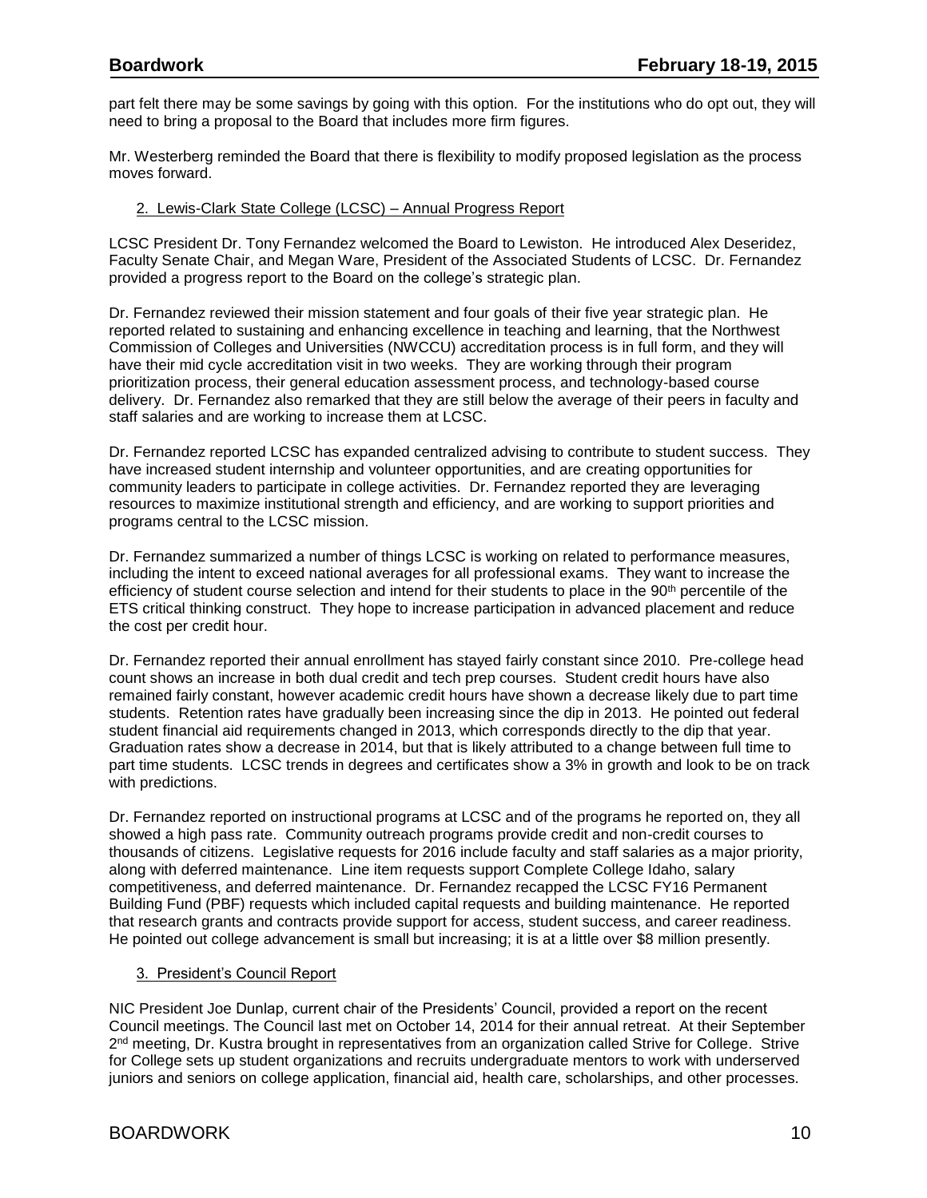part felt there may be some savings by going with this option. For the institutions who do opt out, they will need to bring a proposal to the Board that includes more firm figures.

Mr. Westerberg reminded the Board that there is flexibility to modify proposed legislation as the process moves forward.

2. Lewis-Clark State College (LCSC) – Annual Progress Report

LCSC President Dr. Tony Fernandez welcomed the Board to Lewiston. He introduced Alex Deseridez, Faculty Senate Chair, and Megan Ware, President of the Associated Students of LCSC. Dr. Fernandez provided a progress report to the Board on the college's strategic plan.

Dr. Fernandez reviewed their mission statement and four goals of their five year strategic plan. He reported related to sustaining and enhancing excellence in teaching and learning, that the Northwest Commission of Colleges and Universities (NWCCU) accreditation process is in full form, and they will have their mid cycle accreditation visit in two weeks. They are working through their program prioritization process, their general education assessment process, and technology-based course delivery. Dr. Fernandez also remarked that they are still below the average of their peers in faculty and staff salaries and are working to increase them at LCSC.

Dr. Fernandez reported LCSC has expanded centralized advising to contribute to student success. They have increased student internship and volunteer opportunities, and are creating opportunities for community leaders to participate in college activities. Dr. Fernandez reported they are leveraging resources to maximize institutional strength and efficiency, and are working to support priorities and programs central to the LCSC mission.

Dr. Fernandez summarized a number of things LCSC is working on related to performance measures, including the intent to exceed national averages for all professional exams. They want to increase the efficiency of student course selection and intend for their students to place in the 90th percentile of the ETS critical thinking construct. They hope to increase participation in advanced placement and reduce the cost per credit hour.

Dr. Fernandez reported their annual enrollment has stayed fairly constant since 2010. Pre-college head count shows an increase in both dual credit and tech prep courses. Student credit hours have also remained fairly constant, however academic credit hours have shown a decrease likely due to part time students. Retention rates have gradually been increasing since the dip in 2013. He pointed out federal student financial aid requirements changed in 2013, which corresponds directly to the dip that year. Graduation rates show a decrease in 2014, but that is likely attributed to a change between full time to part time students. LCSC trends in degrees and certificates show a 3% in growth and look to be on track with predictions.

Dr. Fernandez reported on instructional programs at LCSC and of the programs he reported on, they all showed a high pass rate. Community outreach programs provide credit and non-credit courses to thousands of citizens. Legislative requests for 2016 include faculty and staff salaries as a major priority, along with deferred maintenance. Line item requests support Complete College Idaho, salary competitiveness, and deferred maintenance. Dr. Fernandez recapped the LCSC FY16 Permanent Building Fund (PBF) requests which included capital requests and building maintenance. He reported that research grants and contracts provide support for access, student success, and career readiness. He pointed out college advancement is small but increasing; it is at a little over $8 million presently.

3. President's Council Report

NIC President Joe Dunlap, current chair of the Presidents' Council, provided a report on the recent Council meetings. The Council last met on October 14, 2014 for their annual retreat. At their September 2nd meeting, Dr. Kustra brought in representatives from an organization called Strive for College. Strive for College sets up student organizations and recruits undergraduate mentors to work with underserved juniors and seniors on college application, financial aid, health care, scholarships, and other processes.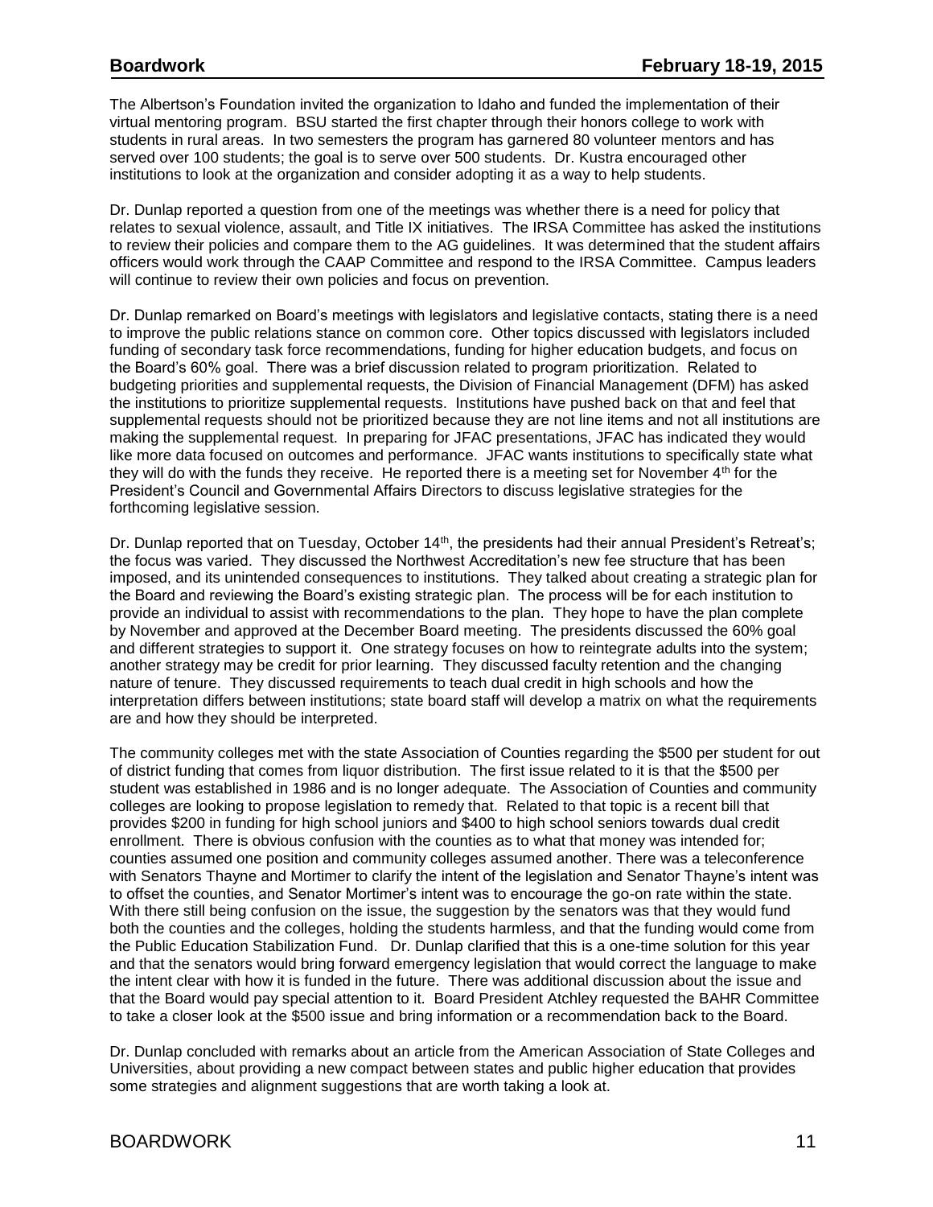The Albertson's Foundation invited the organization to Idaho and funded the implementation of their virtual mentoring program. BSU started the first chapter through their honors college to work with students in rural areas. In two semesters the program has garnered 80 volunteer mentors and has served over 100 students; the goal is to serve over 500 students. Dr. Kustra encouraged other institutions to look at the organization and consider adopting it as a way to help students.

Dr. Dunlap reported a question from one of the meetings was whether there is a need for policy that relates to sexual violence, assault, and Title IX initiatives. The IRSA Committee has asked the institutions to review their policies and compare them to the AG guidelines. It was determined that the student affairs officers would work through the CAAP Committee and respond to the IRSA Committee. Campus leaders will continue to review their own policies and focus on prevention.

Dr. Dunlap remarked on Board's meetings with legislators and legislative contacts, stating there is a need to improve the public relations stance on common core. Other topics discussed with legislators included funding of secondary task force recommendations, funding for higher education budgets, and focus on the Board's 60% goal. There was a brief discussion related to program prioritization. Related to budgeting priorities and supplemental requests, the Division of Financial Management (DFM) has asked the institutions to prioritize supplemental requests. Institutions have pushed back on that and feel that supplemental requests should not be prioritized because they are not line items and not all institutions are making the supplemental request. In preparing for JFAC presentations, JFAC has indicated they would like more data focused on outcomes and performance. JFAC wants institutions to specifically state what they will do with the funds they receive. He reported there is a meeting set for November 4th for the President's Council and Governmental Affairs Directors to discuss legislative strategies for the forthcoming legislative session.

Dr. Dunlap reported that on Tuesday, October 14th, the presidents had their annual President's Retreat's; the focus was varied. They discussed the Northwest Accreditation's new fee structure that has been imposed, and its unintended consequences to institutions. They talked about creating a strategic plan for the Board and reviewing the Board's existing strategic plan. The process will be for each institution to provide an individual to assist with recommendations to the plan. They hope to have the plan complete by November and approved at the December Board meeting. The presidents discussed the 60% goal and different strategies to support it. One strategy focuses on how to reintegrate adults into the system; another strategy may be credit for prior learning. They discussed faculty retention and the changing nature of tenure. They discussed requirements to teach dual credit in high schools and how the interpretation differs between institutions; state board staff will develop a matrix on what the requirements are and how they should be interpreted.

The community colleges met with the state Association of Counties regarding the $500 per student for out of district funding that comes from liquor distribution. The first issue related to it is that the $500 per student was established in 1986 and is no longer adequate. The Association of Counties and community colleges are looking to propose legislation to remedy that. Related to that topic is a recent bill that provides $200 in funding for high school juniors and $400 to high school seniors towards dual credit enrollment. There is obvious confusion with the counties as to what that money was intended for; counties assumed one position and community colleges assumed another. There was a teleconference with Senators Thayne and Mortimer to clarify the intent of the legislation and Senator Thayne's intent was to offset the counties, and Senator Mortimer's intent was to encourage the go-on rate within the state. With there still being confusion on the issue, the suggestion by the senators was that they would fund both the counties and the colleges, holding the students harmless, and that the funding would come from the Public Education Stabilization Fund. Dr. Dunlap clarified that this is a one-time solution for this year and that the senators would bring forward emergency legislation that would correct the language to make the intent clear with how it is funded in the future. There was additional discussion about the issue and that the Board would pay special attention to it. Board President Atchley requested the BAHR Committee to take a closer look at the $500 issue and bring information or a recommendation back to the Board.

Dr. Dunlap concluded with remarks about an article from the American Association of State Colleges and Universities, about providing a new compact between states and public higher education that provides some strategies and alignment suggestions that are worth taking a look at.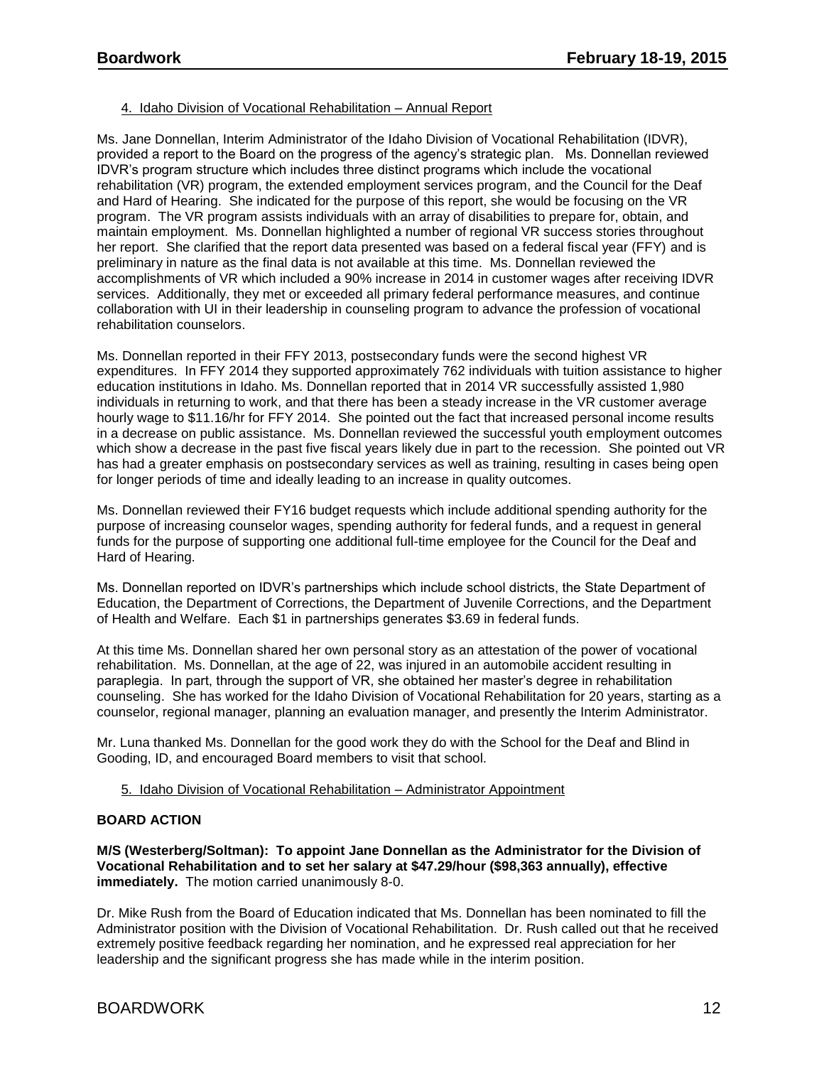4. Idaho Division of Vocational Rehabilitation – Annual Report

Ms. Jane Donnellan, Interim Administrator of the Idaho Division of Vocational Rehabilitation (IDVR), provided a report to the Board on the progress of the agency's strategic plan. Ms. Donnellan reviewed IDVR's program structure which includes three distinct programs which include the vocational rehabilitation (VR) program, the extended employment services program, and the Council for the Deaf and Hard of Hearing. She indicated for the purpose of this report, she would be focusing on the VR program. The VR program assists individuals with an array of disabilities to prepare for, obtain, and maintain employment. Ms. Donnellan highlighted a number of regional VR success stories throughout her report. She clarified that the report data presented was based on a federal fiscal year (FFY) and is preliminary in nature as the final data is not available at this time. Ms. Donnellan reviewed the accomplishments of VR which included a 90% increase in 2014 in customer wages after receiving IDVR services. Additionally, they met or exceeded all primary federal performance measures, and continue collaboration with UI in their leadership in counseling program to advance the profession of vocational rehabilitation counselors.

Ms. Donnellan reported in their FFY 2013, postsecondary funds were the second highest VR expenditures. In FFY 2014 they supported approximately 762 individuals with tuition assistance to higher education institutions in Idaho. Ms. Donnellan reported that in 2014 VR successfully assisted 1,980 individuals in returning to work, and that there has been a steady increase in the VR customer average hourly wage to $11.16/hr for FFY 2014. She pointed out the fact that increased personal income results in a decrease on public assistance. Ms. Donnellan reviewed the successful youth employment outcomes which show a decrease in the past five fiscal years likely due in part to the recession. She pointed out VR has had a greater emphasis on postsecondary services as well as training, resulting in cases being open for longer periods of time and ideally leading to an increase in quality outcomes.

Ms. Donnellan reviewed their FY16 budget requests which include additional spending authority for the purpose of increasing counselor wages, spending authority for federal funds, and a request in general funds for the purpose of supporting one additional full-time employee for the Council for the Deaf and Hard of Hearing.

Ms. Donnellan reported on IDVR's partnerships which include school districts, the State Department of Education, the Department of Corrections, the Department of Juvenile Corrections, and the Department of Health and Welfare. Each $1 in partnerships generates $3.69 in federal funds.

At this time Ms. Donnellan shared her own personal story as an attestation of the power of vocational rehabilitation. Ms. Donnellan, at the age of 22, was injured in an automobile accident resulting in paraplegia. In part, through the support of VR, she obtained her master's degree in rehabilitation counseling. She has worked for the Idaho Division of Vocational Rehabilitation for 20 years, starting as a counselor, regional manager, planning an evaluation manager, and presently the Interim Administrator.

Mr. Luna thanked Ms. Donnellan for the good work they do with the School for the Deaf and Blind in Gooding, ID, and encouraged Board members to visit that school.

5. Idaho Division of Vocational Rehabilitation – Administrator Appointment

**BOARD ACTION**

**M/S (Westerberg/Soltman): To appoint Jane Donnellan as the Administrator for the Division of Vocational Rehabilitation and to set her salary at $47.29/hour ($98,363 annually), effective immediately.** The motion carried unanimously 8-0.

Dr. Mike Rush from the Board of Education indicated that Ms. Donnellan has been nominated to fill the Administrator position with the Division of Vocational Rehabilitation. Dr. Rush called out that he received extremely positive feedback regarding her nomination, and he expressed real appreciation for her leadership and the significant progress she has made while in the interim position.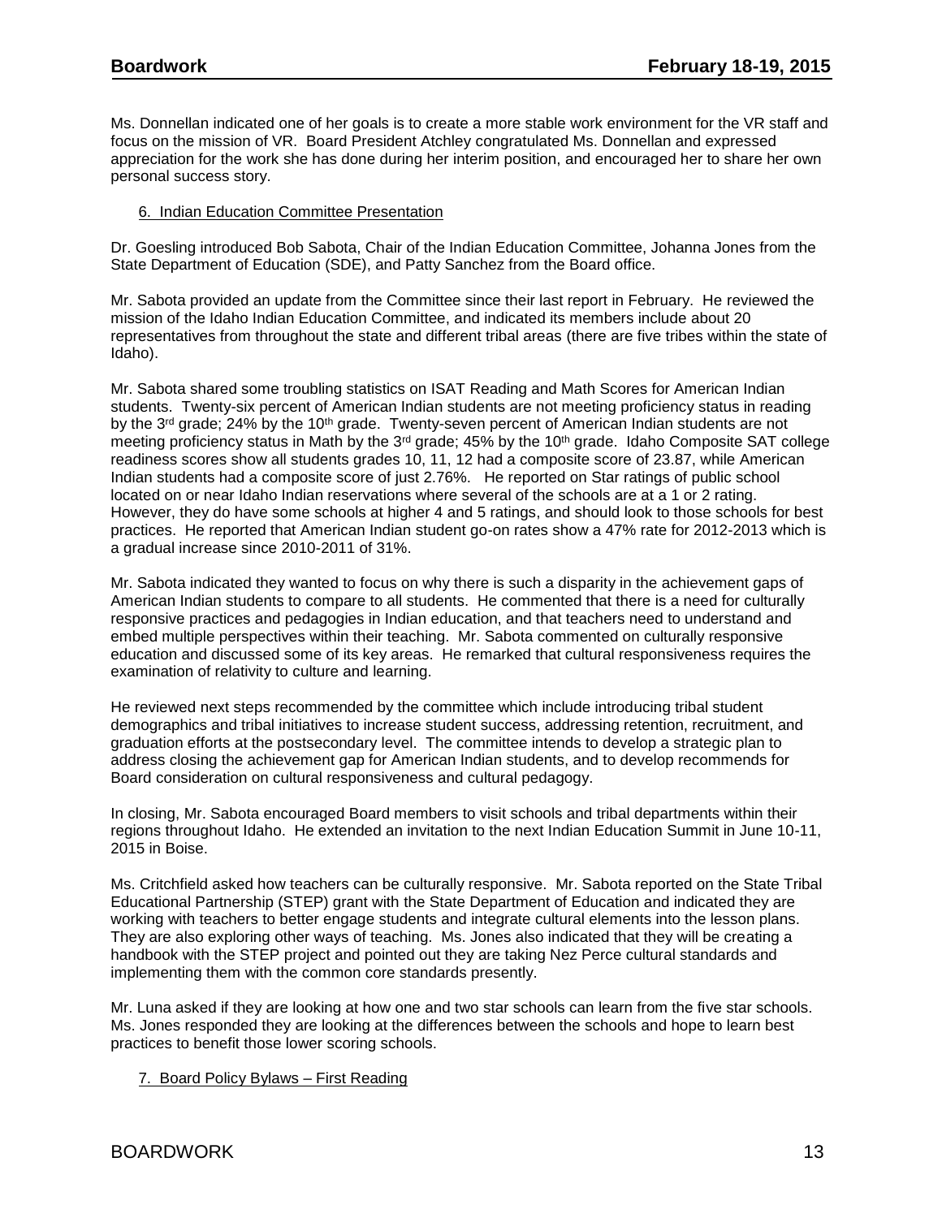Ms. Donnellan indicated one of her goals is to create a more stable work environment for the VR staff and focus on the mission of VR. Board President Atchley congratulated Ms. Donnellan and expressed appreciation for the work she has done during her interim position, and encouraged her to share her own personal success story.

6. Indian Education Committee Presentation

Dr. Goesling introduced Bob Sabota, Chair of the Indian Education Committee, Johanna Jones from the State Department of Education (SDE), and Patty Sanchez from the Board office.

Mr. Sabota provided an update from the Committee since their last report in February. He reviewed the mission of the Idaho Indian Education Committee, and indicated its members include about 20 representatives from throughout the state and different tribal areas (there are five tribes within the state of Idaho).

Mr. Sabota shared some troubling statistics on ISAT Reading and Math Scores for American Indian students. Twenty-six percent of American Indian students are not meeting proficiency status in reading by the 3rd grade; 24% by the 10th grade. Twenty-seven percent of American Indian students are not meeting proficiency status in Math by the 3rd grade; 45% by the 10th grade. Idaho Composite SAT college readiness scores show all students grades 10, 11, 12 had a composite score of 23.87, while American Indian students had a composite score of just 2.76%. He reported on Star ratings of public school located on or near Idaho Indian reservations where several of the schools are at a 1 or 2 rating. However, they do have some schools at higher 4 and 5 ratings, and should look to those schools for best practices. He reported that American Indian student go-on rates show a 47% rate for 2012-2013 which is a gradual increase since 2010-2011 of 31%.

Mr. Sabota indicated they wanted to focus on why there is such a disparity in the achievement gaps of American Indian students to compare to all students. He commented that there is a need for culturally responsive practices and pedagogies in Indian education, and that teachers need to understand and embed multiple perspectives within their teaching. Mr. Sabota commented on culturally responsive education and discussed some of its key areas. He remarked that cultural responsiveness requires the examination of relativity to culture and learning.

He reviewed next steps recommended by the committee which include introducing tribal student demographics and tribal initiatives to increase student success, addressing retention, recruitment, and graduation efforts at the postsecondary level. The committee intends to develop a strategic plan to address closing the achievement gap for American Indian students, and to develop recommends for Board consideration on cultural responsiveness and cultural pedagogy.

In closing, Mr. Sabota encouraged Board members to visit schools and tribal departments within their regions throughout Idaho. He extended an invitation to the next Indian Education Summit in June 10-11, 2015 in Boise.

Ms. Critchfield asked how teachers can be culturally responsive. Mr. Sabota reported on the State Tribal Educational Partnership (STEP) grant with the State Department of Education and indicated they are working with teachers to better engage students and integrate cultural elements into the lesson plans. They are also exploring other ways of teaching. Ms. Jones also indicated that they will be creating a handbook with the STEP project and pointed out they are taking Nez Perce cultural standards and implementing them with the common core standards presently.

Mr. Luna asked if they are looking at how one and two star schools can learn from the five star schools. Ms. Jones responded they are looking at the differences between the schools and hope to learn best practices to benefit those lower scoring schools.

7. Board Policy Bylaws – First Reading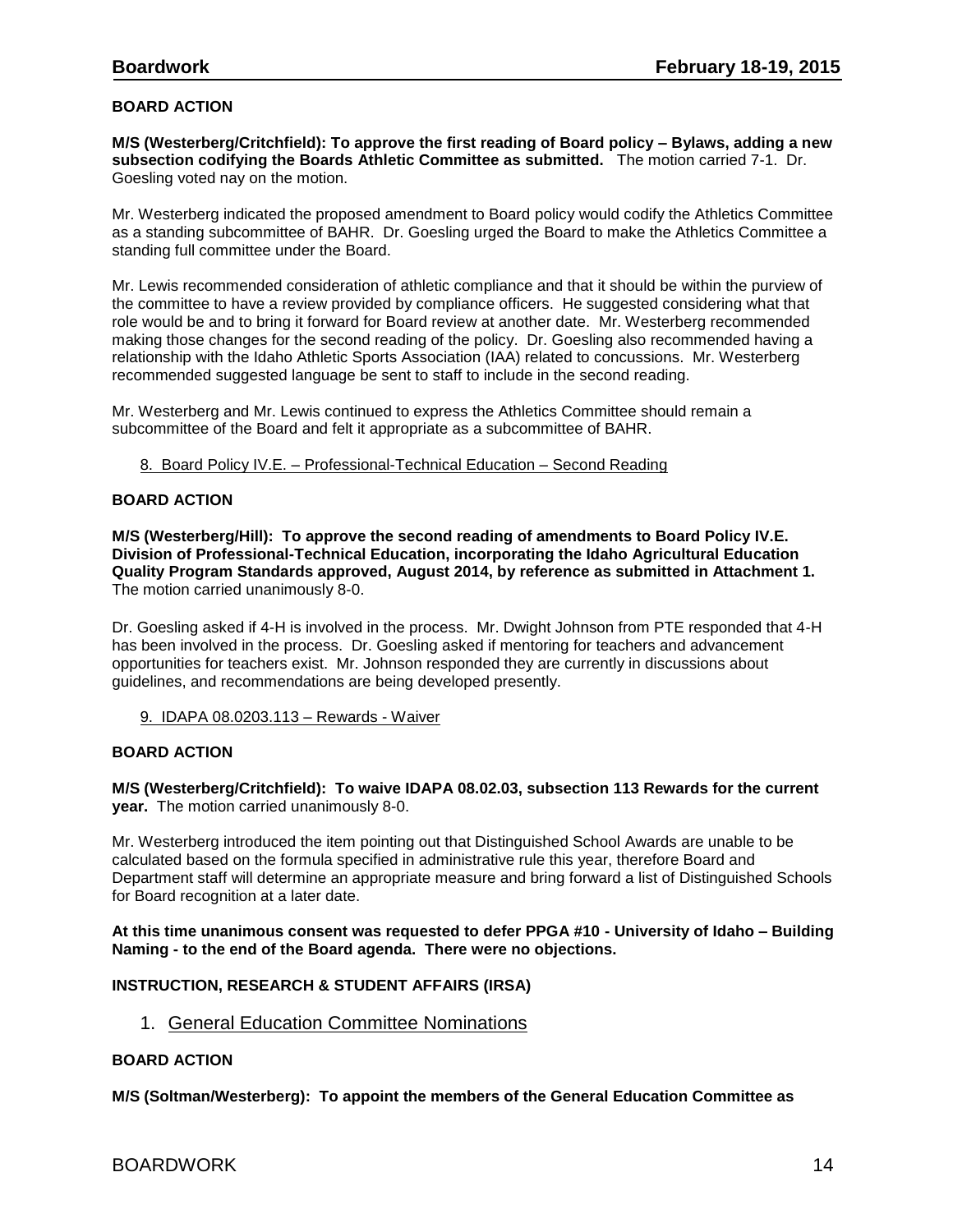**BOARD ACTION**

**M/S (Westerberg/Critchfield): To approve the first reading of Board policy – Bylaws, adding a new subsection codifying the Boards Athletic Committee as submitted.** The motion carried 7-1. Dr. Goesling voted nay on the motion.

Mr. Westerberg indicated the proposed amendment to Board policy would codify the Athletics Committee as a standing subcommittee of BAHR. Dr. Goesling urged the Board to make the Athletics Committee a standing full committee under the Board.

Mr. Lewis recommended consideration of athletic compliance and that it should be within the purview of the committee to have a review provided by compliance officers. He suggested considering what that role would be and to bring it forward for Board review at another date. Mr. Westerberg recommended making those changes for the second reading of the policy. Dr. Goesling also recommended having a relationship with the Idaho Athletic Sports Association (IAA) related to concussions. Mr. Westerberg recommended suggested language be sent to staff to include in the second reading.

Mr. Westerberg and Mr. Lewis continued to express the Athletics Committee should remain a subcommittee of the Board and felt it appropriate as a subcommittee of BAHR.

8. Board Policy IV.E. – Professional-Technical Education – Second Reading

**BOARD ACTION**

**M/S (Westerberg/Hill): To approve the second reading of amendments to Board Policy IV.E. Division of Professional-Technical Education, incorporating the Idaho Agricultural Education Quality Program Standards approved, August 2014, by reference as submitted in Attachment 1.** The motion carried unanimously 8-0.

Dr. Goesling asked if 4-H is involved in the process. Mr. Dwight Johnson from PTE responded that 4-H has been involved in the process. Dr. Goesling asked if mentoring for teachers and advancement opportunities for teachers exist. Mr. Johnson responded they are currently in discussions about guidelines, and recommendations are being developed presently.

9. IDAPA 08.0203.113 – Rewards - Waiver

**BOARD ACTION**

**M/S (Westerberg/Critchfield): To waive IDAPA 08.02.03, subsection 113 Rewards for the current year.** The motion carried unanimously 8-0.

Mr. Westerberg introduced the item pointing out that Distinguished School Awards are unable to be calculated based on the formula specified in administrative rule this year, therefore Board and Department staff will determine an appropriate measure and bring forward a list of Distinguished Schools for Board recognition at a later date.

**At this time unanimous consent was requested to defer PPGA #10 - University of Idaho – Building Naming - to the end of the Board agenda. There were no objections.**

**INSTRUCTION, RESEARCH & STUDENT AFFAIRS (IRSA)**

1. General Education Committee Nominations

**BOARD ACTION**

**M/S (Soltman/Westerberg): To appoint the members of the General Education Committee as**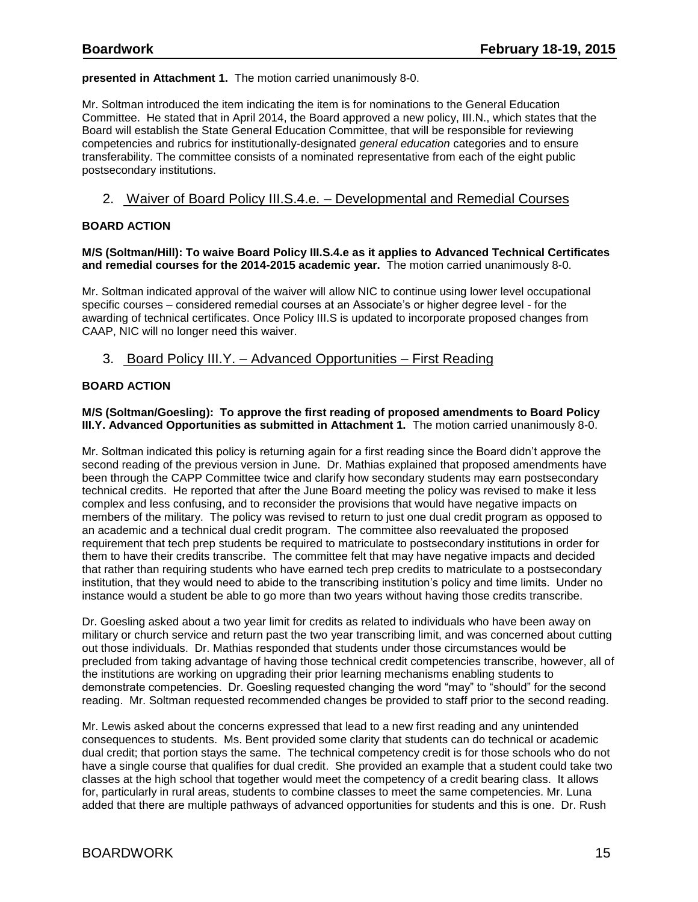**presented in Attachment 1.** The motion carried unanimously 8-0.

Mr. Soltman introduced the item indicating the item is for nominations to the General Education Committee. He stated that in April 2014, the Board approved a new policy, III.N., which states that the Board will establish the State General Education Committee, that will be responsible for reviewing competencies and rubrics for institutionally-designated *general education* categories and to ensure transferability. The committee consists of a nominated representative from each of the eight public postsecondary institutions.

## 2. Waiver of Board Policy III.S.4.e. – Developmental and Remedial Courses

**BOARD ACTION**

**M/S (Soltman/Hill): To waive Board Policy III.S.4.e as it applies to Advanced Technical Certificates and remedial courses for the 2014-2015 academic year.** The motion carried unanimously 8-0.

Mr. Soltman indicated approval of the waiver will allow NIC to continue using lower level occupational specific courses – considered remedial courses at an Associate's or higher degree level - for the awarding of technical certificates. Once Policy III.S is updated to incorporate proposed changes from CAAP, NIC will no longer need this waiver.

## 3. Board Policy III.Y. – Advanced Opportunities – First Reading

**BOARD ACTION**

**M/S (Soltman/Goesling): To approve the first reading of proposed amendments to Board Policy III.Y. Advanced Opportunities as submitted in Attachment 1.** The motion carried unanimously 8-0.

Mr. Soltman indicated this policy is returning again for a first reading since the Board didn't approve the second reading of the previous version in June. Dr. Mathias explained that proposed amendments have been through the CAPP Committee twice and clarify how secondary students may earn postsecondary technical credits. He reported that after the June Board meeting the policy was revised to make it less complex and less confusing, and to reconsider the provisions that would have negative impacts on members of the military. The policy was revised to return to just one dual credit program as opposed to an academic and a technical dual credit program. The committee also reevaluated the proposed requirement that tech prep students be required to matriculate to postsecondary institutions in order for them to have their credits transcribe. The committee felt that may have negative impacts and decided that rather than requiring students who have earned tech prep credits to matriculate to a postsecondary institution, that they would need to abide to the transcribing institution's policy and time limits. Under no instance would a student be able to go more than two years without having those credits transcribe.

Dr. Goesling asked about a two year limit for credits as related to individuals who have been away on military or church service and return past the two year transcribing limit, and was concerned about cutting out those individuals. Dr. Mathias responded that students under those circumstances would be precluded from taking advantage of having those technical credit competencies transcribe, however, all of the institutions are working on upgrading their prior learning mechanisms enabling students to demonstrate competencies. Dr. Goesling requested changing the word "may" to "should" for the second reading. Mr. Soltman requested recommended changes be provided to staff prior to the second reading.

Mr. Lewis asked about the concerns expressed that lead to a new first reading and any unintended consequences to students. Ms. Bent provided some clarity that students can do technical or academic dual credit; that portion stays the same. The technical competency credit is for those schools who do not have a single course that qualifies for dual credit. She provided an example that a student could take two classes at the high school that together would meet the competency of a credit bearing class. It allows for, particularly in rural areas, students to combine classes to meet the same competencies. Mr. Luna added that there are multiple pathways of advanced opportunities for students and this is one. Dr. Rush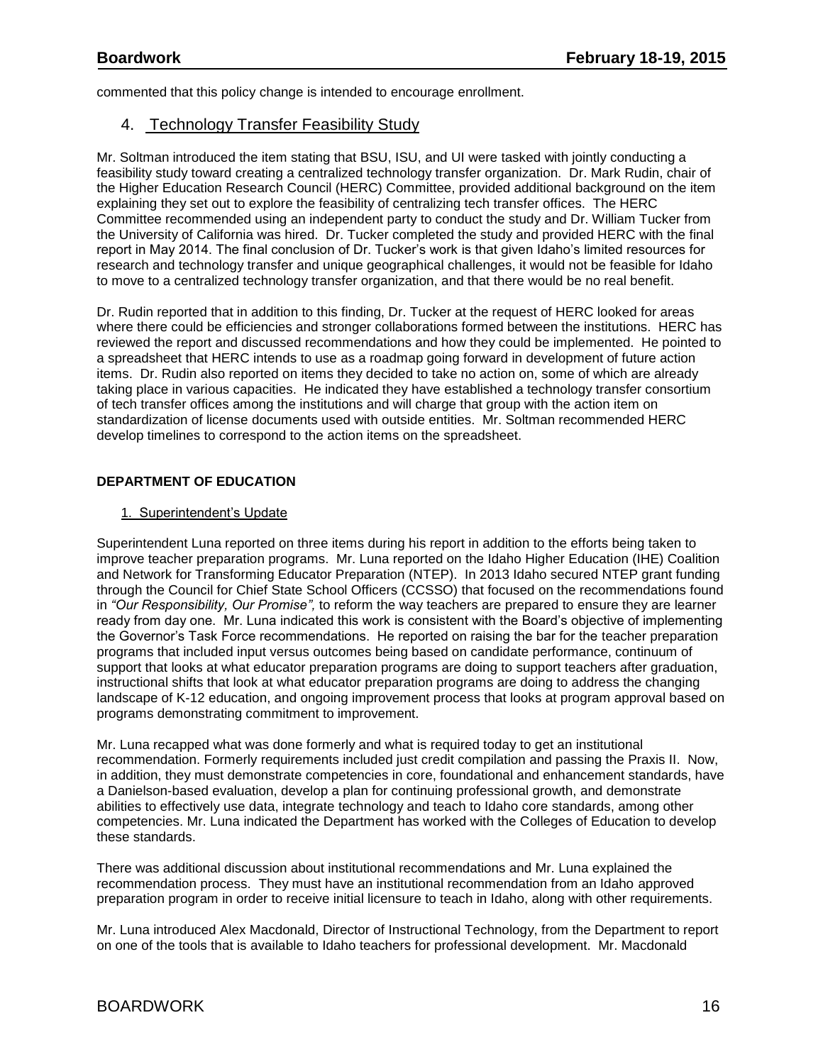commented that this policy change is intended to encourage enrollment.

## 4. Technology Transfer Feasibility Study

Mr. Soltman introduced the item stating that BSU, ISU, and UI were tasked with jointly conducting a feasibility study toward creating a centralized technology transfer organization. Dr. Mark Rudin, chair of the Higher Education Research Council (HERC) Committee, provided additional background on the item explaining they set out to explore the feasibility of centralizing tech transfer offices. The HERC Committee recommended using an independent party to conduct the study and Dr. William Tucker from the University of California was hired. Dr. Tucker completed the study and provided HERC with the final report in May 2014. The final conclusion of Dr. Tucker's work is that given Idaho's limited resources for research and technology transfer and unique geographical challenges, it would not be feasible for Idaho to move to a centralized technology transfer organization, and that there would be no real benefit.

Dr. Rudin reported that in addition to this finding, Dr. Tucker at the request of HERC looked for areas where there could be efficiencies and stronger collaborations formed between the institutions. HERC has reviewed the report and discussed recommendations and how they could be implemented. He pointed to a spreadsheet that HERC intends to use as a roadmap going forward in development of future action items. Dr. Rudin also reported on items they decided to take no action on, some of which are already taking place in various capacities. He indicated they have established a technology transfer consortium of tech transfer offices among the institutions and will charge that group with the action item on standardization of license documents used with outside entities. Mr. Soltman recommended HERC develop timelines to correspond to the action items on the spreadsheet.

**DEPARTMENT OF EDUCATION**

### 1. Superintendent's Update

Superintendent Luna reported on three items during his report in addition to the efforts being taken to improve teacher preparation programs. Mr. Luna reported on the Idaho Higher Education (IHE) Coalition and Network for Transforming Educator Preparation (NTEP). In 2013 Idaho secured NTEP grant funding through the Council for Chief State School Officers (CCSSO) that focused on the recommendations found in *"Our Responsibility, Our Promise",* to reform the way teachers are prepared to ensure they are learner ready from day one. Mr. Luna indicated this work is consistent with the Board's objective of implementing the Governor's Task Force recommendations. He reported on raising the bar for the teacher preparation programs that included input versus outcomes being based on candidate performance, continuum of support that looks at what educator preparation programs are doing to support teachers after graduation, instructional shifts that look at what educator preparation programs are doing to address the changing landscape of K-12 education, and ongoing improvement process that looks at program approval based on programs demonstrating commitment to improvement.

Mr. Luna recapped what was done formerly and what is required today to get an institutional recommendation. Formerly requirements included just credit compilation and passing the Praxis II. Now, in addition, they must demonstrate competencies in core, foundational and enhancement standards, have a Danielson-based evaluation, develop a plan for continuing professional growth, and demonstrate abilities to effectively use data, integrate technology and teach to Idaho core standards, among other competencies. Mr. Luna indicated the Department has worked with the Colleges of Education to develop these standards.

There was additional discussion about institutional recommendations and Mr. Luna explained the recommendation process. They must have an institutional recommendation from an Idaho approved preparation program in order to receive initial licensure to teach in Idaho, along with other requirements.

Mr. Luna introduced Alex Macdonald, Director of Instructional Technology, from the Department to report on one of the tools that is available to Idaho teachers for professional development. Mr. Macdonald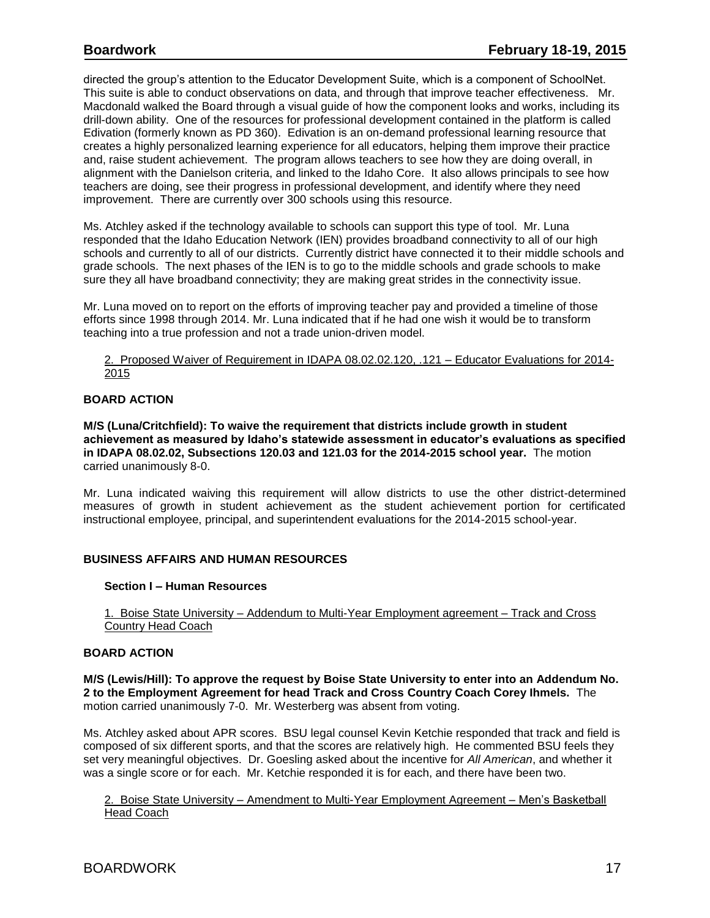directed the group's attention to the Educator Development Suite, which is a component of SchoolNet. This suite is able to conduct observations on data, and through that improve teacher effectiveness. Mr. Macdonald walked the Board through a visual guide of how the component looks and works, including its drill-down ability. One of the resources for professional development contained in the platform is called Edivation (formerly known as PD 360). Edivation is an on-demand professional learning resource that creates a highly personalized learning experience for all educators, helping them improve their practice and, raise student achievement. The program allows teachers to see how they are doing overall, in alignment with the Danielson criteria, and linked to the Idaho Core. It also allows principals to see how teachers are doing, see their progress in professional development, and identify where they need improvement. There are currently over 300 schools using this resource.

Ms. Atchley asked if the technology available to schools can support this type of tool. Mr. Luna responded that the Idaho Education Network (IEN) provides broadband connectivity to all of our high schools and currently to all of our districts. Currently district have connected it to their middle schools and grade schools. The next phases of the IEN is to go to the middle schools and grade schools to make sure they all have broadband connectivity; they are making great strides in the connectivity issue.

Mr. Luna moved on to report on the efforts of improving teacher pay and provided a timeline of those efforts since 1998 through 2014. Mr. Luna indicated that if he had one wish it would be to transform teaching into a true profession and not a trade union-driven model.

2. Proposed Waiver of Requirement in IDAPA 08.02.02.120, .121 – Educator Evaluations for 2014-2015

**BOARD ACTION**

**M/S (Luna/Critchfield): To waive the requirement that districts include growth in student achievement as measured by Idaho's statewide assessment in educator's evaluations as specified in IDAPA 08.02.02, Subsections 120.03 and 121.03 for the 2014-2015 school year.** The motion carried unanimously 8-0.

Mr. Luna indicated waiving this requirement will allow districts to use the other district-determined measures of growth in student achievement as the student achievement portion for certificated instructional employee, principal, and superintendent evaluations for the 2014-2015 school-year.

## BUSINESS AFFAIRS AND HUMAN RESOURCES

### Section I – Human Resources

1. Boise State University – Addendum to Multi-Year Employment agreement – Track and Cross Country Head Coach

**BOARD ACTION**

**M/S (Lewis/Hill): To approve the request by Boise State University to enter into an Addendum No. 2 to the Employment Agreement for head Track and Cross Country Coach Corey Ihmels.** The motion carried unanimously 7-0. Mr. Westerberg was absent from voting.

Ms. Atchley asked about APR scores. BSU legal counsel Kevin Ketchie responded that track and field is composed of six different sports, and that the scores are relatively high. He commented BSU feels they set very meaningful objectives. Dr. Goesling asked about the incentive for *All American*, and whether it was a single score or for each. Mr. Ketchie responded it is for each, and there have been two.

2. Boise State University – Amendment to Multi-Year Employment Agreement – Men's Basketball Head Coach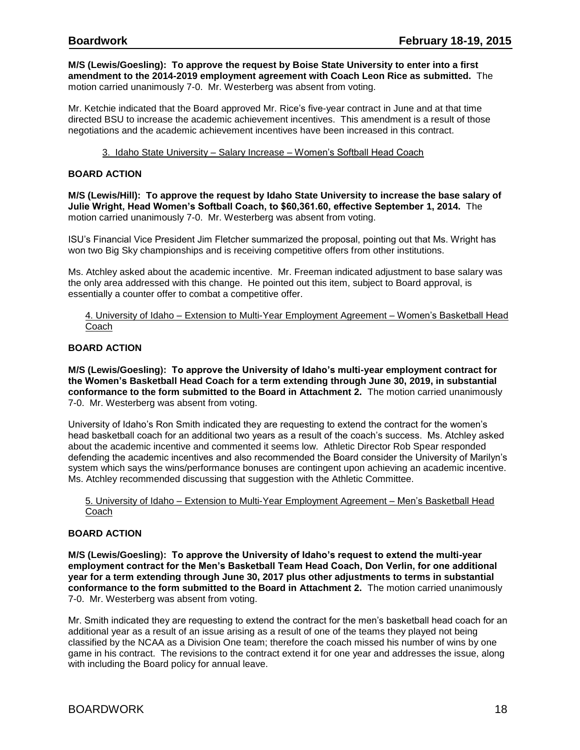**M/S (Lewis/Goesling): To approve the request by Boise State University to enter into a first amendment to the 2014-2019 employment agreement with Coach Leon Rice as submitted.** The motion carried unanimously 7-0. Mr. Westerberg was absent from voting.

Mr. Ketchie indicated that the Board approved Mr. Rice's five-year contract in June and at that time directed BSU to increase the academic achievement incentives. This amendment is a result of those negotiations and the academic achievement incentives have been increased in this contract.

3. Idaho State University – Salary Increase – Women's Softball Head Coach

**BOARD ACTION**

**M/S (Lewis/Hill): To approve the request by Idaho State University to increase the base salary of Julie Wright, Head Women's Softball Coach, to $60,361.60, effective September 1, 2014.** The motion carried unanimously 7-0. Mr. Westerberg was absent from voting.

ISU's Financial Vice President Jim Fletcher summarized the proposal, pointing out that Ms. Wright has won two Big Sky championships and is receiving competitive offers from other institutions.

Ms. Atchley asked about the academic incentive. Mr. Freeman indicated adjustment to base salary was the only area addressed with this change. He pointed out this item, subject to Board approval, is essentially a counter offer to combat a competitive offer.

4. University of Idaho – Extension to Multi-Year Employment Agreement – Women's Basketball Head Coach

**BOARD ACTION**

**M/S (Lewis/Goesling): To approve the University of Idaho's multi-year employment contract for the Women's Basketball Head Coach for a term extending through June 30, 2019, in substantial conformance to the form submitted to the Board in Attachment 2.** The motion carried unanimously 7-0. Mr. Westerberg was absent from voting.

University of Idaho's Ron Smith indicated they are requesting to extend the contract for the women's head basketball coach for an additional two years as a result of the coach's success. Ms. Atchley asked about the academic incentive and commented it seems low. Athletic Director Rob Spear responded defending the academic incentives and also recommended the Board consider the University of Marilyn's system which says the wins/performance bonuses are contingent upon achieving an academic incentive. Ms. Atchley recommended discussing that suggestion with the Athletic Committee.

5. University of Idaho – Extension to Multi-Year Employment Agreement – Men's Basketball Head Coach

**BOARD ACTION**

**M/S (Lewis/Goesling): To approve the University of Idaho's request to extend the multi-year employment contract for the Men's Basketball Team Head Coach, Don Verlin, for one additional year for a term extending through June 30, 2017 plus other adjustments to terms in substantial conformance to the form submitted to the Board in Attachment 2.** The motion carried unanimously 7-0. Mr. Westerberg was absent from voting.

Mr. Smith indicated they are requesting to extend the contract for the men's basketball head coach for an additional year as a result of an issue arising as a result of one of the teams they played not being classified by the NCAA as a Division One team; therefore the coach missed his number of wins by one game in his contract. The revisions to the contract extend it for one year and addresses the issue, along with including the Board policy for annual leave.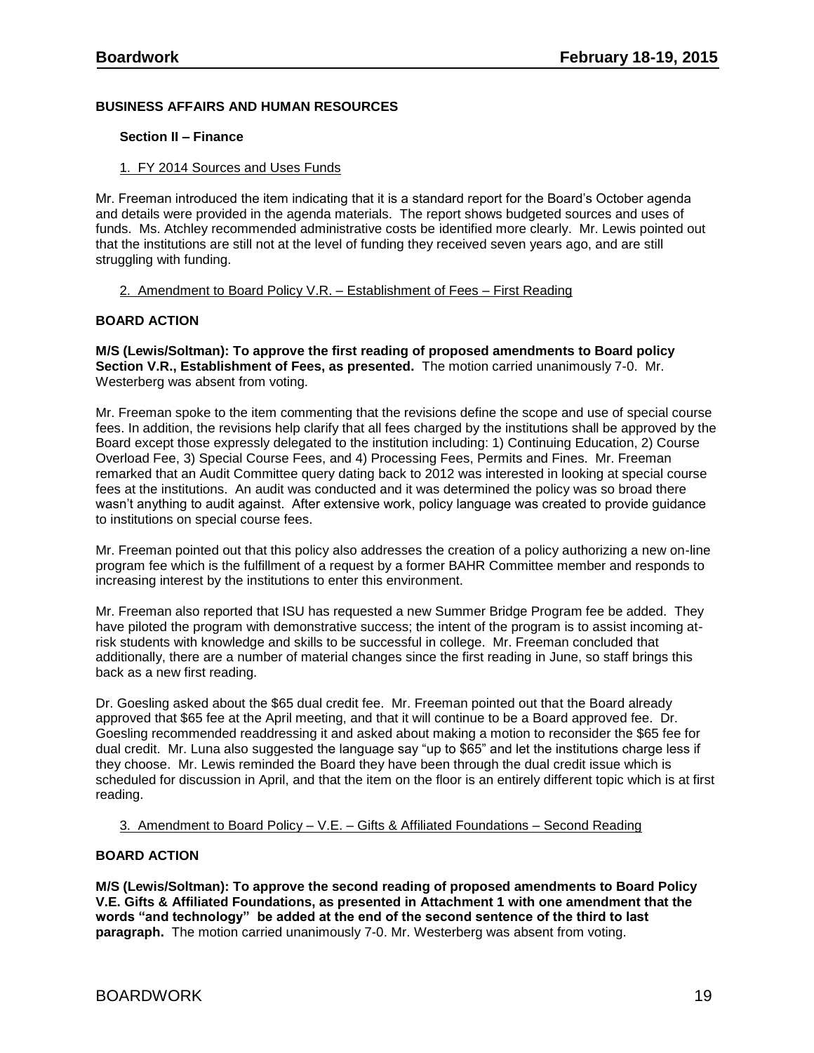**BUSINESS AFFAIRS AND HUMAN RESOURCES**

**Section II – Finance**

1. FY 2014 Sources and Uses Funds

Mr. Freeman introduced the item indicating that it is a standard report for the Board's October agenda and details were provided in the agenda materials. The report shows budgeted sources and uses of funds. Ms. Atchley recommended administrative costs be identified more clearly. Mr. Lewis pointed out that the institutions are still not at the level of funding they received seven years ago, and are still struggling with funding.

2. Amendment to Board Policy V.R. – Establishment of Fees – First Reading

**BOARD ACTION**

**M/S (Lewis/Soltman): To approve the first reading of proposed amendments to Board policy Section V.R., Establishment of Fees, as presented.** The motion carried unanimously 7-0. Mr. Westerberg was absent from voting.

Mr. Freeman spoke to the item commenting that the revisions define the scope and use of special course fees. In addition, the revisions help clarify that all fees charged by the institutions shall be approved by the Board except those expressly delegated to the institution including: 1) Continuing Education, 2) Course Overload Fee, 3) Special Course Fees, and 4) Processing Fees, Permits and Fines. Mr. Freeman remarked that an Audit Committee query dating back to 2012 was interested in looking at special course fees at the institutions. An audit was conducted and it was determined the policy was so broad there wasn't anything to audit against. After extensive work, policy language was created to provide guidance to institutions on special course fees.

Mr. Freeman pointed out that this policy also addresses the creation of a policy authorizing a new on-line program fee which is the fulfillment of a request by a former BAHR Committee member and responds to increasing interest by the institutions to enter this environment.

Mr. Freeman also reported that ISU has requested a new Summer Bridge Program fee be added. They have piloted the program with demonstrative success; the intent of the program is to assist incoming at-risk students with knowledge and skills to be successful in college. Mr. Freeman concluded that additionally, there are a number of material changes since the first reading in June, so staff brings this back as a new first reading.

Dr. Goesling asked about the $65 dual credit fee. Mr. Freeman pointed out that the Board already approved that $65 fee at the April meeting, and that it will continue to be a Board approved fee. Dr. Goesling recommended readdressing it and asked about making a motion to reconsider the $65 fee for dual credit. Mr. Luna also suggested the language say "up to $65" and let the institutions charge less if they choose. Mr. Lewis reminded the Board they have been through the dual credit issue which is scheduled for discussion in April, and that the item on the floor is an entirely different topic which is at first reading.

3. Amendment to Board Policy – V.E. – Gifts & Affiliated Foundations – Second Reading

**BOARD ACTION**

**M/S (Lewis/Soltman): To approve the second reading of proposed amendments to Board Policy V.E. Gifts & Affiliated Foundations, as presented in Attachment 1 with one amendment that the words "and technology" be added at the end of the second sentence of the third to last paragraph.** The motion carried unanimously 7-0. Mr. Westerberg was absent from voting.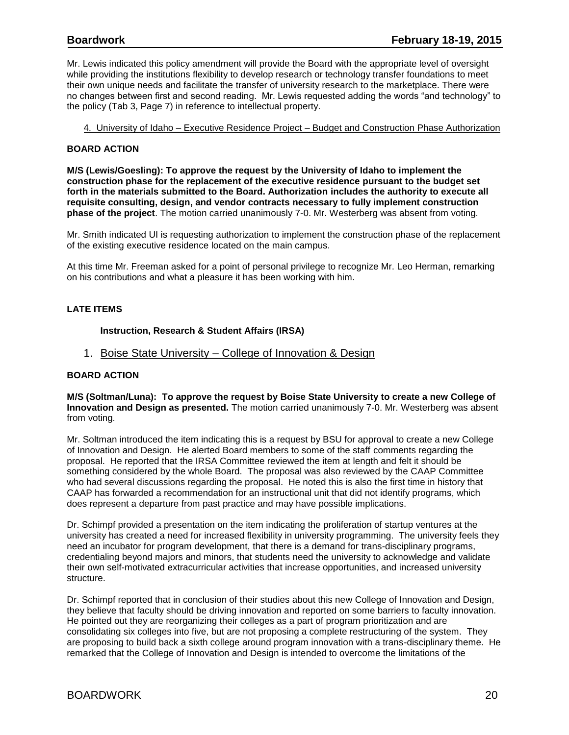Mr. Lewis indicated this policy amendment will provide the Board with the appropriate level of oversight while providing the institutions flexibility to develop research or technology transfer foundations to meet their own unique needs and facilitate the transfer of university research to the marketplace. There were no changes between first and second reading. Mr. Lewis requested adding the words "and technology" to the policy (Tab 3, Page 7) in reference to intellectual property.

4. University of Idaho – Executive Residence Project – Budget and Construction Phase Authorization

**BOARD ACTION**

**M/S (Lewis/Goesling): To approve the request by the University of Idaho to implement the construction phase for the replacement of the executive residence pursuant to the budget set forth in the materials submitted to the Board. Authorization includes the authority to execute all requisite consulting, design, and vendor contracts necessary to fully implement construction phase of the project**. The motion carried unanimously 7-0. Mr. Westerberg was absent from voting.

Mr. Smith indicated UI is requesting authorization to implement the construction phase of the replacement of the existing executive residence located on the main campus.

At this time Mr. Freeman asked for a point of personal privilege to recognize Mr. Leo Herman, remarking on his contributions and what a pleasure it has been working with him.

**LATE ITEMS**

**Instruction, Research & Student Affairs (IRSA)**

1. Boise State University – College of Innovation & Design

**BOARD ACTION**

**M/S (Soltman/Luna): To approve the request by Boise State University to create a new College of Innovation and Design as presented.** The motion carried unanimously 7-0. Mr. Westerberg was absent from voting.

Mr. Soltman introduced the item indicating this is a request by BSU for approval to create a new College of Innovation and Design. He alerted Board members to some of the staff comments regarding the proposal. He reported that the IRSA Committee reviewed the item at length and felt it should be something considered by the whole Board. The proposal was also reviewed by the CAAP Committee who had several discussions regarding the proposal. He noted this is also the first time in history that CAAP has forwarded a recommendation for an instructional unit that did not identify programs, which does represent a departure from past practice and may have possible implications.

Dr. Schimpf provided a presentation on the item indicating the proliferation of startup ventures at the university has created a need for increased flexibility in university programming. The university feels they need an incubator for program development, that there is a demand for trans-disciplinary programs, credentialing beyond majors and minors, that students need the university to acknowledge and validate their own self-motivated extracurricular activities that increase opportunities, and increased university structure.

Dr. Schimpf reported that in conclusion of their studies about this new College of Innovation and Design, they believe that faculty should be driving innovation and reported on some barriers to faculty innovation. He pointed out they are reorganizing their colleges as a part of program prioritization and are consolidating six colleges into five, but are not proposing a complete restructuring of the system. They are proposing to build back a sixth college around program innovation with a trans-disciplinary theme. He remarked that the College of Innovation and Design is intended to overcome the limitations of the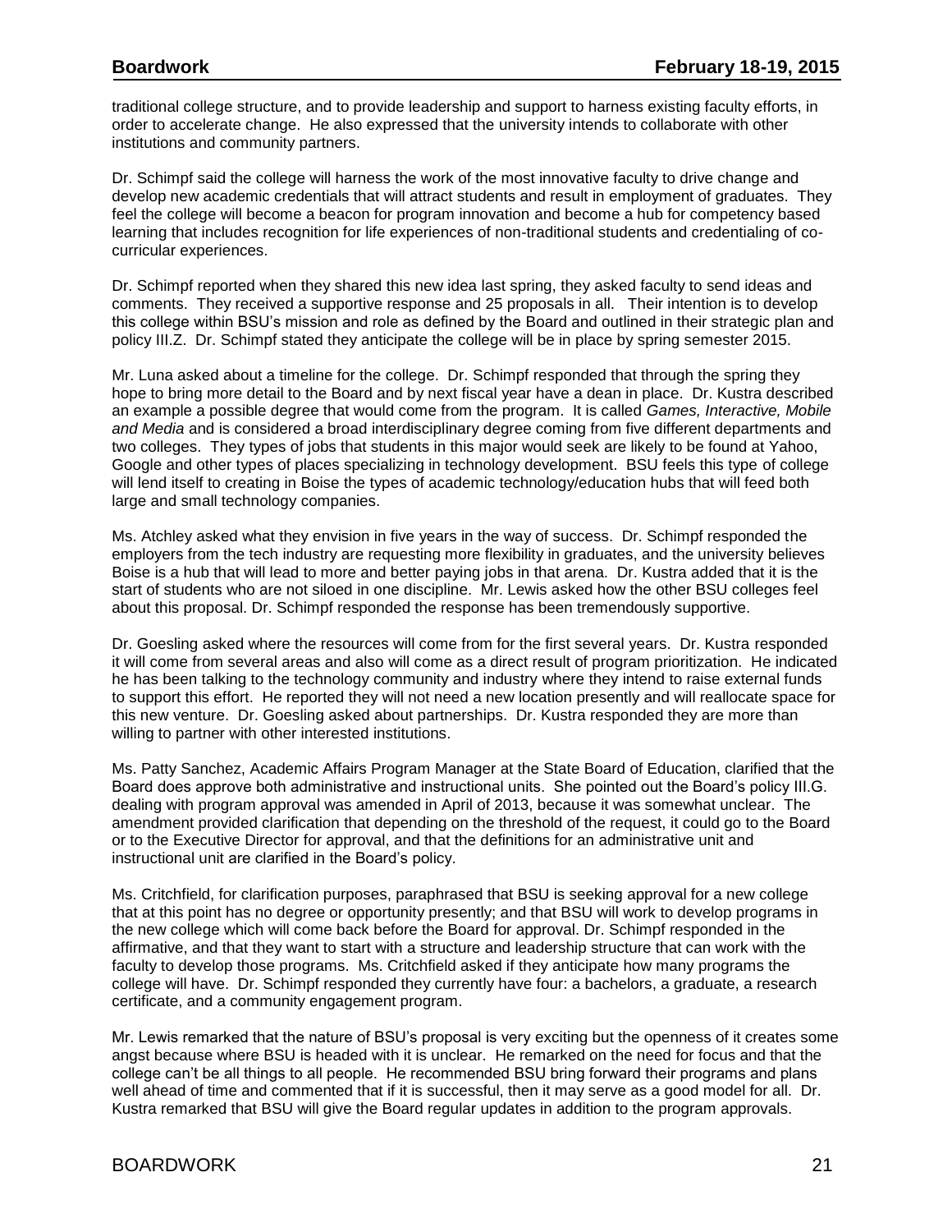traditional college structure, and to provide leadership and support to harness existing faculty efforts, in order to accelerate change. He also expressed that the university intends to collaborate with other institutions and community partners.

Dr. Schimpf said the college will harness the work of the most innovative faculty to drive change and develop new academic credentials that will attract students and result in employment of graduates. They feel the college will become a beacon for program innovation and become a hub for competency based learning that includes recognition for life experiences of non-traditional students and credentialing of co-curricular experiences.

Dr. Schimpf reported when they shared this new idea last spring, they asked faculty to send ideas and comments. They received a supportive response and 25 proposals in all. Their intention is to develop this college within BSU's mission and role as defined by the Board and outlined in their strategic plan and policy III.Z. Dr. Schimpf stated they anticipate the college will be in place by spring semester 2015.

Mr. Luna asked about a timeline for the college. Dr. Schimpf responded that through the spring they hope to bring more detail to the Board and by next fiscal year have a dean in place. Dr. Kustra described an example a possible degree that would come from the program. It is called *Games, Interactive, Mobile and Media* and is considered a broad interdisciplinary degree coming from five different departments and two colleges. They types of jobs that students in this major would seek are likely to be found at Yahoo, Google and other types of places specializing in technology development. BSU feels this type of college will lend itself to creating in Boise the types of academic technology/education hubs that will feed both large and small technology companies.

Ms. Atchley asked what they envision in five years in the way of success. Dr. Schimpf responded the employers from the tech industry are requesting more flexibility in graduates, and the university believes Boise is a hub that will lead to more and better paying jobs in that arena. Dr. Kustra added that it is the start of students who are not siloed in one discipline. Mr. Lewis asked how the other BSU colleges feel about this proposal. Dr. Schimpf responded the response has been tremendously supportive.

Dr. Goesling asked where the resources will come from for the first several years. Dr. Kustra responded it will come from several areas and also will come as a direct result of program prioritization. He indicated he has been talking to the technology community and industry where they intend to raise external funds to support this effort. He reported they will not need a new location presently and will reallocate space for this new venture. Dr. Goesling asked about partnerships. Dr. Kustra responded they are more than willing to partner with other interested institutions.

Ms. Patty Sanchez, Academic Affairs Program Manager at the State Board of Education, clarified that the Board does approve both administrative and instructional units. She pointed out the Board's policy III.G. dealing with program approval was amended in April of 2013, because it was somewhat unclear. The amendment provided clarification that depending on the threshold of the request, it could go to the Board or to the Executive Director for approval, and that the definitions for an administrative unit and instructional unit are clarified in the Board's policy.

Ms. Critchfield, for clarification purposes, paraphrased that BSU is seeking approval for a new college that at this point has no degree or opportunity presently; and that BSU will work to develop programs in the new college which will come back before the Board for approval. Dr. Schimpf responded in the affirmative, and that they want to start with a structure and leadership structure that can work with the faculty to develop those programs. Ms. Critchfield asked if they anticipate how many programs the college will have. Dr. Schimpf responded they currently have four: a bachelors, a graduate, a research certificate, and a community engagement program.

Mr. Lewis remarked that the nature of BSU's proposal is very exciting but the openness of it creates some angst because where BSU is headed with it is unclear. He remarked on the need for focus and that the college can't be all things to all people. He recommended BSU bring forward their programs and plans well ahead of time and commented that if it is successful, then it may serve as a good model for all. Dr. Kustra remarked that BSU will give the Board regular updates in addition to the program approvals.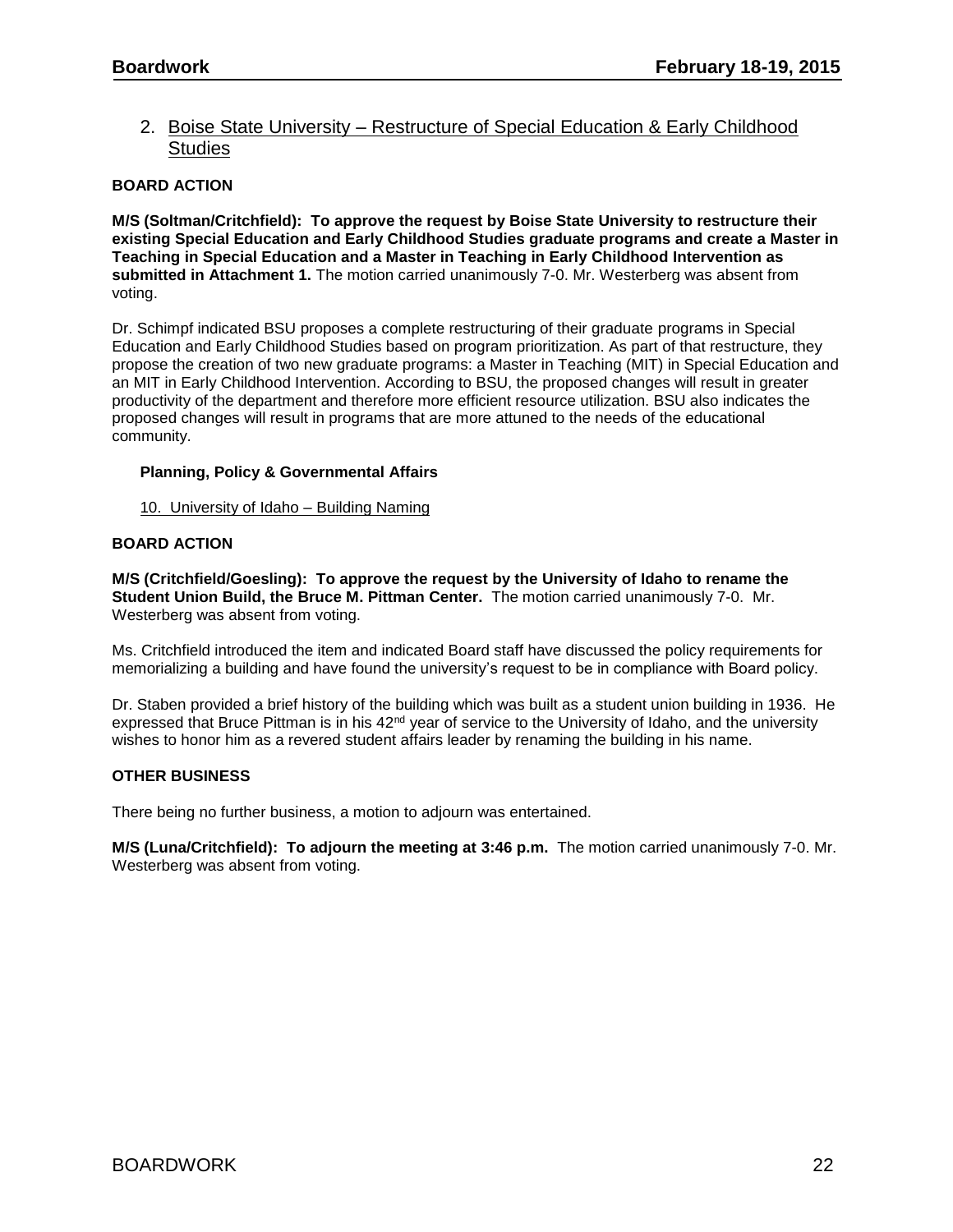2. Boise State University – Restructure of Special Education & Early Childhood Studies

**BOARD ACTION**

**M/S (Soltman/Critchfield): To approve the request by Boise State University to restructure their existing Special Education and Early Childhood Studies graduate programs and create a Master in Teaching in Special Education and a Master in Teaching in Early Childhood Intervention as submitted in Attachment 1.** The motion carried unanimously 7-0. Mr. Westerberg was absent from voting.

Dr. Schimpf indicated BSU proposes a complete restructuring of their graduate programs in Special Education and Early Childhood Studies based on program prioritization. As part of that restructure, they propose the creation of two new graduate programs: a Master in Teaching (MIT) in Special Education and an MIT in Early Childhood Intervention. According to BSU, the proposed changes will result in greater productivity of the department and therefore more efficient resource utilization. BSU also indicates the proposed changes will result in programs that are more attuned to the needs of the educational community.

**Planning, Policy & Governmental Affairs**

10. University of Idaho – Building Naming

**BOARD ACTION**

**M/S (Critchfield/Goesling): To approve the request by the University of Idaho to rename the Student Union Build, the Bruce M. Pittman Center.** The motion carried unanimously 7-0. Mr. Westerberg was absent from voting.

Ms. Critchfield introduced the item and indicated Board staff have discussed the policy requirements for memorializing a building and have found the university's request to be in compliance with Board policy.

Dr. Staben provided a brief history of the building which was built as a student union building in 1936. He expressed that Bruce Pittman is in his 42nd year of service to the University of Idaho, and the university wishes to honor him as a revered student affairs leader by renaming the building in his name.

**OTHER BUSINESS**

There being no further business, a motion to adjourn was entertained.

**M/S (Luna/Critchfield): To adjourn the meeting at 3:46 p.m.** The motion carried unanimously 7-0. Mr. Westerberg was absent from voting.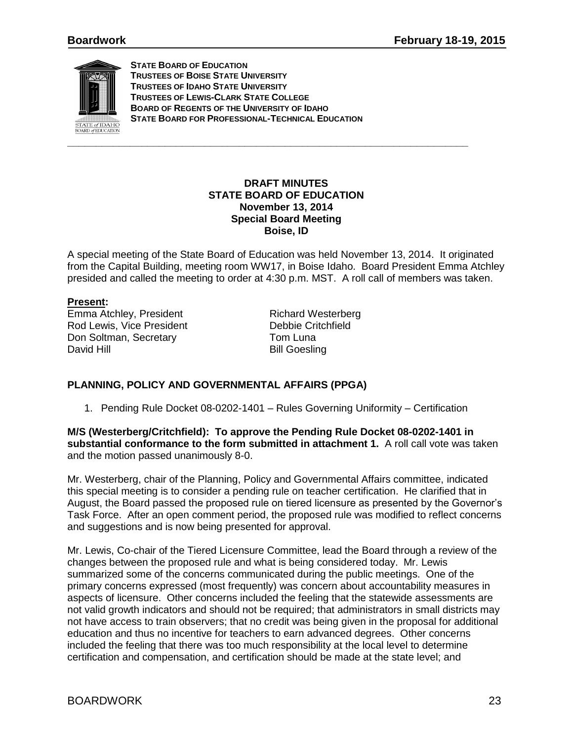**STATE BOARD OF EDUCATION**
**TRUSTEES OF BOISE STATE UNIVERSITY**
**TRUSTEES OF IDAHO STATE UNIVERSITY**
**TRUSTEES OF LEWIS-CLARK STATE COLLEGE**
**BOARD OF REGENTS OF THE UNIVERSITY OF IDAHO**
**STATE BOARD FOR PROFESSIONAL-TECHNICAL EDUCATION**

---

# DRAFT MINUTES
## STATE BOARD OF EDUCATION
### November 13, 2014
### Special Board Meeting
### Boise, ID

A special meeting of the State Board of Education was held November 13, 2014. It originated from the Capital Building, meeting room WW17, in Boise Idaho. Board President Emma Atchley presided and called the meeting to order at 4:30 p.m. MST. A roll call of members was taken.

**Present:**

Emma Atchley, President
Rod Lewis, Vice President
Don Soltman, Secretary
David Hill
Richard Westerberg
Debbie Critchfield
Tom Luna
Bill Goesling

## PLANNING, POLICY AND GOVERNMENTAL AFFAIRS (PPGA)

1. Pending Rule Docket 08-0202-1401 – Rules Governing Uniformity – Certification

**M/S (Westerberg/Critchfield): To approve the Pending Rule Docket 08-0202-1401 in substantial conformance to the form submitted in attachment 1.** A roll call vote was taken and the motion passed unanimously 8-0.

Mr. Westerberg, chair of the Planning, Policy and Governmental Affairs committee, indicated this special meeting is to consider a pending rule on teacher certification. He clarified that in August, the Board passed the proposed rule on tiered licensure as presented by the Governor's Task Force. After an open comment period, the proposed rule was modified to reflect concerns and suggestions and is now being presented for approval.

Mr. Lewis, Co-chair of the Tiered Licensure Committee, lead the Board through a review of the changes between the proposed rule and what is being considered today. Mr. Lewis summarized some of the concerns communicated during the public meetings. One of the primary concerns expressed (most frequently) was concern about accountability measures in aspects of licensure. Other concerns included the feeling that the statewide assessments are not valid growth indicators and should not be required; that administrators in small districts may not have access to train observers; that no credit was being given in the proposal for additional education and thus no incentive for teachers to earn advanced degrees. Other concerns included the feeling that there was too much responsibility at the local level to determine certification and compensation, and certification should be made at the state level; and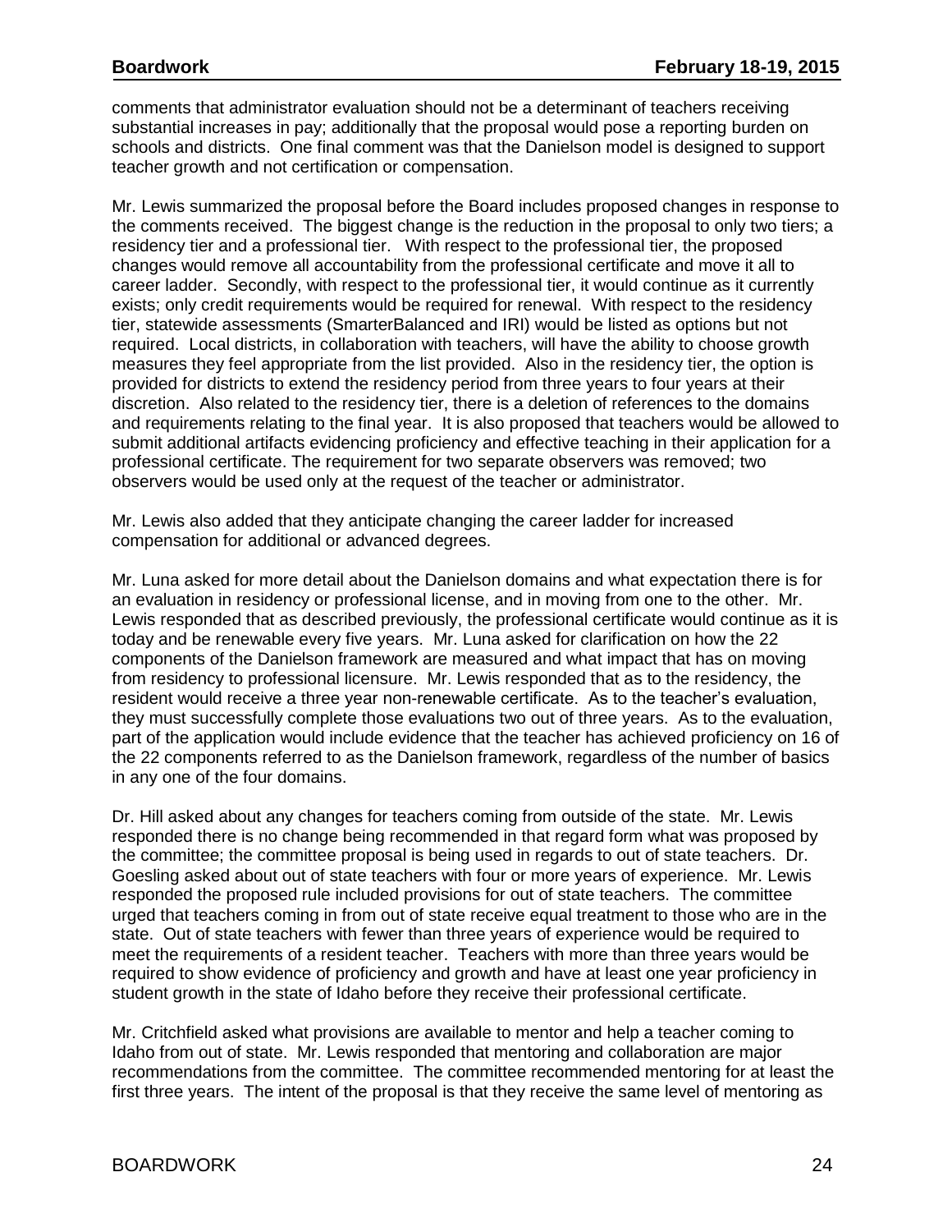comments that administrator evaluation should not be a determinant of teachers receiving substantial increases in pay; additionally that the proposal would pose a reporting burden on schools and districts. One final comment was that the Danielson model is designed to support teacher growth and not certification or compensation.

Mr. Lewis summarized the proposal before the Board includes proposed changes in response to the comments received. The biggest change is the reduction in the proposal to only two tiers; a residency tier and a professional tier. With respect to the professional tier, the proposed changes would remove all accountability from the professional certificate and move it all to career ladder. Secondly, with respect to the professional tier, it would continue as it currently exists; only credit requirements would be required for renewal. With respect to the residency tier, statewide assessments (SmarterBalanced and IRI) would be listed as options but not required. Local districts, in collaboration with teachers, will have the ability to choose growth measures they feel appropriate from the list provided. Also in the residency tier, the option is provided for districts to extend the residency period from three years to four years at their discretion. Also related to the residency tier, there is a deletion of references to the domains and requirements relating to the final year. It is also proposed that teachers would be allowed to submit additional artifacts evidencing proficiency and effective teaching in their application for a professional certificate. The requirement for two separate observers was removed; two observers would be used only at the request of the teacher or administrator.

Mr. Lewis also added that they anticipate changing the career ladder for increased compensation for additional or advanced degrees.

Mr. Luna asked for more detail about the Danielson domains and what expectation there is for an evaluation in residency or professional license, and in moving from one to the other. Mr. Lewis responded that as described previously, the professional certificate would continue as it is today and be renewable every five years. Mr. Luna asked for clarification on how the 22 components of the Danielson framework are measured and what impact that has on moving from residency to professional licensure. Mr. Lewis responded that as to the residency, the resident would receive a three year non-renewable certificate. As to the teacher's evaluation, they must successfully complete those evaluations two out of three years. As to the evaluation, part of the application would include evidence that the teacher has achieved proficiency on 16 of the 22 components referred to as the Danielson framework, regardless of the number of basics in any one of the four domains.

Dr. Hill asked about any changes for teachers coming from outside of the state. Mr. Lewis responded there is no change being recommended in that regard form what was proposed by the committee; the committee proposal is being used in regards to out of state teachers. Dr. Goesling asked about out of state teachers with four or more years of experience. Mr. Lewis responded the proposed rule included provisions for out of state teachers. The committee urged that teachers coming in from out of state receive equal treatment to those who are in the state. Out of state teachers with fewer than three years of experience would be required to meet the requirements of a resident teacher. Teachers with more than three years would be required to show evidence of proficiency and growth and have at least one year proficiency in student growth in the state of Idaho before they receive their professional certificate.

Mr. Critchfield asked what provisions are available to mentor and help a teacher coming to Idaho from out of state. Mr. Lewis responded that mentoring and collaboration are major recommendations from the committee. The committee recommended mentoring for at least the first three years. The intent of the proposal is that they receive the same level of mentoring as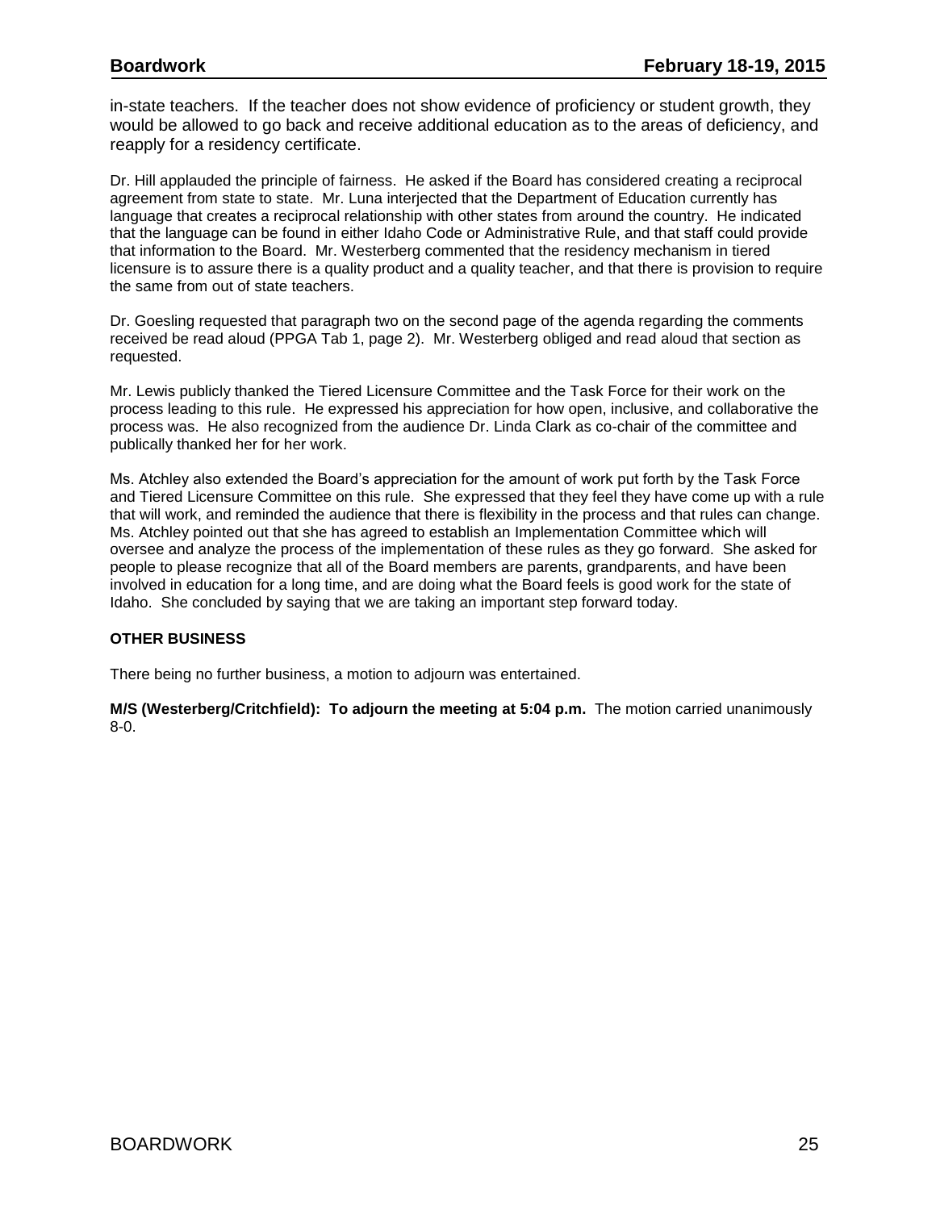in-state teachers. If the teacher does not show evidence of proficiency or student growth, they would be allowed to go back and receive additional education as to the areas of deficiency, and reapply for a residency certificate.

Dr. Hill applauded the principle of fairness. He asked if the Board has considered creating a reciprocal agreement from state to state. Mr. Luna interjected that the Department of Education currently has language that creates a reciprocal relationship with other states from around the country. He indicated that the language can be found in either Idaho Code or Administrative Rule, and that staff could provide that information to the Board. Mr. Westerberg commented that the residency mechanism in tiered licensure is to assure there is a quality product and a quality teacher, and that there is provision to require the same from out of state teachers.

Dr. Goesling requested that paragraph two on the second page of the agenda regarding the comments received be read aloud (PPGA Tab 1, page 2). Mr. Westerberg obliged and read aloud that section as requested.

Mr. Lewis publicly thanked the Tiered Licensure Committee and the Task Force for their work on the process leading to this rule. He expressed his appreciation for how open, inclusive, and collaborative the process was. He also recognized from the audience Dr. Linda Clark as co-chair of the committee and publically thanked her for her work.

Ms. Atchley also extended the Board's appreciation for the amount of work put forth by the Task Force and Tiered Licensure Committee on this rule. She expressed that they feel they have come up with a rule that will work, and reminded the audience that there is flexibility in the process and that rules can change. Ms. Atchley pointed out that she has agreed to establish an Implementation Committee which will oversee and analyze the process of the implementation of these rules as they go forward. She asked for people to please recognize that all of the Board members are parents, grandparents, and have been involved in education for a long time, and are doing what the Board feels is good work for the state of Idaho. She concluded by saying that we are taking an important step forward today.

**OTHER BUSINESS**

There being no further business, a motion to adjourn was entertained.

**M/S (Westerberg/Critchfield): To adjourn the meeting at 5:04 p.m.** The motion carried unanimously 8-0.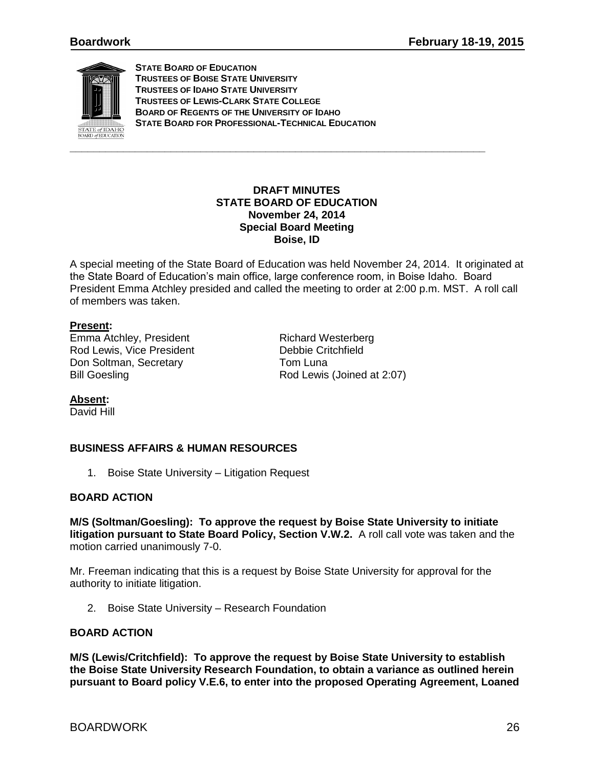**STATE BOARD OF EDUCATION**
**TRUSTEES OF BOISE STATE UNIVERSITY**
**TRUSTEES OF IDAHO STATE UNIVERSITY**
**TRUSTEES OF LEWIS-CLARK STATE COLLEGE**
**BOARD OF REGENTS OF THE UNIVERSITY OF IDAHO**
**STATE BOARD FOR PROFESSIONAL-TECHNICAL EDUCATION**

---

**DRAFT MINUTES**
**STATE BOARD OF EDUCATION**
**November 24, 2014**
**Special Board Meeting**
**Boise, ID**

A special meeting of the State Board of Education was held November 24, 2014. It originated at the State Board of Education's main office, large conference room, in Boise Idaho. Board President Emma Atchley presided and called the meeting to order at 2:00 p.m. MST. A roll call of members was taken.

**Present:**

Emma Atchley, President
Rod Lewis, Vice President
Don Soltman, Secretary
Bill Goesling
Richard Westerberg
Debbie Critchfield
Tom Luna
Rod Lewis (Joined at 2:07)

**Absent:**

David Hill

### BUSINESS AFFAIRS & HUMAN RESOURCES

1. Boise State University – Litigation Request

### BOARD ACTION

**M/S (Soltman/Goesling): To approve the request by Boise State University to initiate litigation pursuant to State Board Policy, Section V.W.2.** A roll call vote was taken and the motion carried unanimously 7-0.

Mr. Freeman indicating that this is a request by Boise State University for approval for the authority to initiate litigation.

2. Boise State University – Research Foundation

### BOARD ACTION

**M/S (Lewis/Critchfield): To approve the request by Boise State University to establish the Boise State University Research Foundation, to obtain a variance as outlined herein pursuant to Board policy V.E.6, to enter into the proposed Operating Agreement, Loaned**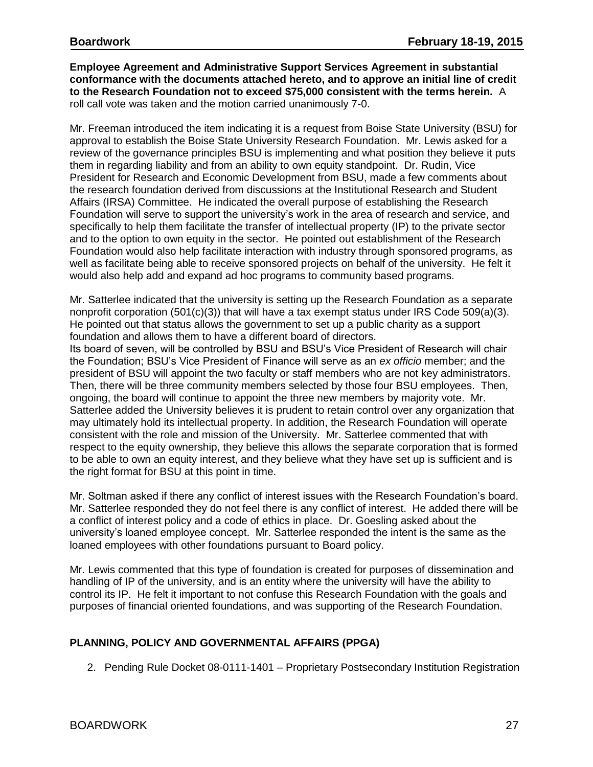**Employee Agreement and Administrative Support Services Agreement in substantial conformance with the documents attached hereto, and to approve an initial line of credit to the Research Foundation not to exceed $75,000 consistent with the terms herein.** A roll call vote was taken and the motion carried unanimously 7-0.

Mr. Freeman introduced the item indicating it is a request from Boise State University (BSU) for approval to establish the Boise State University Research Foundation. Mr. Lewis asked for a review of the governance principles BSU is implementing and what position they believe it puts them in regarding liability and from an ability to own equity standpoint. Dr. Rudin, Vice President for Research and Economic Development from BSU, made a few comments about the research foundation derived from discussions at the Institutional Research and Student Affairs (IRSA) Committee. He indicated the overall purpose of establishing the Research Foundation will serve to support the university's work in the area of research and service, and specifically to help them facilitate the transfer of intellectual property (IP) to the private sector and to the option to own equity in the sector. He pointed out establishment of the Research Foundation would also help facilitate interaction with industry through sponsored programs, as well as facilitate being able to receive sponsored projects on behalf of the university. He felt it would also help add and expand ad hoc programs to community based programs.

Mr. Satterlee indicated that the university is setting up the Research Foundation as a separate nonprofit corporation (501(c)(3)) that will have a tax exempt status under IRS Code 509(a)(3). He pointed out that status allows the government to set up a public charity as a support foundation and allows them to have a different board of directors.
Its board of seven, will be controlled by BSU and BSU's Vice President of Research will chair the Foundation; BSU's Vice President of Finance will serve as an *ex officio* member; and the president of BSU will appoint the two faculty or staff members who are not key administrators. Then, there will be three community members selected by those four BSU employees. Then, ongoing, the board will continue to appoint the three new members by majority vote. Mr. Satterlee added the University believes it is prudent to retain control over any organization that may ultimately hold its intellectual property. In addition, the Research Foundation will operate consistent with the role and mission of the University. Mr. Satterlee commented that with respect to the equity ownership, they believe this allows the separate corporation that is formed to be able to own an equity interest, and they believe what they have set up is sufficient and is the right format for BSU at this point in time.

Mr. Soltman asked if there any conflict of interest issues with the Research Foundation's board. Mr. Satterlee responded they do not feel there is any conflict of interest. He added there will be a conflict of interest policy and a code of ethics in place. Dr. Goesling asked about the university's loaned employee concept. Mr. Satterlee responded the intent is the same as the loaned employees with other foundations pursuant to Board policy.

Mr. Lewis commented that this type of foundation is created for purposes of dissemination and handling of IP of the university, and is an entity where the university will have the ability to control its IP. He felt it important to not confuse this Research Foundation with the goals and purposes of financial oriented foundations, and was supporting of the Research Foundation.

**PLANNING, POLICY AND GOVERNMENTAL AFFAIRS (PPGA)**

2. Pending Rule Docket 08-0111-1401 – Proprietary Postsecondary Institution Registration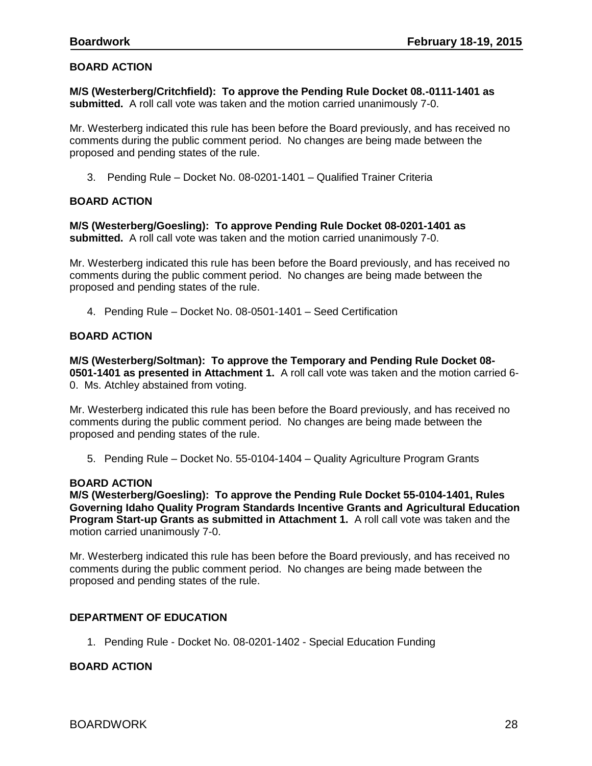**BOARD ACTION**

**M/S (Westerberg/Critchfield): To approve the Pending Rule Docket 08.-0111-1401 as submitted.** A roll call vote was taken and the motion carried unanimously 7-0.

Mr. Westerberg indicated this rule has been before the Board previously, and has received no comments during the public comment period. No changes are being made between the proposed and pending states of the rule.

3. Pending Rule – Docket No. 08-0201-1401 – Qualified Trainer Criteria

**BOARD ACTION**

**M/S (Westerberg/Goesling): To approve Pending Rule Docket 08-0201-1401 as submitted.** A roll call vote was taken and the motion carried unanimously 7-0.

Mr. Westerberg indicated this rule has been before the Board previously, and has received no comments during the public comment period. No changes are being made between the proposed and pending states of the rule.

4. Pending Rule – Docket No. 08-0501-1401 – Seed Certification

**BOARD ACTION**

**M/S (Westerberg/Soltman): To approve the Temporary and Pending Rule Docket 08-0501-1401 as presented in Attachment 1.** A roll call vote was taken and the motion carried 6-0. Ms. Atchley abstained from voting.

Mr. Westerberg indicated this rule has been before the Board previously, and has received no comments during the public comment period. No changes are being made between the proposed and pending states of the rule.

5. Pending Rule – Docket No. 55-0104-1404 – Quality Agriculture Program Grants

**BOARD ACTION**

**M/S (Westerberg/Goesling): To approve the Pending Rule Docket 55-0104-1401, Rules Governing Idaho Quality Program Standards Incentive Grants and Agricultural Education Program Start-up Grants as submitted in Attachment 1.** A roll call vote was taken and the motion carried unanimously 7-0.

Mr. Westerberg indicated this rule has been before the Board previously, and has received no comments during the public comment period. No changes are being made between the proposed and pending states of the rule.

**DEPARTMENT OF EDUCATION**

1. Pending Rule - Docket No. 08-0201-1402 - Special Education Funding

**BOARD ACTION**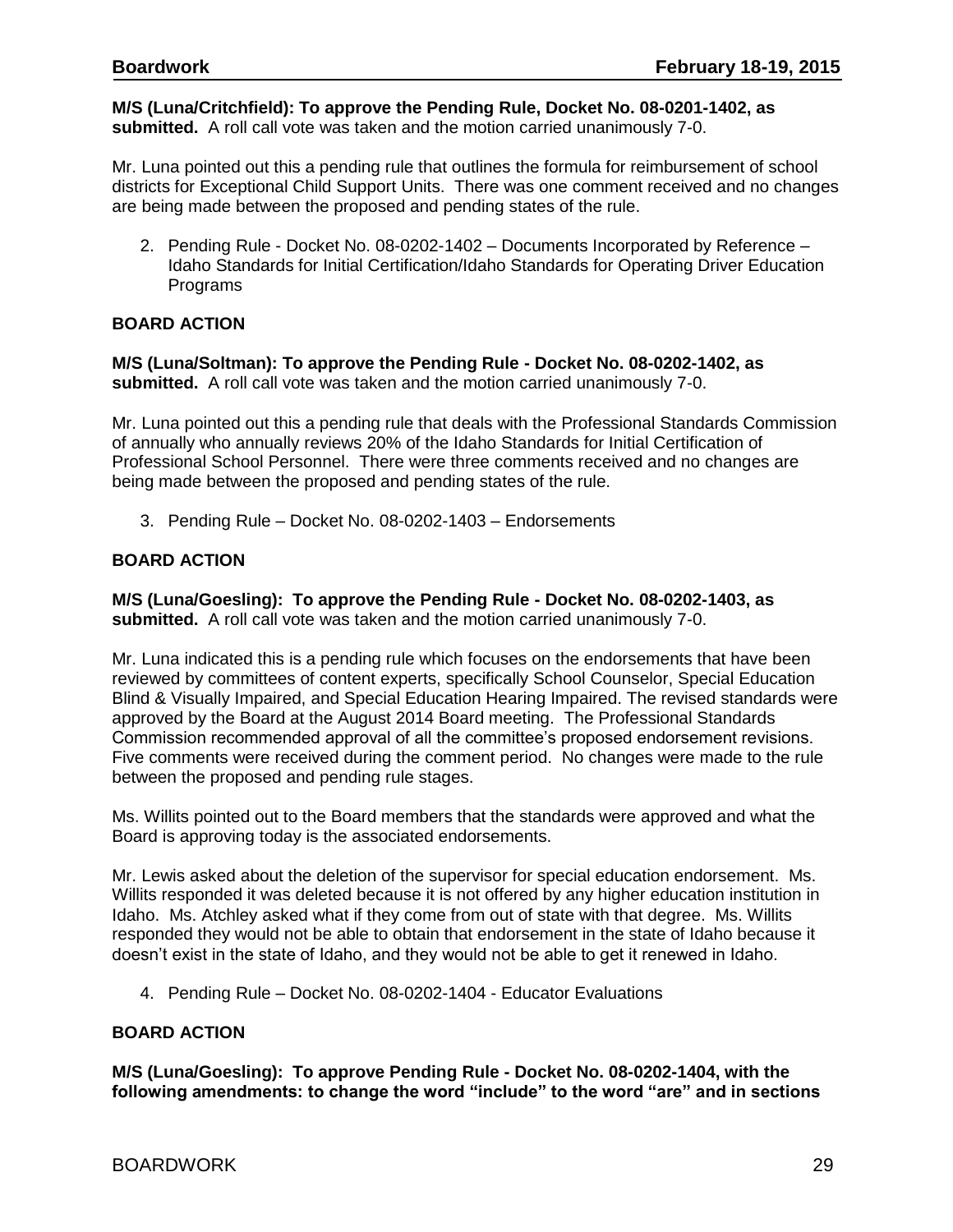**M/S (Luna/Critchfield): To approve the Pending Rule, Docket No. 08-0201-1402, as submitted.** A roll call vote was taken and the motion carried unanimously 7-0.

Mr. Luna pointed out this a pending rule that outlines the formula for reimbursement of school districts for Exceptional Child Support Units. There was one comment received and no changes are being made between the proposed and pending states of the rule.

2. Pending Rule - Docket No. 08-0202-1402 – Documents Incorporated by Reference – Idaho Standards for Initial Certification/Idaho Standards for Operating Driver Education Programs

**BOARD ACTION**

**M/S (Luna/Soltman): To approve the Pending Rule - Docket No. 08-0202-1402, as submitted.** A roll call vote was taken and the motion carried unanimously 7-0.

Mr. Luna pointed out this a pending rule that deals with the Professional Standards Commission of annually who annually reviews 20% of the Idaho Standards for Initial Certification of Professional School Personnel. There were three comments received and no changes are being made between the proposed and pending states of the rule.

3. Pending Rule – Docket No. 08-0202-1403 – Endorsements

**BOARD ACTION**

**M/S (Luna/Goesling): To approve the Pending Rule - Docket No. 08-0202-1403, as submitted.** A roll call vote was taken and the motion carried unanimously 7-0.

Mr. Luna indicated this is a pending rule which focuses on the endorsements that have been reviewed by committees of content experts, specifically School Counselor, Special Education Blind & Visually Impaired, and Special Education Hearing Impaired. The revised standards were approved by the Board at the August 2014 Board meeting. The Professional Standards Commission recommended approval of all the committee's proposed endorsement revisions. Five comments were received during the comment period. No changes were made to the rule between the proposed and pending rule stages.

Ms. Willits pointed out to the Board members that the standards were approved and what the Board is approving today is the associated endorsements.

Mr. Lewis asked about the deletion of the supervisor for special education endorsement. Ms. Willits responded it was deleted because it is not offered by any higher education institution in Idaho. Ms. Atchley asked what if they come from out of state with that degree. Ms. Willits responded they would not be able to obtain that endorsement in the state of Idaho because it doesn't exist in the state of Idaho, and they would not be able to get it renewed in Idaho.

4. Pending Rule – Docket No. 08-0202-1404 - Educator Evaluations

**BOARD ACTION**

**M/S (Luna/Goesling): To approve Pending Rule - Docket No. 08-0202-1404, with the following amendments: to change the word "include" to the word "are" and in sections**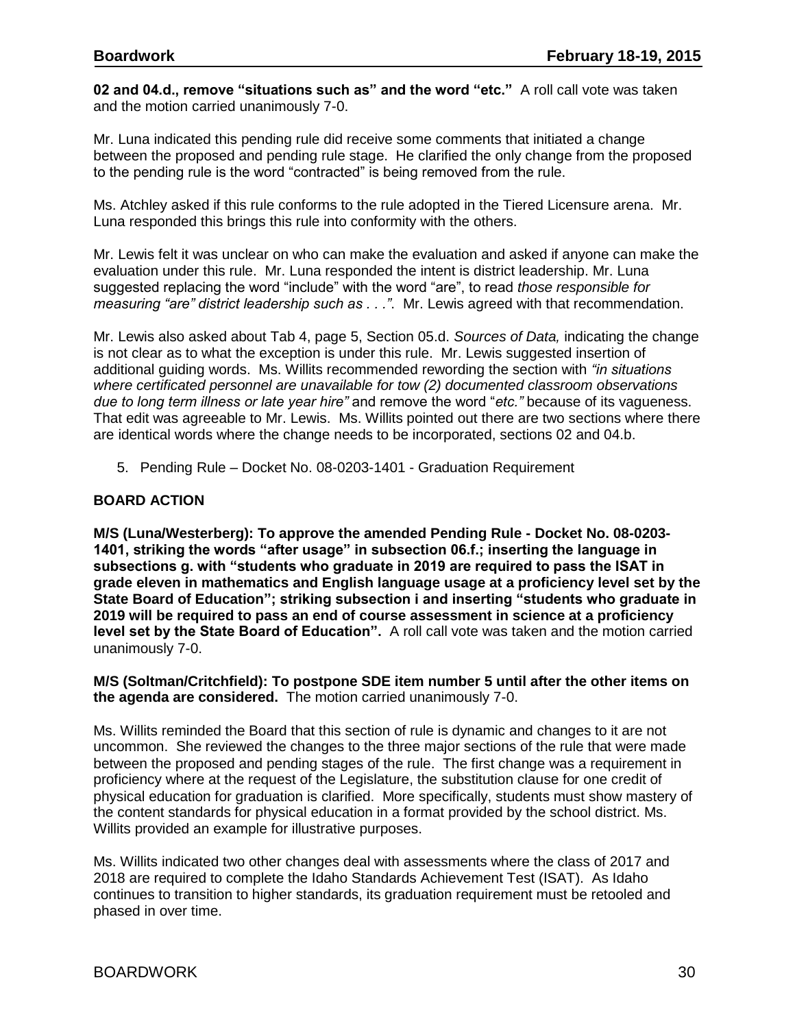**02 and 04.d., remove "situations such as" and the word "etc."** A roll call vote was taken and the motion carried unanimously 7-0.

Mr. Luna indicated this pending rule did receive some comments that initiated a change between the proposed and pending rule stage. He clarified the only change from the proposed to the pending rule is the word "contracted" is being removed from the rule.

Ms. Atchley asked if this rule conforms to the rule adopted in the Tiered Licensure arena. Mr. Luna responded this brings this rule into conformity with the others.

Mr. Lewis felt it was unclear on who can make the evaluation and asked if anyone can make the evaluation under this rule. Mr. Luna responded the intent is district leadership. Mr. Luna suggested replacing the word "include" with the word "are", to read *those responsible for measuring "are" district leadership such as . . .".* Mr. Lewis agreed with that recommendation.

Mr. Lewis also asked about Tab 4, page 5, Section 05.d. *Sources of Data,* indicating the change is not clear as to what the exception is under this rule. Mr. Lewis suggested insertion of additional guiding words. Ms. Willits recommended rewording the section with *"in situations where certificated personnel are unavailable for tow (2) documented classroom observations due to long term illness or late year hire"* and remove the word "*etc."* because of its vagueness. That edit was agreeable to Mr. Lewis. Ms. Willits pointed out there are two sections where there are identical words where the change needs to be incorporated, sections 02 and 04.b.

5. Pending Rule – Docket No. 08-0203-1401 - Graduation Requirement

**BOARD ACTION**

**M/S (Luna/Westerberg): To approve the amended Pending Rule - Docket No. 08-0203-1401, striking the words "after usage" in subsection 06.f.; inserting the language in subsections g. with "students who graduate in 2019 are required to pass the ISAT in grade eleven in mathematics and English language usage at a proficiency level set by the State Board of Education"; striking subsection i and inserting "students who graduate in 2019 will be required to pass an end of course assessment in science at a proficiency level set by the State Board of Education".** A roll call vote was taken and the motion carried unanimously 7-0.

**M/S (Soltman/Critchfield): To postpone SDE item number 5 until after the other items on the agenda are considered.** The motion carried unanimously 7-0.

Ms. Willits reminded the Board that this section of rule is dynamic and changes to it are not uncommon. She reviewed the changes to the three major sections of the rule that were made between the proposed and pending stages of the rule. The first change was a requirement in proficiency where at the request of the Legislature, the substitution clause for one credit of physical education for graduation is clarified. More specifically, students must show mastery of the content standards for physical education in a format provided by the school district. Ms. Willits provided an example for illustrative purposes.

Ms. Willits indicated two other changes deal with assessments where the class of 2017 and 2018 are required to complete the Idaho Standards Achievement Test (ISAT). As Idaho continues to transition to higher standards, its graduation requirement must be retooled and phased in over time.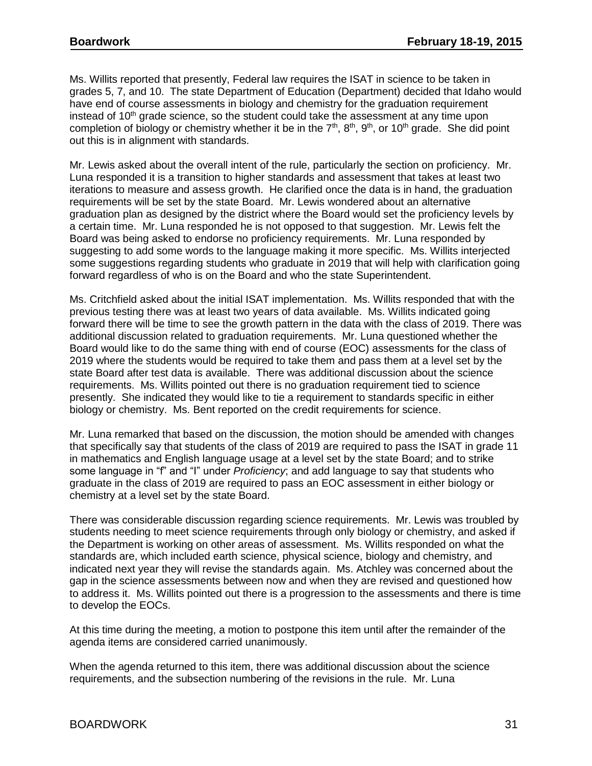Ms. Willits reported that presently, Federal law requires the ISAT in science to be taken in grades 5, 7, and 10. The state Department of Education (Department) decided that Idaho would have end of course assessments in biology and chemistry for the graduation requirement instead of 10th grade science, so the student could take the assessment at any time upon completion of biology or chemistry whether it be in the 7th, 8th, 9th, or 10th grade. She did point out this is in alignment with standards.

Mr. Lewis asked about the overall intent of the rule, particularly the section on proficiency. Mr. Luna responded it is a transition to higher standards and assessment that takes at least two iterations to measure and assess growth. He clarified once the data is in hand, the graduation requirements will be set by the state Board. Mr. Lewis wondered about an alternative graduation plan as designed by the district where the Board would set the proficiency levels by a certain time. Mr. Luna responded he is not opposed to that suggestion. Mr. Lewis felt the Board was being asked to endorse no proficiency requirements. Mr. Luna responded by suggesting to add some words to the language making it more specific. Ms. Willits interjected some suggestions regarding students who graduate in 2019 that will help with clarification going forward regardless of who is on the Board and who the state Superintendent.

Ms. Critchfield asked about the initial ISAT implementation. Ms. Willits responded that with the previous testing there was at least two years of data available. Ms. Willits indicated going forward there will be time to see the growth pattern in the data with the class of 2019. There was additional discussion related to graduation requirements. Mr. Luna questioned whether the Board would like to do the same thing with end of course (EOC) assessments for the class of 2019 where the students would be required to take them and pass them at a level set by the state Board after test data is available. There was additional discussion about the science requirements. Ms. Willits pointed out there is no graduation requirement tied to science presently. She indicated they would like to tie a requirement to standards specific in either biology or chemistry. Ms. Bent reported on the credit requirements for science.

Mr. Luna remarked that based on the discussion, the motion should be amended with changes that specifically say that students of the class of 2019 are required to pass the ISAT in grade 11 in mathematics and English language usage at a level set by the state Board; and to strike some language in "f" and "I" under *Proficiency*; and add language to say that students who graduate in the class of 2019 are required to pass an EOC assessment in either biology or chemistry at a level set by the state Board.

There was considerable discussion regarding science requirements. Mr. Lewis was troubled by students needing to meet science requirements through only biology or chemistry, and asked if the Department is working on other areas of assessment. Ms. Willits responded on what the standards are, which included earth science, physical science, biology and chemistry, and indicated next year they will revise the standards again. Ms. Atchley was concerned about the gap in the science assessments between now and when they are revised and questioned how to address it. Ms. Willits pointed out there is a progression to the assessments and there is time to develop the EOCs.

At this time during the meeting, a motion to postpone this item until after the remainder of the agenda items are considered carried unanimously.

When the agenda returned to this item, there was additional discussion about the science requirements, and the subsection numbering of the revisions in the rule. Mr. Luna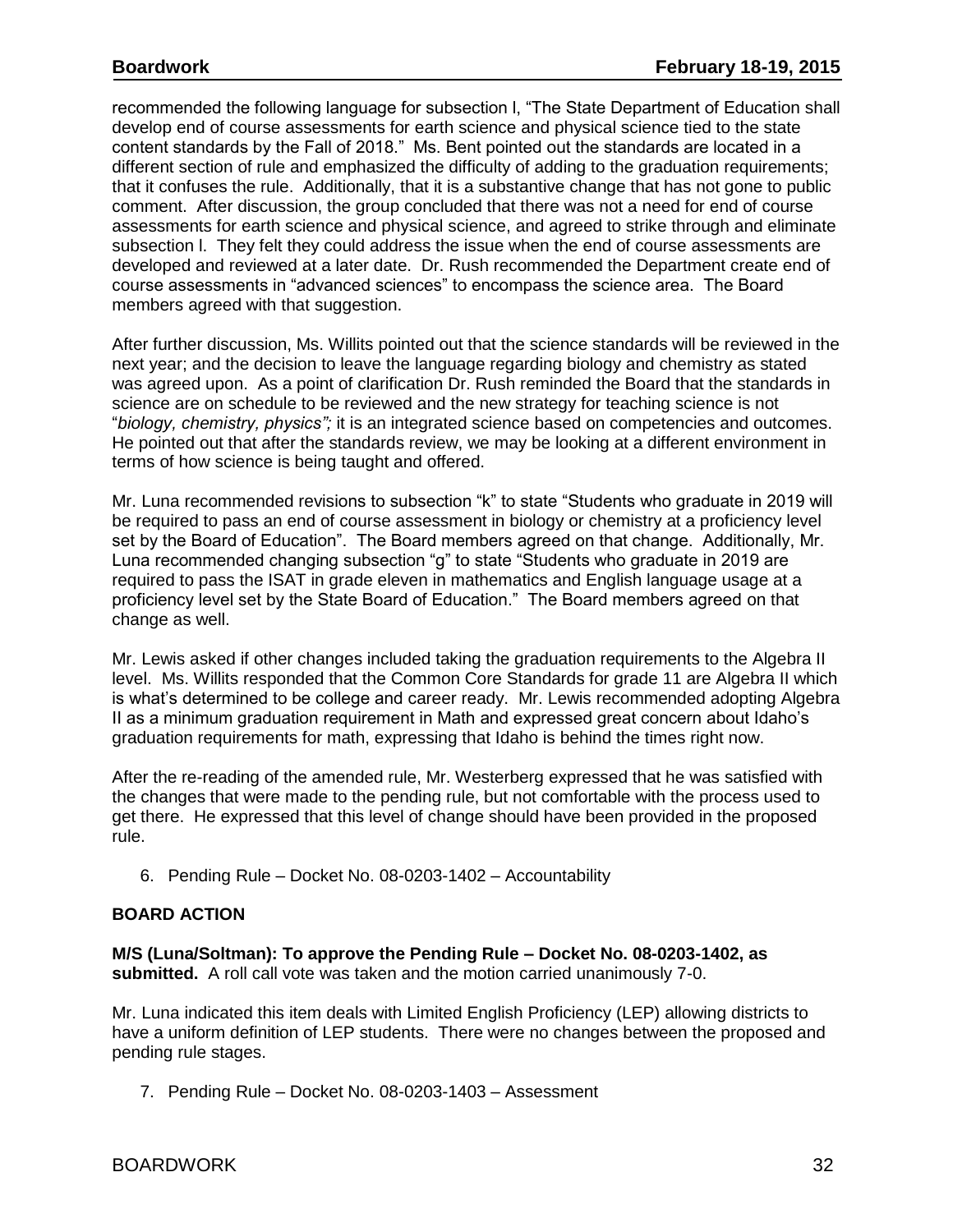recommended the following language for subsection l, "The State Department of Education shall develop end of course assessments for earth science and physical science tied to the state content standards by the Fall of 2018." Ms. Bent pointed out the standards are located in a different section of rule and emphasized the difficulty of adding to the graduation requirements; that it confuses the rule. Additionally, that it is a substantive change that has not gone to public comment. After discussion, the group concluded that there was not a need for end of course assessments for earth science and physical science, and agreed to strike through and eliminate subsection l. They felt they could address the issue when the end of course assessments are developed and reviewed at a later date. Dr. Rush recommended the Department create end of course assessments in "advanced sciences" to encompass the science area. The Board members agreed with that suggestion.

After further discussion, Ms. Willits pointed out that the science standards will be reviewed in the next year; and the decision to leave the language regarding biology and chemistry as stated was agreed upon. As a point of clarification Dr. Rush reminded the Board that the standards in science are on schedule to be reviewed and the new strategy for teaching science is not "*biology, chemistry, physics";* it is an integrated science based on competencies and outcomes. He pointed out that after the standards review, we may be looking at a different environment in terms of how science is being taught and offered.

Mr. Luna recommended revisions to subsection "k" to state "Students who graduate in 2019 will be required to pass an end of course assessment in biology or chemistry at a proficiency level set by the Board of Education". The Board members agreed on that change. Additionally, Mr. Luna recommended changing subsection "g" to state "Students who graduate in 2019 are required to pass the ISAT in grade eleven in mathematics and English language usage at a proficiency level set by the State Board of Education." The Board members agreed on that change as well.

Mr. Lewis asked if other changes included taking the graduation requirements to the Algebra II level. Ms. Willits responded that the Common Core Standards for grade 11 are Algebra II which is what's determined to be college and career ready. Mr. Lewis recommended adopting Algebra II as a minimum graduation requirement in Math and expressed great concern about Idaho's graduation requirements for math, expressing that Idaho is behind the times right now.

After the re-reading of the amended rule, Mr. Westerberg expressed that he was satisfied with the changes that were made to the pending rule, but not comfortable with the process used to get there. He expressed that this level of change should have been provided in the proposed rule.

6. Pending Rule – Docket No. 08-0203-1402 – Accountability

**BOARD ACTION**

**M/S (Luna/Soltman): To approve the Pending Rule – Docket No. 08-0203-1402, as submitted.** A roll call vote was taken and the motion carried unanimously 7-0.

Mr. Luna indicated this item deals with Limited English Proficiency (LEP) allowing districts to have a uniform definition of LEP students. There were no changes between the proposed and pending rule stages.

7. Pending Rule – Docket No. 08-0203-1403 – Assessment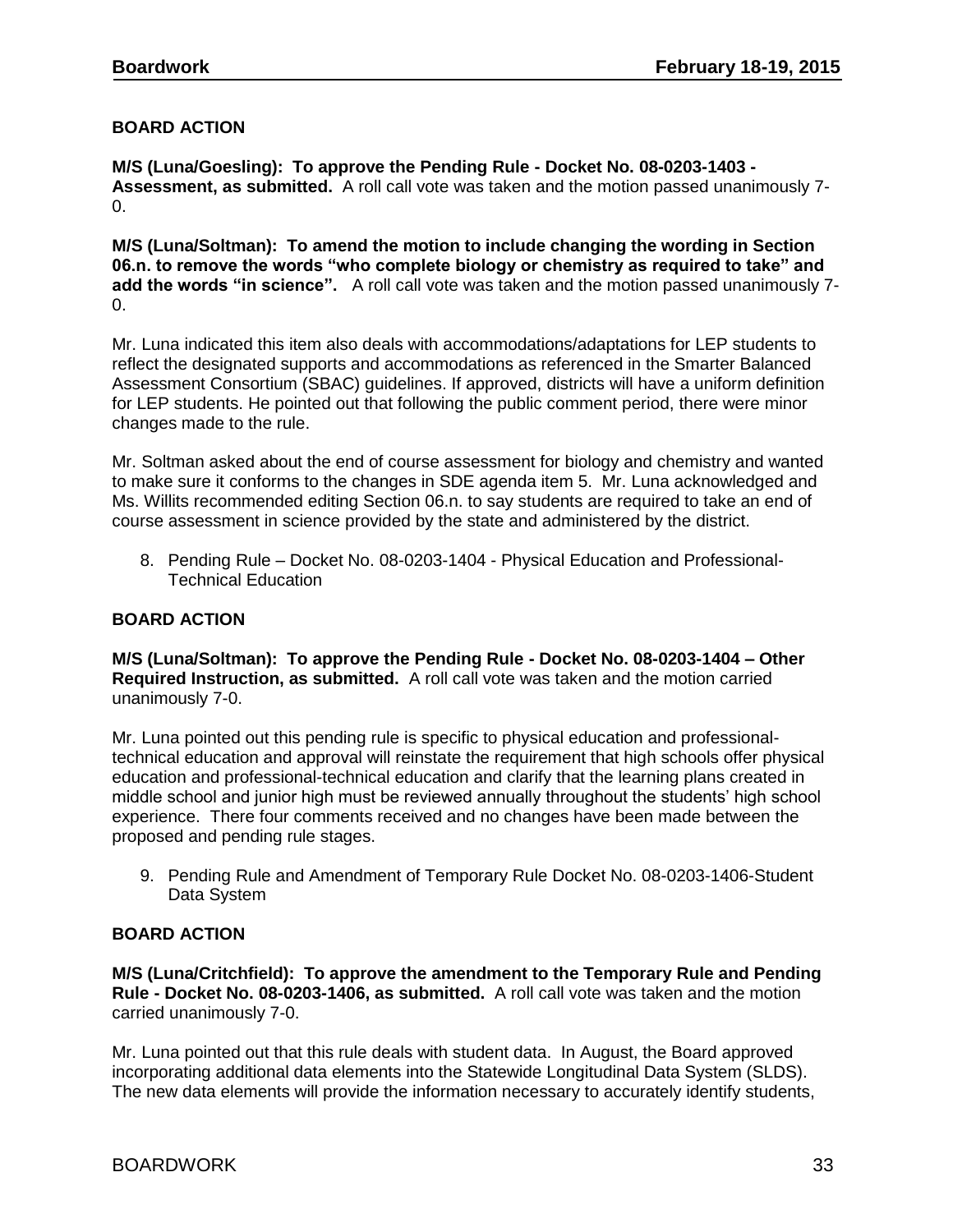**BOARD ACTION**

**M/S (Luna/Goesling): To approve the Pending Rule - Docket No. 08-0203-1403 - Assessment, as submitted.** A roll call vote was taken and the motion passed unanimously 7-0.

**M/S (Luna/Soltman): To amend the motion to include changing the wording in Section 06.n. to remove the words "who complete biology or chemistry as required to take" and add the words "in science".** A roll call vote was taken and the motion passed unanimously 7-0.

Mr. Luna indicated this item also deals with accommodations/adaptations for LEP students to reflect the designated supports and accommodations as referenced in the Smarter Balanced Assessment Consortium (SBAC) guidelines. If approved, districts will have a uniform definition for LEP students. He pointed out that following the public comment period, there were minor changes made to the rule.

Mr. Soltman asked about the end of course assessment for biology and chemistry and wanted to make sure it conforms to the changes in SDE agenda item 5. Mr. Luna acknowledged and Ms. Willits recommended editing Section 06.n. to say students are required to take an end of course assessment in science provided by the state and administered by the district.

8. Pending Rule – Docket No. 08-0203-1404 - Physical Education and Professional-Technical Education

**BOARD ACTION**

**M/S (Luna/Soltman): To approve the Pending Rule - Docket No. 08-0203-1404 – Other Required Instruction, as submitted.** A roll call vote was taken and the motion carried unanimously 7-0.

Mr. Luna pointed out this pending rule is specific to physical education and professional-technical education and approval will reinstate the requirement that high schools offer physical education and professional-technical education and clarify that the learning plans created in middle school and junior high must be reviewed annually throughout the students' high school experience. There four comments received and no changes have been made between the proposed and pending rule stages.

9. Pending Rule and Amendment of Temporary Rule Docket No. 08-0203-1406-Student Data System

**BOARD ACTION**

**M/S (Luna/Critchfield): To approve the amendment to the Temporary Rule and Pending Rule - Docket No. 08-0203-1406, as submitted.** A roll call vote was taken and the motion carried unanimously 7-0.

Mr. Luna pointed out that this rule deals with student data. In August, the Board approved incorporating additional data elements into the Statewide Longitudinal Data System (SLDS). The new data elements will provide the information necessary to accurately identify students,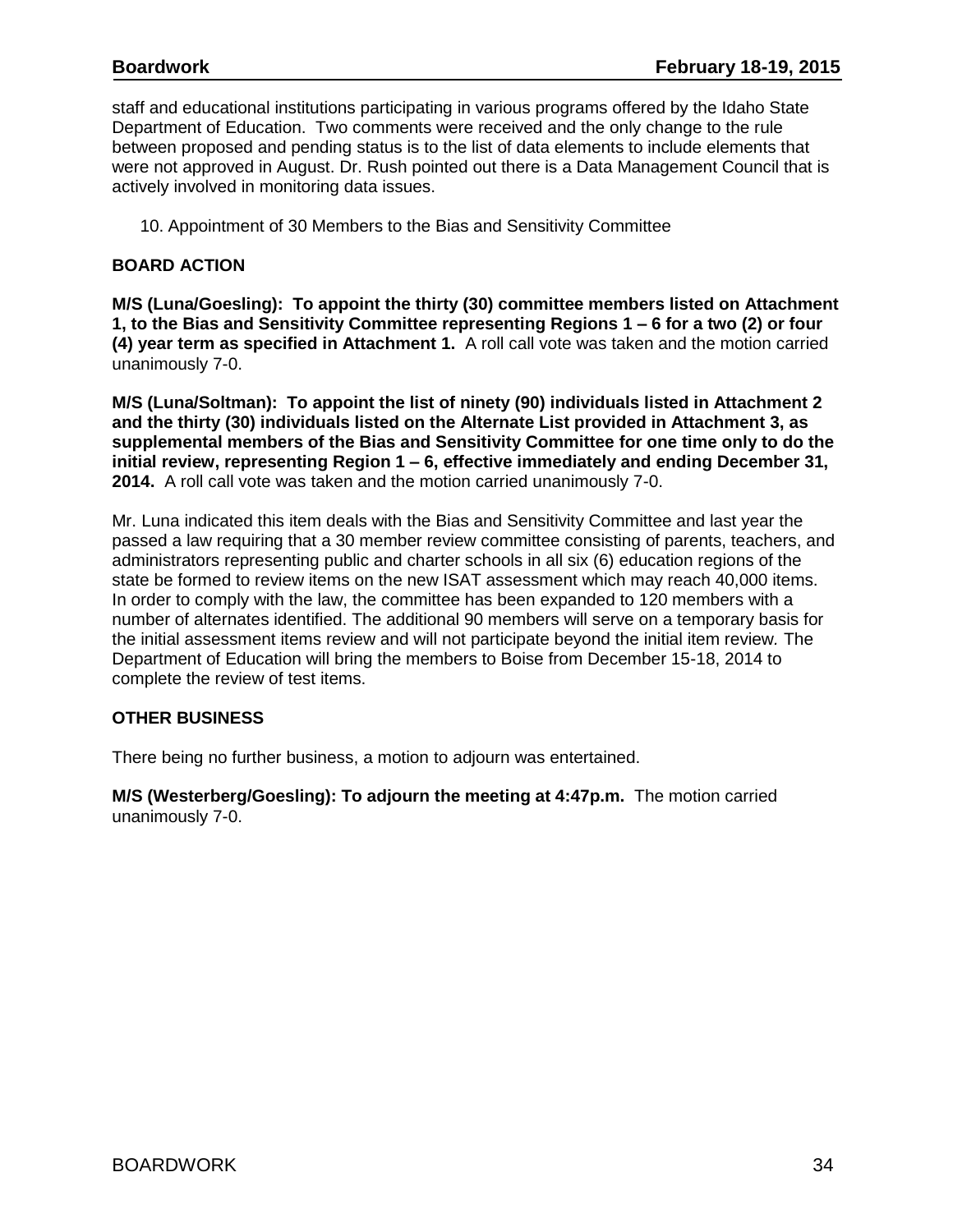staff and educational institutions participating in various programs offered by the Idaho State Department of Education. Two comments were received and the only change to the rule between proposed and pending status is to the list of data elements to include elements that were not approved in August. Dr. Rush pointed out there is a Data Management Council that is actively involved in monitoring data issues.

10. Appointment of 30 Members to the Bias and Sensitivity Committee

**BOARD ACTION**

**M/S (Luna/Goesling): To appoint the thirty (30) committee members listed on Attachment 1, to the Bias and Sensitivity Committee representing Regions 1 – 6 for a two (2) or four (4) year term as specified in Attachment 1.** A roll call vote was taken and the motion carried unanimously 7-0.

**M/S (Luna/Soltman): To appoint the list of ninety (90) individuals listed in Attachment 2 and the thirty (30) individuals listed on the Alternate List provided in Attachment 3, as supplemental members of the Bias and Sensitivity Committee for one time only to do the initial review, representing Region 1 – 6, effective immediately and ending December 31, 2014.** A roll call vote was taken and the motion carried unanimously 7-0.

Mr. Luna indicated this item deals with the Bias and Sensitivity Committee and last year the passed a law requiring that a 30 member review committee consisting of parents, teachers, and administrators representing public and charter schools in all six (6) education regions of the state be formed to review items on the new ISAT assessment which may reach 40,000 items. In order to comply with the law, the committee has been expanded to 120 members with a number of alternates identified. The additional 90 members will serve on a temporary basis for the initial assessment items review and will not participate beyond the initial item review. The Department of Education will bring the members to Boise from December 15-18, 2014 to complete the review of test items.

**OTHER BUSINESS**

There being no further business, a motion to adjourn was entertained.

**M/S (Westerberg/Goesling): To adjourn the meeting at 4:47p.m.** The motion carried unanimously 7-0.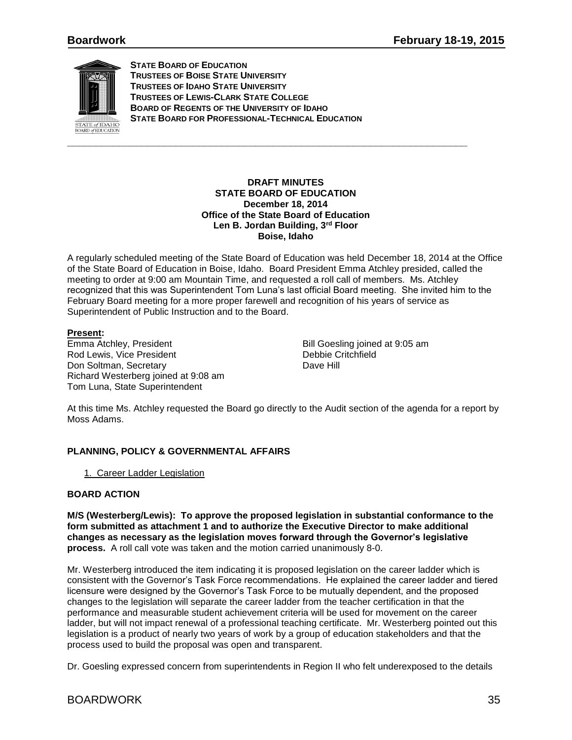**STATE BOARD OF EDUCATION**
**TRUSTEES OF BOISE STATE UNIVERSITY**
**TRUSTEES OF IDAHO STATE UNIVERSITY**
**TRUSTEES OF LEWIS-CLARK STATE COLLEGE**
**BOARD OF REGENTS OF THE UNIVERSITY OF IDAHO**
**STATE BOARD FOR PROFESSIONAL-TECHNICAL EDUCATION**

---

**DRAFT MINUTES**
**STATE BOARD OF EDUCATION**
**December 18, 2014**
**Office of the State Board of Education**
**Len B. Jordan Building, 3rd Floor**
**Boise, Idaho**

A regularly scheduled meeting of the State Board of Education was held December 18, 2014 at the Office of the State Board of Education in Boise, Idaho. Board President Emma Atchley presided, called the meeting to order at 9:00 am Mountain Time, and requested a roll call of members. Ms. Atchley recognized that this was Superintendent Tom Luna's last official Board meeting. She invited him to the February Board meeting for a more proper farewell and recognition of his years of service as Superintendent of Public Instruction and to the Board.

**Present:**

Emma Atchley, President
Rod Lewis, Vice President
Don Soltman, Secretary
Richard Westerberg joined at 9:08 am
Tom Luna, State Superintendent
Bill Goesling joined at 9:05 am
Debbie Critchfield
Dave Hill

At this time Ms. Atchley requested the Board go directly to the Audit section of the agenda for a report by Moss Adams.

**PLANNING, POLICY & GOVERNMENTAL AFFAIRS**

1. Career Ladder Legislation

**BOARD ACTION**

**M/S (Westerberg/Lewis): To approve the proposed legislation in substantial conformance to the form submitted as attachment 1 and to authorize the Executive Director to make additional changes as necessary as the legislation moves forward through the Governor's legislative process.** A roll call vote was taken and the motion carried unanimously 8-0.

Mr. Westerberg introduced the item indicating it is proposed legislation on the career ladder which is consistent with the Governor's Task Force recommendations. He explained the career ladder and tiered licensure were designed by the Governor's Task Force to be mutually dependent, and the proposed changes to the legislation will separate the career ladder from the teacher certification in that the performance and measurable student achievement criteria will be used for movement on the career ladder, but will not impact renewal of a professional teaching certificate. Mr. Westerberg pointed out this legislation is a product of nearly two years of work by a group of education stakeholders and that the process used to build the proposal was open and transparent.

Dr. Goesling expressed concern from superintendents in Region II who felt underexposed to the details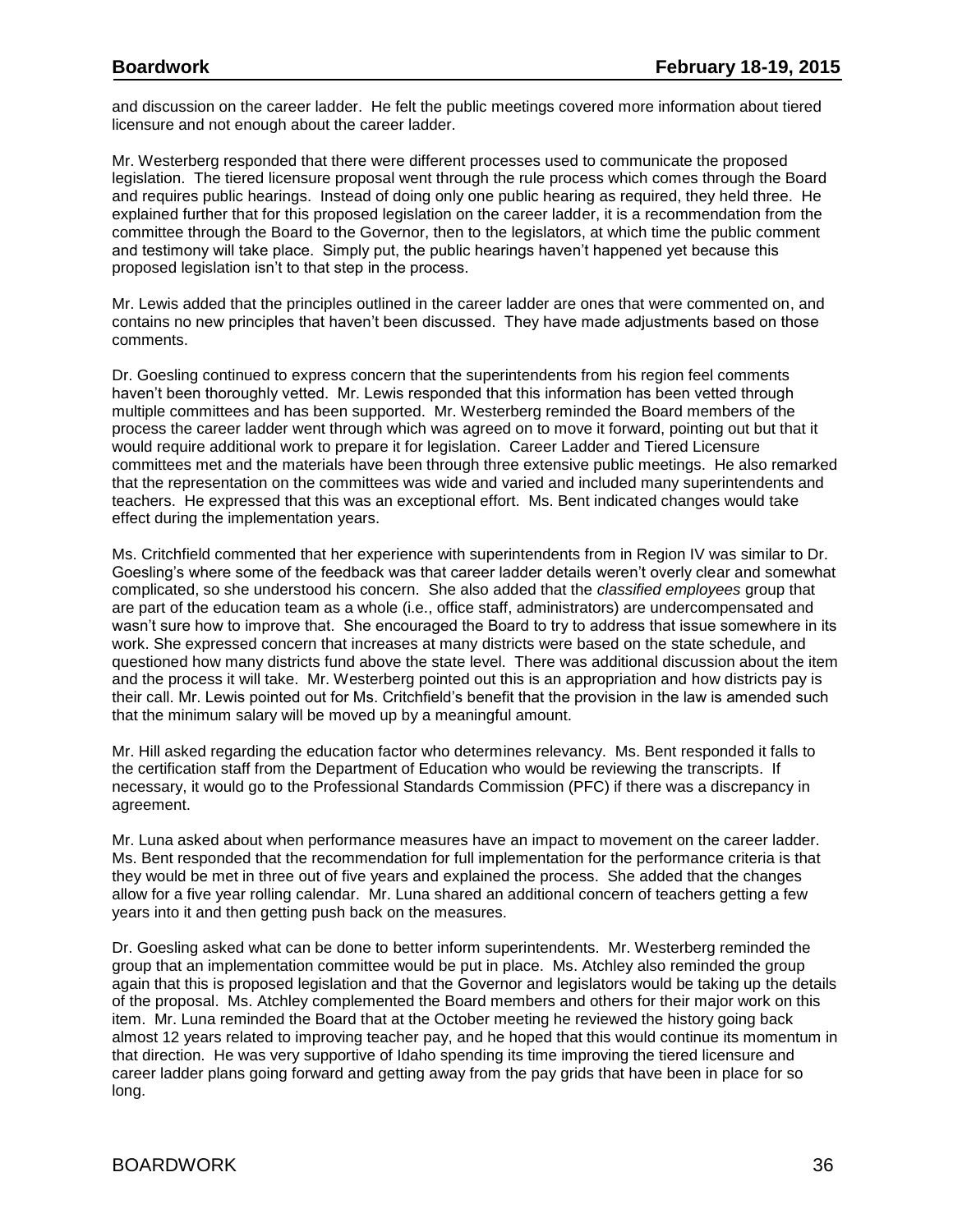and discussion on the career ladder. He felt the public meetings covered more information about tiered licensure and not enough about the career ladder.

Mr. Westerberg responded that there were different processes used to communicate the proposed legislation. The tiered licensure proposal went through the rule process which comes through the Board and requires public hearings. Instead of doing only one public hearing as required, they held three. He explained further that for this proposed legislation on the career ladder, it is a recommendation from the committee through the Board to the Governor, then to the legislators, at which time the public comment and testimony will take place. Simply put, the public hearings haven't happened yet because this proposed legislation isn't to that step in the process.

Mr. Lewis added that the principles outlined in the career ladder are ones that were commented on, and contains no new principles that haven't been discussed. They have made adjustments based on those comments.

Dr. Goesling continued to express concern that the superintendents from his region feel comments haven't been thoroughly vetted. Mr. Lewis responded that this information has been vetted through multiple committees and has been supported. Mr. Westerberg reminded the Board members of the process the career ladder went through which was agreed on to move it forward, pointing out but that it would require additional work to prepare it for legislation. Career Ladder and Tiered Licensure committees met and the materials have been through three extensive public meetings. He also remarked that the representation on the committees was wide and varied and included many superintendents and teachers. He expressed that this was an exceptional effort. Ms. Bent indicated changes would take effect during the implementation years.

Ms. Critchfield commented that her experience with superintendents from in Region IV was similar to Dr. Goesling's where some of the feedback was that career ladder details weren't overly clear and somewhat complicated, so she understood his concern. She also added that the *classified employees* group that are part of the education team as a whole (i.e., office staff, administrators) are undercompensated and wasn't sure how to improve that. She encouraged the Board to try to address that issue somewhere in its work. She expressed concern that increases at many districts were based on the state schedule, and questioned how many districts fund above the state level. There was additional discussion about the item and the process it will take. Mr. Westerberg pointed out this is an appropriation and how districts pay is their call. Mr. Lewis pointed out for Ms. Critchfield's benefit that the provision in the law is amended such that the minimum salary will be moved up by a meaningful amount.

Mr. Hill asked regarding the education factor who determines relevancy. Ms. Bent responded it falls to the certification staff from the Department of Education who would be reviewing the transcripts. If necessary, it would go to the Professional Standards Commission (PFC) if there was a discrepancy in agreement.

Mr. Luna asked about when performance measures have an impact to movement on the career ladder. Ms. Bent responded that the recommendation for full implementation for the performance criteria is that they would be met in three out of five years and explained the process. She added that the changes allow for a five year rolling calendar. Mr. Luna shared an additional concern of teachers getting a few years into it and then getting push back on the measures.

Dr. Goesling asked what can be done to better inform superintendents. Mr. Westerberg reminded the group that an implementation committee would be put in place. Ms. Atchley also reminded the group again that this is proposed legislation and that the Governor and legislators would be taking up the details of the proposal. Ms. Atchley complemented the Board members and others for their major work on this item. Mr. Luna reminded the Board that at the October meeting he reviewed the history going back almost 12 years related to improving teacher pay, and he hoped that this would continue its momentum in that direction. He was very supportive of Idaho spending its time improving the tiered licensure and career ladder plans going forward and getting away from the pay grids that have been in place for so long.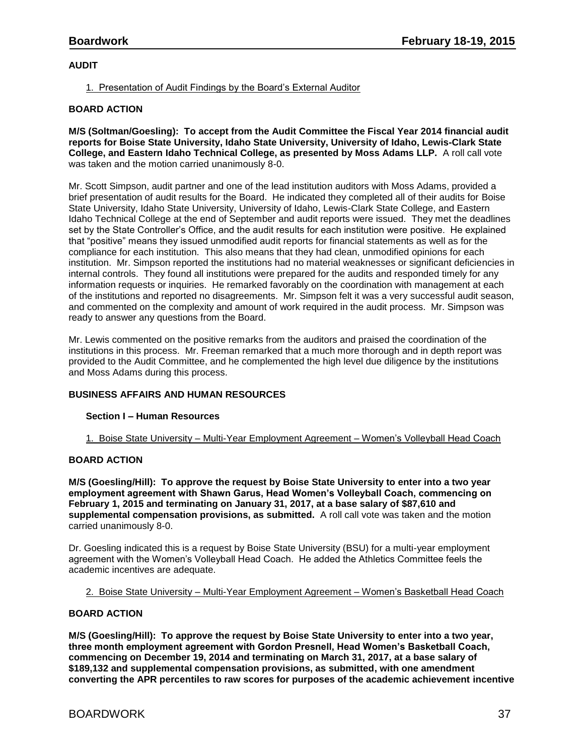**AUDIT**

1. Presentation of Audit Findings by the Board's External Auditor

**BOARD ACTION**

**M/S (Soltman/Goesling): To accept from the Audit Committee the Fiscal Year 2014 financial audit reports for Boise State University, Idaho State University, University of Idaho, Lewis-Clark State College, and Eastern Idaho Technical College, as presented by Moss Adams LLP.** A roll call vote was taken and the motion carried unanimously 8-0.

Mr. Scott Simpson, audit partner and one of the lead institution auditors with Moss Adams, provided a brief presentation of audit results for the Board. He indicated they completed all of their audits for Boise State University, Idaho State University, University of Idaho, Lewis-Clark State College, and Eastern Idaho Technical College at the end of September and audit reports were issued. They met the deadlines set by the State Controller's Office, and the audit results for each institution were positive. He explained that "positive" means they issued unmodified audit reports for financial statements as well as for the compliance for each institution. This also means that they had clean, unmodified opinions for each institution. Mr. Simpson reported the institutions had no material weaknesses or significant deficiencies in internal controls. They found all institutions were prepared for the audits and responded timely for any information requests or inquiries. He remarked favorably on the coordination with management at each of the institutions and reported no disagreements. Mr. Simpson felt it was a very successful audit season, and commented on the complexity and amount of work required in the audit process. Mr. Simpson was ready to answer any questions from the Board.

Mr. Lewis commented on the positive remarks from the auditors and praised the coordination of the institutions in this process. Mr. Freeman remarked that a much more thorough and in depth report was provided to the Audit Committee, and he complemented the high level due diligence by the institutions and Moss Adams during this process.

**BUSINESS AFFAIRS AND HUMAN RESOURCES**

**Section I – Human Resources**

1. Boise State University – Multi-Year Employment Agreement – Women's Volleyball Head Coach

**BOARD ACTION**

**M/S (Goesling/Hill): To approve the request by Boise State University to enter into a two year employment agreement with Shawn Garus, Head Women's Volleyball Coach, commencing on February 1, 2015 and terminating on January 31, 2017, at a base salary of $87,610 and supplemental compensation provisions, as submitted.** A roll call vote was taken and the motion carried unanimously 8-0.

Dr. Goesling indicated this is a request by Boise State University (BSU) for a multi-year employment agreement with the Women's Volleyball Head Coach. He added the Athletics Committee feels the academic incentives are adequate.

2. Boise State University – Multi-Year Employment Agreement – Women's Basketball Head Coach

**BOARD ACTION**

**M/S (Goesling/Hill): To approve the request by Boise State University to enter into a two year, three month employment agreement with Gordon Presnell, Head Women's Basketball Coach, commencing on December 19, 2014 and terminating on March 31, 2017, at a base salary of $189,132 and supplemental compensation provisions, as submitted, with one amendment converting the APR percentiles to raw scores for purposes of the academic achievement incentive**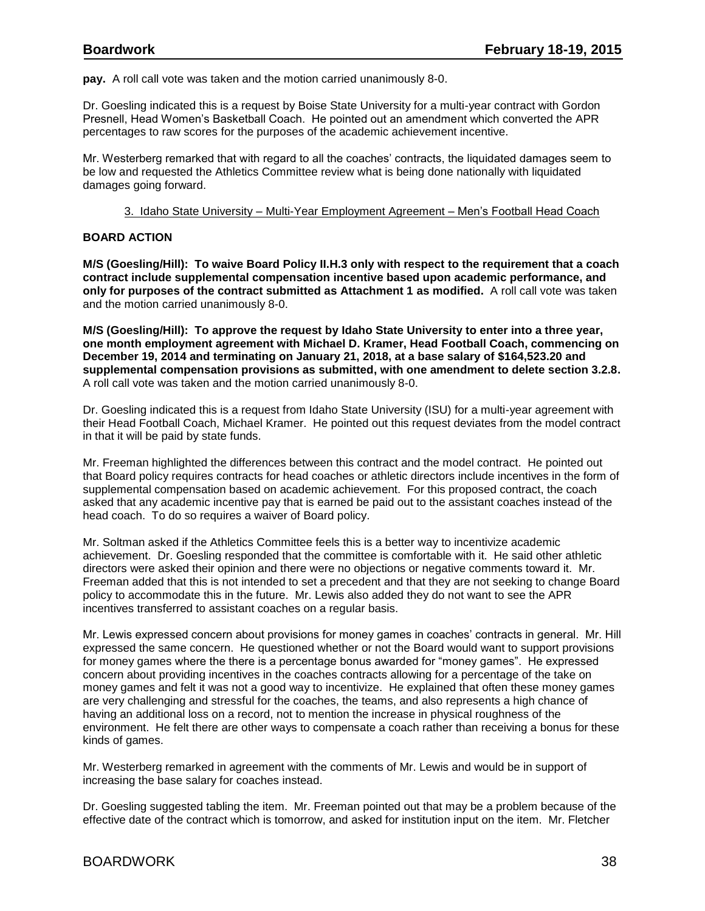**pay.** A roll call vote was taken and the motion carried unanimously 8-0.

Dr. Goesling indicated this is a request by Boise State University for a multi-year contract with Gordon Presnell, Head Women's Basketball Coach. He pointed out an amendment which converted the APR percentages to raw scores for the purposes of the academic achievement incentive.

Mr. Westerberg remarked that with regard to all the coaches' contracts, the liquidated damages seem to be low and requested the Athletics Committee review what is being done nationally with liquidated damages going forward.

3. Idaho State University – Multi-Year Employment Agreement – Men's Football Head Coach

**BOARD ACTION**

**M/S (Goesling/Hill): To waive Board Policy II.H.3 only with respect to the requirement that a coach contract include supplemental compensation incentive based upon academic performance, and only for purposes of the contract submitted as Attachment 1 as modified.** A roll call vote was taken and the motion carried unanimously 8-0.

**M/S (Goesling/Hill): To approve the request by Idaho State University to enter into a three year, one month employment agreement with Michael D. Kramer, Head Football Coach, commencing on December 19, 2014 and terminating on January 21, 2018, at a base salary of $164,523.20 and supplemental compensation provisions as submitted, with one amendment to delete section 3.2.8.** A roll call vote was taken and the motion carried unanimously 8-0.

Dr. Goesling indicated this is a request from Idaho State University (ISU) for a multi-year agreement with their Head Football Coach, Michael Kramer. He pointed out this request deviates from the model contract in that it will be paid by state funds.

Mr. Freeman highlighted the differences between this contract and the model contract. He pointed out that Board policy requires contracts for head coaches or athletic directors include incentives in the form of supplemental compensation based on academic achievement. For this proposed contract, the coach asked that any academic incentive pay that is earned be paid out to the assistant coaches instead of the head coach. To do so requires a waiver of Board policy.

Mr. Soltman asked if the Athletics Committee feels this is a better way to incentivize academic achievement. Dr. Goesling responded that the committee is comfortable with it. He said other athletic directors were asked their opinion and there were no objections or negative comments toward it. Mr. Freeman added that this is not intended to set a precedent and that they are not seeking to change Board policy to accommodate this in the future. Mr. Lewis also added they do not want to see the APR incentives transferred to assistant coaches on a regular basis.

Mr. Lewis expressed concern about provisions for money games in coaches' contracts in general. Mr. Hill expressed the same concern. He questioned whether or not the Board would want to support provisions for money games where the there is a percentage bonus awarded for "money games". He expressed concern about providing incentives in the coaches contracts allowing for a percentage of the take on money games and felt it was not a good way to incentivize. He explained that often these money games are very challenging and stressful for the coaches, the teams, and also represents a high chance of having an additional loss on a record, not to mention the increase in physical roughness of the environment. He felt there are other ways to compensate a coach rather than receiving a bonus for these kinds of games.

Mr. Westerberg remarked in agreement with the comments of Mr. Lewis and would be in support of increasing the base salary for coaches instead.

Dr. Goesling suggested tabling the item. Mr. Freeman pointed out that may be a problem because of the effective date of the contract which is tomorrow, and asked for institution input on the item. Mr. Fletcher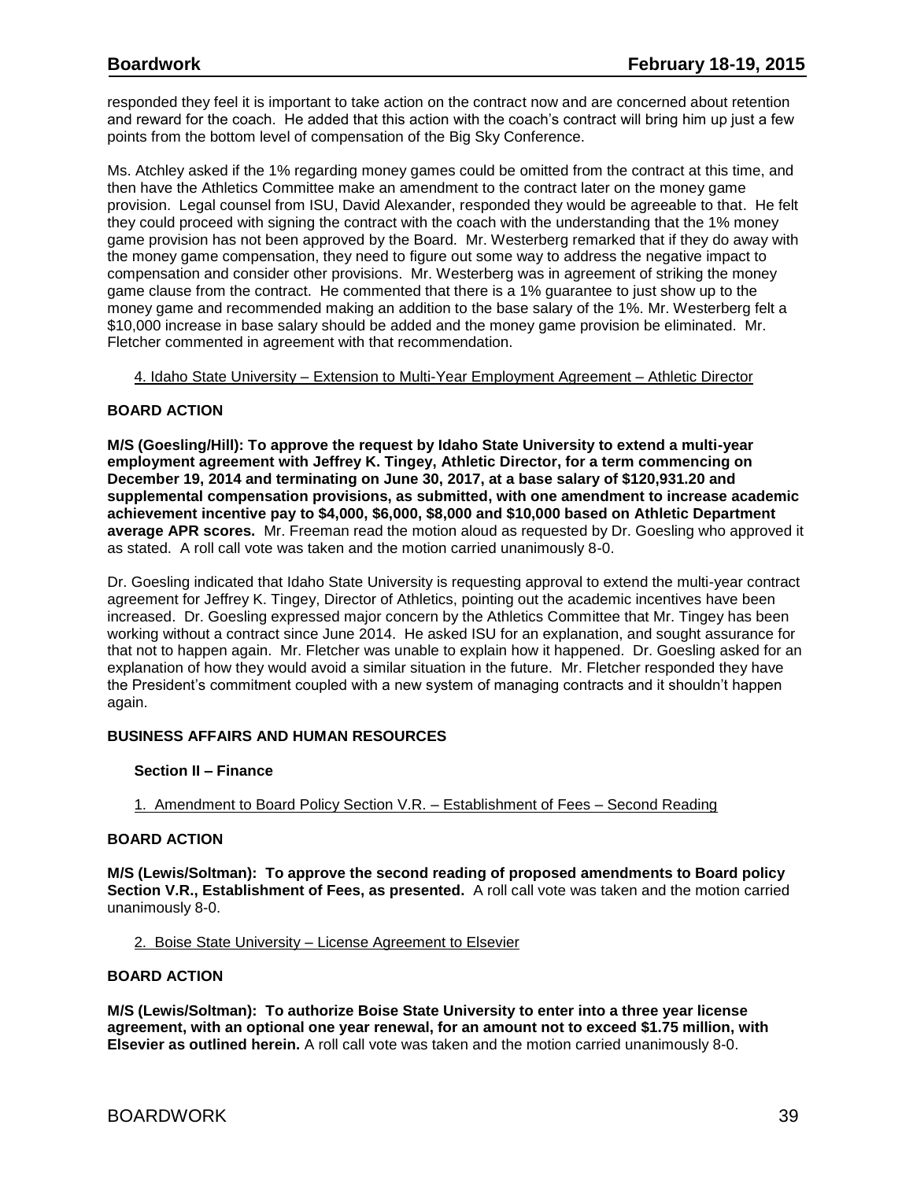responded they feel it is important to take action on the contract now and are concerned about retention and reward for the coach. He added that this action with the coach's contract will bring him up just a few points from the bottom level of compensation of the Big Sky Conference.

Ms. Atchley asked if the 1% regarding money games could be omitted from the contract at this time, and then have the Athletics Committee make an amendment to the contract later on the money game provision. Legal counsel from ISU, David Alexander, responded they would be agreeable to that. He felt they could proceed with signing the contract with the coach with the understanding that the 1% money game provision has not been approved by the Board. Mr. Westerberg remarked that if they do away with the money game compensation, they need to figure out some way to address the negative impact to compensation and consider other provisions. Mr. Westerberg was in agreement of striking the money game clause from the contract. He commented that there is a 1% guarantee to just show up to the money game and recommended making an addition to the base salary of the 1%. Mr. Westerberg felt a $10,000 increase in base salary should be added and the money game provision be eliminated. Mr. Fletcher commented in agreement with that recommendation.

4. Idaho State University – Extension to Multi-Year Employment Agreement – Athletic Director

**BOARD ACTION**

**M/S (Goesling/Hill): To approve the request by Idaho State University to extend a multi-year employment agreement with Jeffrey K. Tingey, Athletic Director, for a term commencing on December 19, 2014 and terminating on June 30, 2017, at a base salary of $120,931.20 and supplemental compensation provisions, as submitted, with one amendment to increase academic achievement incentive pay to $4,000, $6,000, $8,000 and $10,000 based on Athletic Department average APR scores.** Mr. Freeman read the motion aloud as requested by Dr. Goesling who approved it as stated. A roll call vote was taken and the motion carried unanimously 8-0.

Dr. Goesling indicated that Idaho State University is requesting approval to extend the multi-year contract agreement for Jeffrey K. Tingey, Director of Athletics, pointing out the academic incentives have been increased. Dr. Goesling expressed major concern by the Athletics Committee that Mr. Tingey has been working without a contract since June 2014. He asked ISU for an explanation, and sought assurance for that not to happen again. Mr. Fletcher was unable to explain how it happened. Dr. Goesling asked for an explanation of how they would avoid a similar situation in the future. Mr. Fletcher responded they have the President's commitment coupled with a new system of managing contracts and it shouldn't happen again.

**BUSINESS AFFAIRS AND HUMAN RESOURCES**

**Section II – Finance**

1. Amendment to Board Policy Section V.R. – Establishment of Fees – Second Reading

**BOARD ACTION**

**M/S (Lewis/Soltman): To approve the second reading of proposed amendments to Board policy Section V.R., Establishment of Fees, as presented.** A roll call vote was taken and the motion carried unanimously 8-0.

2. Boise State University – License Agreement to Elsevier

**BOARD ACTION**

**M/S (Lewis/Soltman): To authorize Boise State University to enter into a three year license agreement, with an optional one year renewal, for an amount not to exceed $1.75 million, with Elsevier as outlined herein.** A roll call vote was taken and the motion carried unanimously 8-0.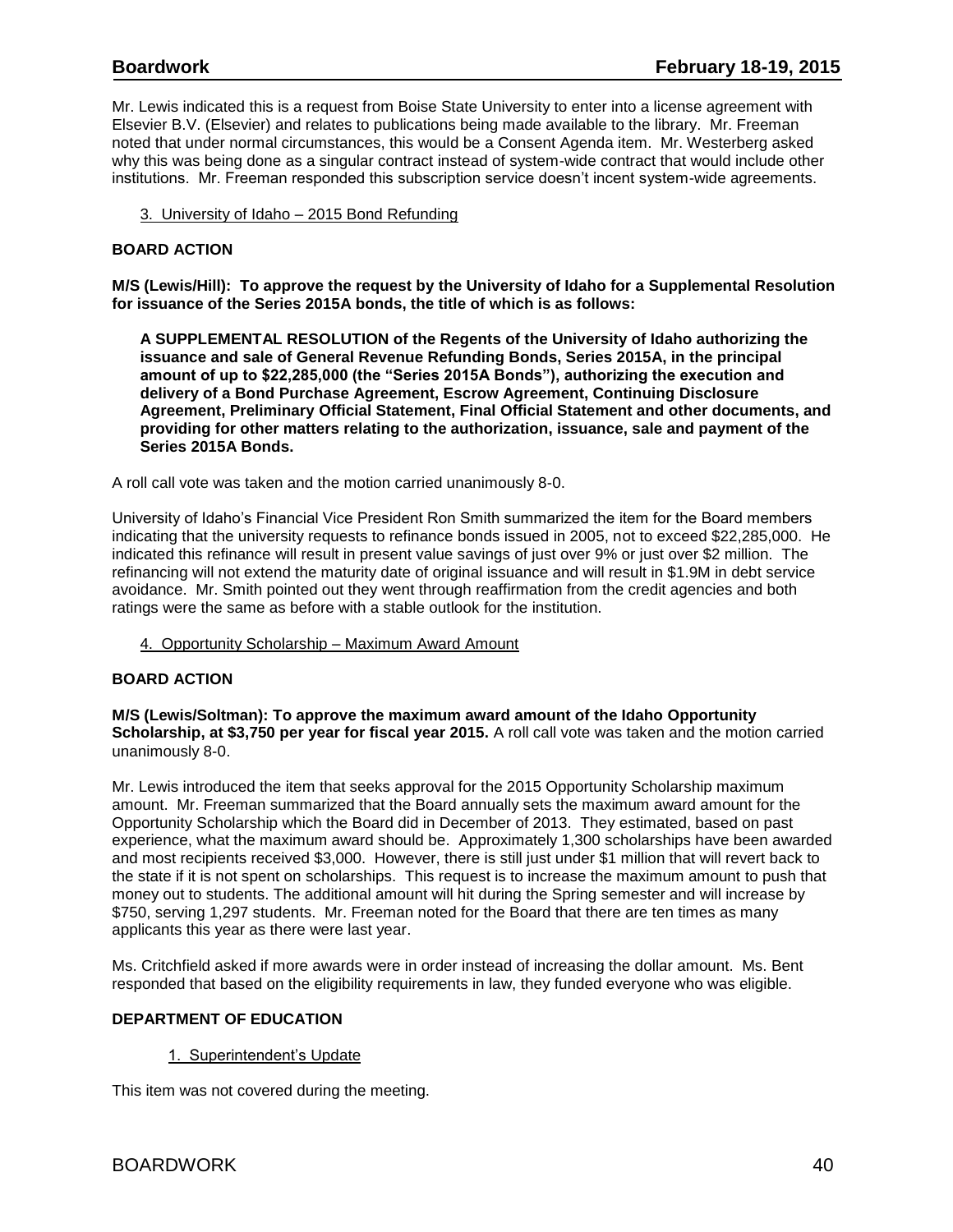Mr. Lewis indicated this is a request from Boise State University to enter into a license agreement with Elsevier B.V. (Elsevier) and relates to publications being made available to the library. Mr. Freeman noted that under normal circumstances, this would be a Consent Agenda item. Mr. Westerberg asked why this was being done as a singular contract instead of system-wide contract that would include other institutions. Mr. Freeman responded this subscription service doesn't incent system-wide agreements.

3. University of Idaho – 2015 Bond Refunding

**BOARD ACTION**

**M/S (Lewis/Hill): To approve the request by the University of Idaho for a Supplemental Resolution for issuance of the Series 2015A bonds, the title of which is as follows:**

> **A SUPPLEMENTAL RESOLUTION of the Regents of the University of Idaho authorizing the issuance and sale of General Revenue Refunding Bonds, Series 2015A, in the principal amount of up to $22,285,000 (the "Series 2015A Bonds"), authorizing the execution and delivery of a Bond Purchase Agreement, Escrow Agreement, Continuing Disclosure Agreement, Preliminary Official Statement, Final Official Statement and other documents, and providing for other matters relating to the authorization, issuance, sale and payment of the Series 2015A Bonds.**

A roll call vote was taken and the motion carried unanimously 8-0.

University of Idaho's Financial Vice President Ron Smith summarized the item for the Board members indicating that the university requests to refinance bonds issued in 2005, not to exceed $22,285,000. He indicated this refinance will result in present value savings of just over 9% or just over $2 million. The refinancing will not extend the maturity date of original issuance and will result in $1.9M in debt service avoidance. Mr. Smith pointed out they went through reaffirmation from the credit agencies and both ratings were the same as before with a stable outlook for the institution.

4. Opportunity Scholarship – Maximum Award Amount

**BOARD ACTION**

**M/S (Lewis/Soltman): To approve the maximum award amount of the Idaho Opportunity Scholarship, at $3,750 per year for fiscal year 2015.** A roll call vote was taken and the motion carried unanimously 8-0.

Mr. Lewis introduced the item that seeks approval for the 2015 Opportunity Scholarship maximum amount. Mr. Freeman summarized that the Board annually sets the maximum award amount for the Opportunity Scholarship which the Board did in December of 2013. They estimated, based on past experience, what the maximum award should be. Approximately 1,300 scholarships have been awarded and most recipients received $3,000. However, there is still just under $1 million that will revert back to the state if it is not spent on scholarships. This request is to increase the maximum amount to push that money out to students. The additional amount will hit during the Spring semester and will increase by $750, serving 1,297 students. Mr. Freeman noted for the Board that there are ten times as many applicants this year as there were last year.

Ms. Critchfield asked if more awards were in order instead of increasing the dollar amount. Ms. Bent responded that based on the eligibility requirements in law, they funded everyone who was eligible.

**DEPARTMENT OF EDUCATION**

1. Superintendent's Update

This item was not covered during the meeting.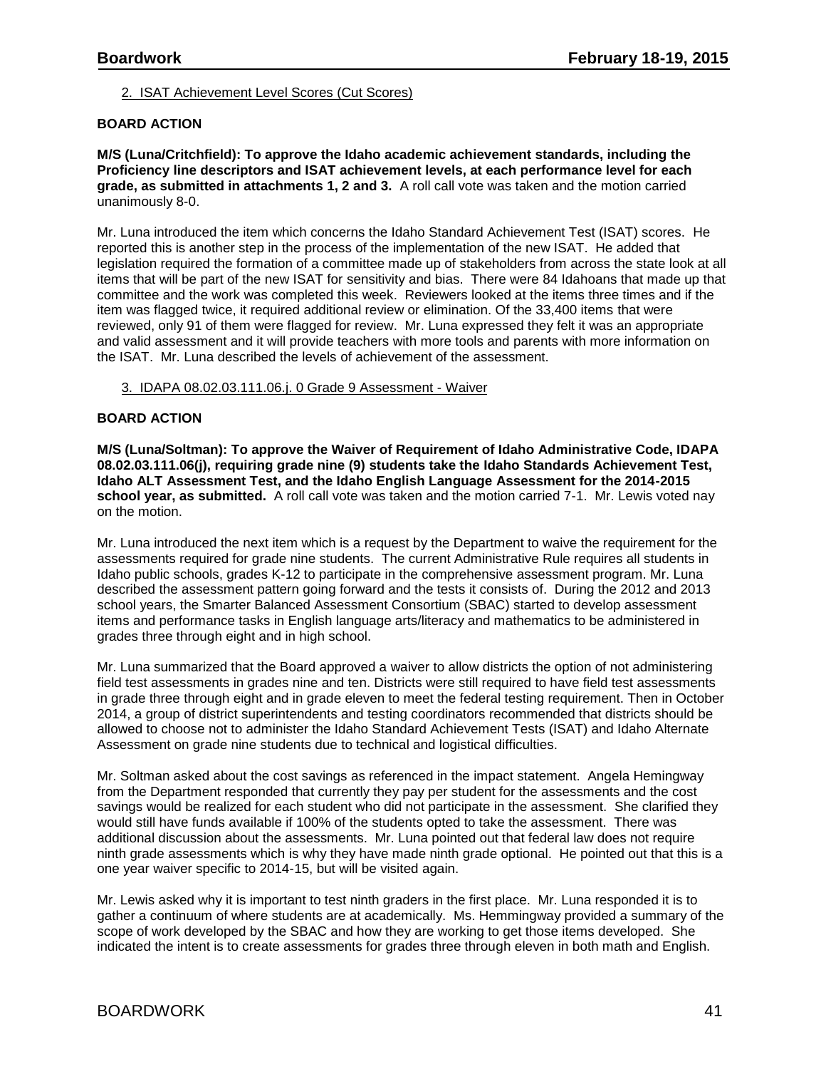2. ISAT Achievement Level Scores (Cut Scores)

**BOARD ACTION**

**M/S (Luna/Critchfield): To approve the Idaho academic achievement standards, including the Proficiency line descriptors and ISAT achievement levels, at each performance level for each grade, as submitted in attachments 1, 2 and 3.** A roll call vote was taken and the motion carried unanimously 8-0.

Mr. Luna introduced the item which concerns the Idaho Standard Achievement Test (ISAT) scores. He reported this is another step in the process of the implementation of the new ISAT. He added that legislation required the formation of a committee made up of stakeholders from across the state look at all items that will be part of the new ISAT for sensitivity and bias. There were 84 Idahoans that made up that committee and the work was completed this week. Reviewers looked at the items three times and if the item was flagged twice, it required additional review or elimination. Of the 33,400 items that were reviewed, only 91 of them were flagged for review. Mr. Luna expressed they felt it was an appropriate and valid assessment and it will provide teachers with more tools and parents with more information on the ISAT. Mr. Luna described the levels of achievement of the assessment.

3. IDAPA 08.02.03.111.06.j. 0 Grade 9 Assessment - Waiver

**BOARD ACTION**

**M/S (Luna/Soltman): To approve the Waiver of Requirement of Idaho Administrative Code, IDAPA 08.02.03.111.06(j), requiring grade nine (9) students take the Idaho Standards Achievement Test, Idaho ALT Assessment Test, and the Idaho English Language Assessment for the 2014-2015 school year, as submitted.** A roll call vote was taken and the motion carried 7-1. Mr. Lewis voted nay on the motion.

Mr. Luna introduced the next item which is a request by the Department to waive the requirement for the assessments required for grade nine students. The current Administrative Rule requires all students in Idaho public schools, grades K-12 to participate in the comprehensive assessment program. Mr. Luna described the assessment pattern going forward and the tests it consists of. During the 2012 and 2013 school years, the Smarter Balanced Assessment Consortium (SBAC) started to develop assessment items and performance tasks in English language arts/literacy and mathematics to be administered in grades three through eight and in high school.

Mr. Luna summarized that the Board approved a waiver to allow districts the option of not administering field test assessments in grades nine and ten. Districts were still required to have field test assessments in grade three through eight and in grade eleven to meet the federal testing requirement. Then in October 2014, a group of district superintendents and testing coordinators recommended that districts should be allowed to choose not to administer the Idaho Standard Achievement Tests (ISAT) and Idaho Alternate Assessment on grade nine students due to technical and logistical difficulties.

Mr. Soltman asked about the cost savings as referenced in the impact statement. Angela Hemingway from the Department responded that currently they pay per student for the assessments and the cost savings would be realized for each student who did not participate in the assessment. She clarified they would still have funds available if 100% of the students opted to take the assessment. There was additional discussion about the assessments. Mr. Luna pointed out that federal law does not require ninth grade assessments which is why they have made ninth grade optional. He pointed out that this is a one year waiver specific to 2014-15, but will be visited again.

Mr. Lewis asked why it is important to test ninth graders in the first place. Mr. Luna responded it is to gather a continuum of where students are at academically. Ms. Hemmingway provided a summary of the scope of work developed by the SBAC and how they are working to get those items developed. She indicated the intent is to create assessments for grades three through eleven in both math and English.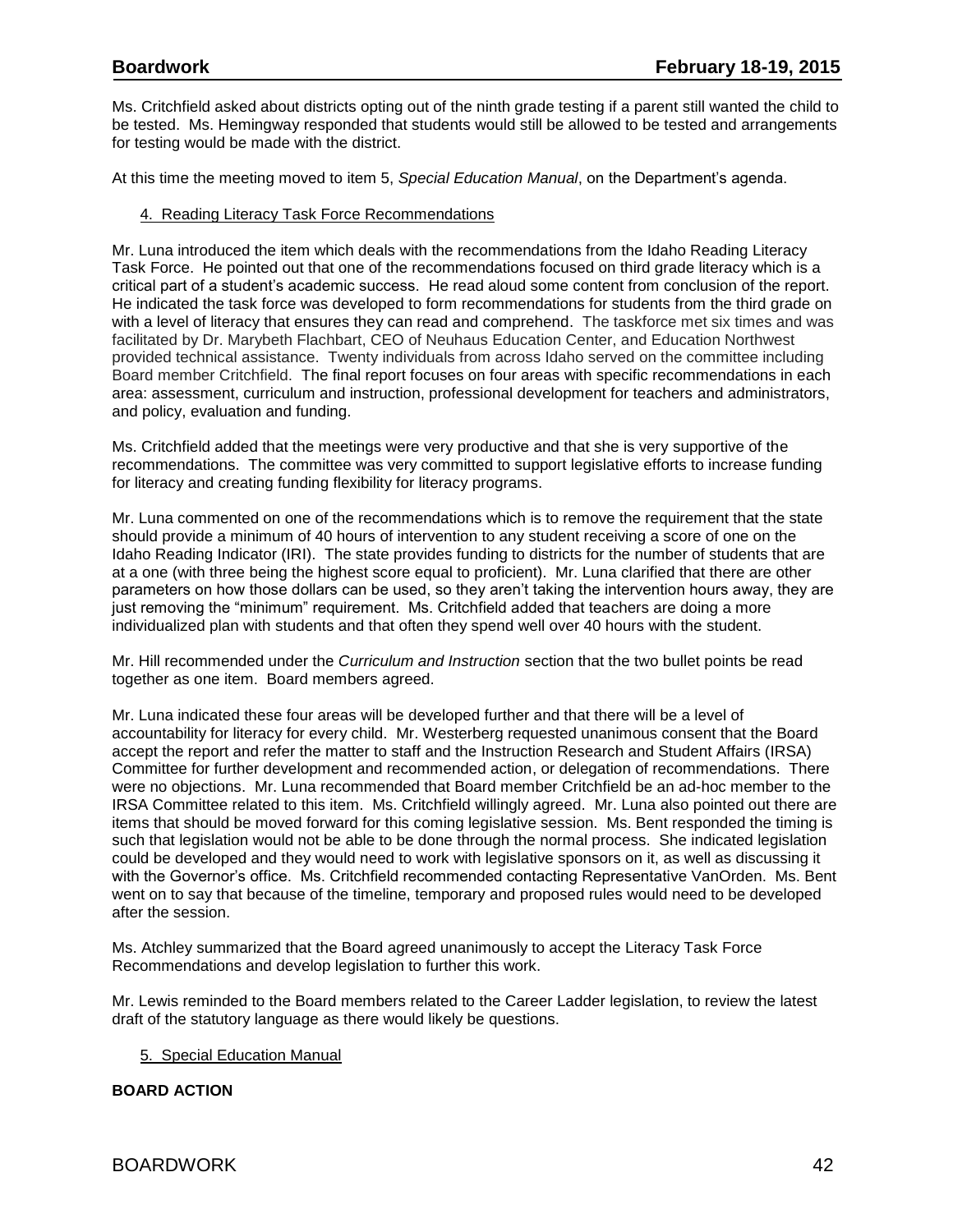Ms. Critchfield asked about districts opting out of the ninth grade testing if a parent still wanted the child to be tested. Ms. Hemingway responded that students would still be allowed to be tested and arrangements for testing would be made with the district.

At this time the meeting moved to item 5, *Special Education Manual*, on the Department's agenda.

4. Reading Literacy Task Force Recommendations

Mr. Luna introduced the item which deals with the recommendations from the Idaho Reading Literacy Task Force. He pointed out that one of the recommendations focused on third grade literacy which is a critical part of a student's academic success. He read aloud some content from conclusion of the report. He indicated the task force was developed to form recommendations for students from the third grade on with a level of literacy that ensures they can read and comprehend. The taskforce met six times and was facilitated by Dr. Marybeth Flachbart, CEO of Neuhaus Education Center, and Education Northwest provided technical assistance. Twenty individuals from across Idaho served on the committee including Board member Critchfield. The final report focuses on four areas with specific recommendations in each area: assessment, curriculum and instruction, professional development for teachers and administrators, and policy, evaluation and funding.

Ms. Critchfield added that the meetings were very productive and that she is very supportive of the recommendations. The committee was very committed to support legislative efforts to increase funding for literacy and creating funding flexibility for literacy programs.

Mr. Luna commented on one of the recommendations which is to remove the requirement that the state should provide a minimum of 40 hours of intervention to any student receiving a score of one on the Idaho Reading Indicator (IRI). The state provides funding to districts for the number of students that are at a one (with three being the highest score equal to proficient). Mr. Luna clarified that there are other parameters on how those dollars can be used, so they aren't taking the intervention hours away, they are just removing the "minimum" requirement. Ms. Critchfield added that teachers are doing a more individualized plan with students and that often they spend well over 40 hours with the student.

Mr. Hill recommended under the *Curriculum and Instruction* section that the two bullet points be read together as one item. Board members agreed.

Mr. Luna indicated these four areas will be developed further and that there will be a level of accountability for literacy for every child. Mr. Westerberg requested unanimous consent that the Board accept the report and refer the matter to staff and the Instruction Research and Student Affairs (IRSA) Committee for further development and recommended action, or delegation of recommendations. There were no objections. Mr. Luna recommended that Board member Critchfield be an ad-hoc member to the IRSA Committee related to this item. Ms. Critchfield willingly agreed. Mr. Luna also pointed out there are items that should be moved forward for this coming legislative session. Ms. Bent responded the timing is such that legislation would not be able to be done through the normal process. She indicated legislation could be developed and they would need to work with legislative sponsors on it, as well as discussing it with the Governor's office. Ms. Critchfield recommended contacting Representative VanOrden. Ms. Bent went on to say that because of the timeline, temporary and proposed rules would need to be developed after the session.

Ms. Atchley summarized that the Board agreed unanimously to accept the Literacy Task Force Recommendations and develop legislation to further this work.

Mr. Lewis reminded to the Board members related to the Career Ladder legislation, to review the latest draft of the statutory language as there would likely be questions.

5. Special Education Manual

**BOARD ACTION**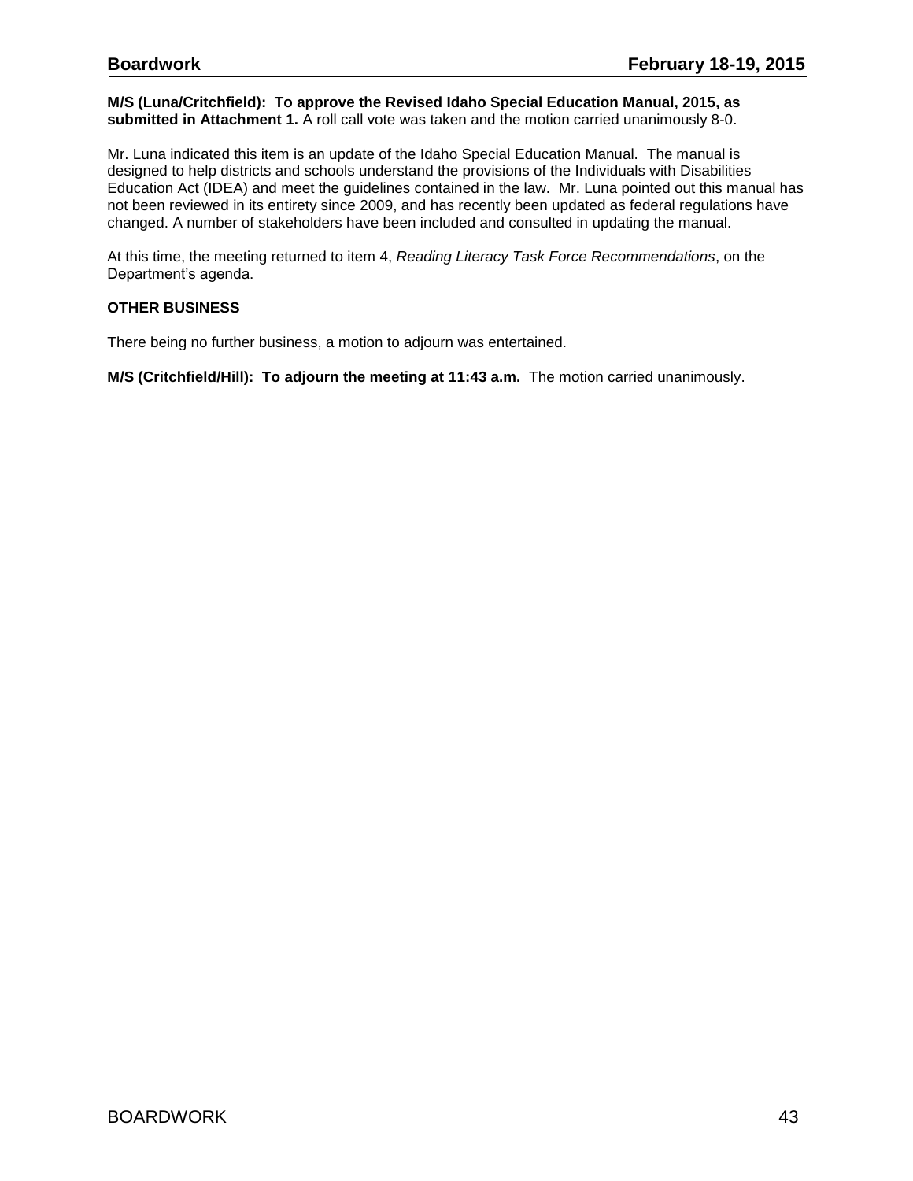**M/S (Luna/Critchfield): To approve the Revised Idaho Special Education Manual, 2015, as submitted in Attachment 1.** A roll call vote was taken and the motion carried unanimously 8-0.

Mr. Luna indicated this item is an update of the Idaho Special Education Manual. The manual is designed to help districts and schools understand the provisions of the Individuals with Disabilities Education Act (IDEA) and meet the guidelines contained in the law. Mr. Luna pointed out this manual has not been reviewed in its entirety since 2009, and has recently been updated as federal regulations have changed. A number of stakeholders have been included and consulted in updating the manual.

At this time, the meeting returned to item 4, *Reading Literacy Task Force Recommendations*, on the Department's agenda.

**OTHER BUSINESS**

There being no further business, a motion to adjourn was entertained.

**M/S (Critchfield/Hill): To adjourn the meeting at 11:43 a.m.** The motion carried unanimously.